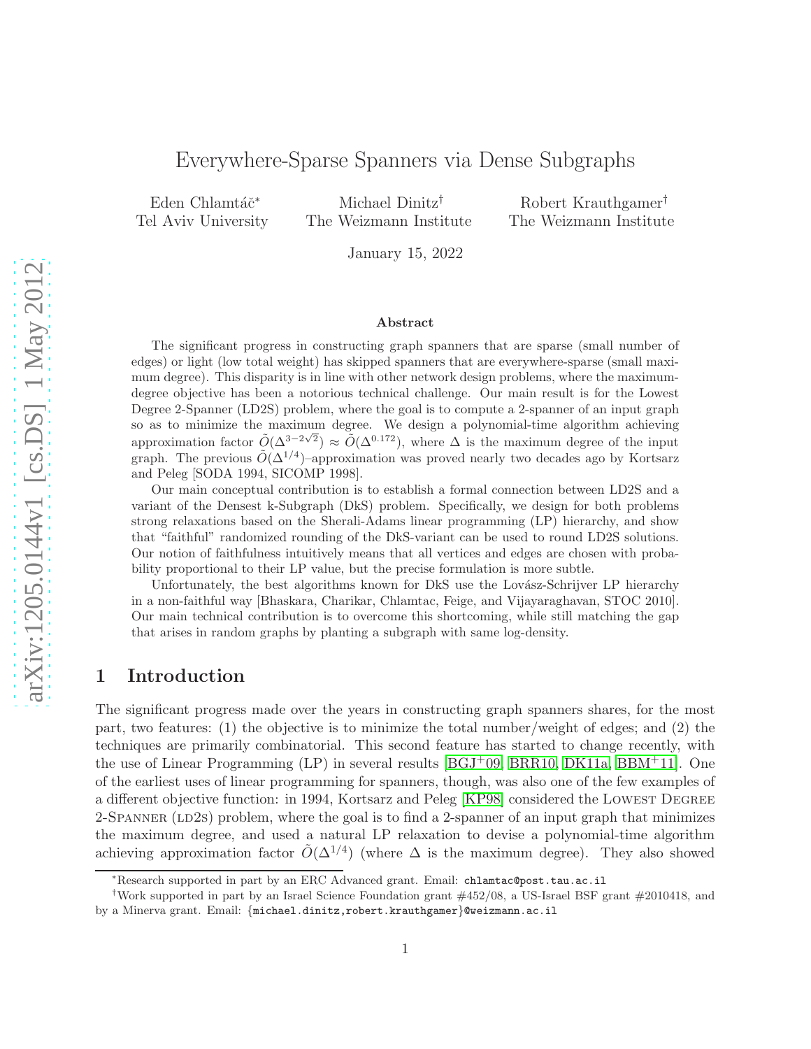# Everywhere-Sparse Spanners via Dense Subgraphs

Eden Chlamtáč*, Tel Aviv University

Michael Dinitz†, The Weizmann Institute

Robert Krauthgamer†, The Weizmann Institute

January 15, 2022

### Abstract

The significant progress in constructing graph spanners that are sparse (small number of edges) or light (low total weight) has skipped spanners that are everywhere-sparse (small maximum degree). This disparity is in line with other network design problems, where the maximum-degree objective has been a notorious technical challenge. Our main result is for the Lowest Degree 2-Spanner (LD2S) problem, where the goal is to compute a 2-spanner of an input graph so as to minimize the maximum degree. We design a polynomial-time algorithm achieving approximation factor $\tilde{O}(\Delta^{3-2\sqrt{2}}) \approx \tilde{O}(\Delta^{0.172})$, where $\Delta$ is the maximum degree of the input graph. The previous $\tilde{O}(\Delta^{1/4})$–approximation was proved nearly two decades ago by Kortsarz and Peleg [SODA 1994, SICOMP 1998].

Our main conceptual contribution is to establish a formal connection between LD2S and a variant of the Densest k-Subgraph (DkS) problem. Specifically, we design for both problems strong relaxations based on the Sherali-Adams linear programming (LP) hierarchy, and show that "faithful" randomized rounding of the DkS-variant can be used to round LD2S solutions. Our notion of faithfulness intuitively means that all vertices and edges are chosen with probability proportional to their LP value, but the precise formulation is more subtle.

Unfortunately, the best algorithms known for DkS use the Lovász-Schrijver LP hierarchy in a non-faithful way [Bhaskara, Charikar, Chlamtac, Feige, and Vijayaraghavan, STOC 2010]. Our main technical contribution is to overcome this shortcoming, while still matching the gap that arises in random graphs by planting a subgraph with same log-density.

## 1 Introduction

The significant progress made over the years in constructing graph spanners shares, for the most part, two features: (1) the objective is to minimize the total number/weight of edges; and (2) the techniques are primarily combinatorial. This second feature has started to change recently, with the use of Linear Programming (LP) in several results [BGJ+09, BRR10, DK11a, BBM+11]. One of the earliest uses of linear programming for spanners, though, was also one of the few examples of a different objective function: in 1994, Kortsarz and Peleg [KP98] considered the Lowest Degree 2-Spanner (LD2S) problem, where the goal is to find a 2-spanner of an input graph that minimizes the maximum degree, and used a natural LP relaxation to devise a polynomial-time algorithm achieving approximation factor $\tilde{O}(\Delta^{1/4})$ (where $\Delta$ is the maximum degree). They also showed

---

*Research supported in part by an ERC Advanced grant. Email: chlamtac@post.tau.ac.il

†Work supported in part by an Israel Science Foundation grant #452/08, a US-Israel BSF grant #2010418, and by a Minerva grant. Email: {michael.dinitz,robert.krauthgamer}@weizmann.ac.il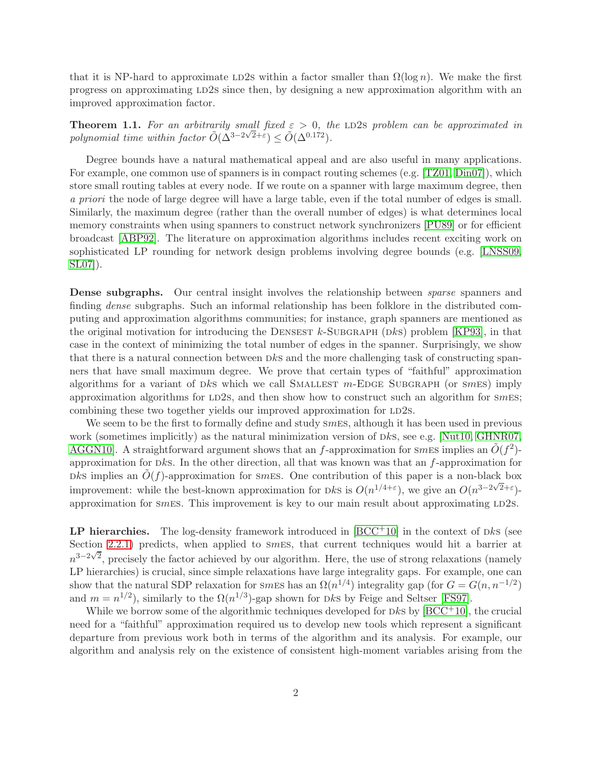that it is NP-hard to approximate LD2S within a factor smaller than $\Omega(\log n)$. We make the first progress on approximating LD2S since then, by designing a new approximation algorithm with an improved approximation factor.

**Theorem 1.1.** *For an arbitrarily small fixed $\varepsilon > 0$, the* LD2S *problem can be approximated in polynomial time within factor $\tilde{O}(\Delta^{3-2\sqrt{2}+\varepsilon}) \leq \tilde{O}(\Delta^{0.172})$.*

Degree bounds have a natural mathematical appeal and are also useful in many applications. For example, one common use of spanners is in compact routing schemes (e.g. [TZ01, Din07]), which store small routing tables at every node. If we route on a spanner with large maximum degree, then *a priori* the node of large degree will have a large table, even if the total number of edges is small. Similarly, the maximum degree (rather than the overall number of edges) is what determines local memory constraints when using spanners to construct network synchronizers [PU89] or for efficient broadcast [ABP92]. The literature on approximation algorithms includes recent exciting work on sophisticated LP rounding for network design problems involving degree bounds (e.g. [LNSS09, SL07]).

**Dense subgraphs.** Our central insight involves the relationship between *sparse* spanners and finding *dense* subgraphs. Such an informal relationship has been folklore in the distributed computing and approximation algorithms communities; for instance, graph spanners are mentioned as the original motivation for introducing the DENSEST $k$-SUBGRAPH (D$k$S) problem [KP93], in that case in the context of minimizing the total number of edges in the spanner. Surprisingly, we show that there is a natural connection between D$k$S and the more challenging task of constructing spanners that have small maximum degree. We prove that certain types of "faithful" approximation algorithms for a variant of D$k$S which we call SMALLEST $m$-EDGE SUBGRAPH (or S$m$ES) imply approximation algorithms for LD2S, and then show how to construct such an algorithm for S$m$ES; combining these two together yields our improved approximation for LD2S.

We seem to be the first to formally define and study S$m$ES, although it has been used in previous work (sometimes implicitly) as the natural minimization version of D$k$S, see e.g. [Nut10, GHNR07, AGGN10]. A straightforward argument shows that an $f$-approximation for S$m$ES implies an $\tilde{O}(f^2)$-approximation for D$k$S. In the other direction, all that was known was that an $f$-approximation for D$k$S implies an $\tilde{O}(f)$-approximation for S$m$ES. One contribution of this paper is a non-black box improvement: while the best-known approximation for D$k$S is $O(n^{1/4+\varepsilon})$, we give an $O(n^{3-2\sqrt{2}+\varepsilon})$-approximation for S$m$ES. This improvement is key to our main result about approximating LD2S.

**LP hierarchies.** The log-density framework introduced in [BCC+10] in the context of D$k$S (see Section 2.2.1) predicts, when applied to S$m$ES, that current techniques would hit a barrier at $n^{3-2\sqrt{2}}$, precisely the factor achieved by our algorithm. Here, the use of strong relaxations (namely LP hierarchies) is crucial, since simple relaxations have large integrality gaps. For example, one can show that the natural SDP relaxation for S$m$ES has an $\Omega(n^{1/4})$ integrality gap (for $G = G(n, n^{-1/2})$ and $m = n^{1/2}$), similarly to the $\Omega(n^{1/3})$-gap shown for D$k$S by Feige and Seltser [FS97].

While we borrow some of the algorithmic techniques developed for D$k$S by [BCC+10], the crucial need for a "faithful" approximation required us to develop new tools which represent a significant departure from previous work both in terms of the algorithm and its analysis. For example, our algorithm and analysis rely on the existence of consistent high-moment variables arising from the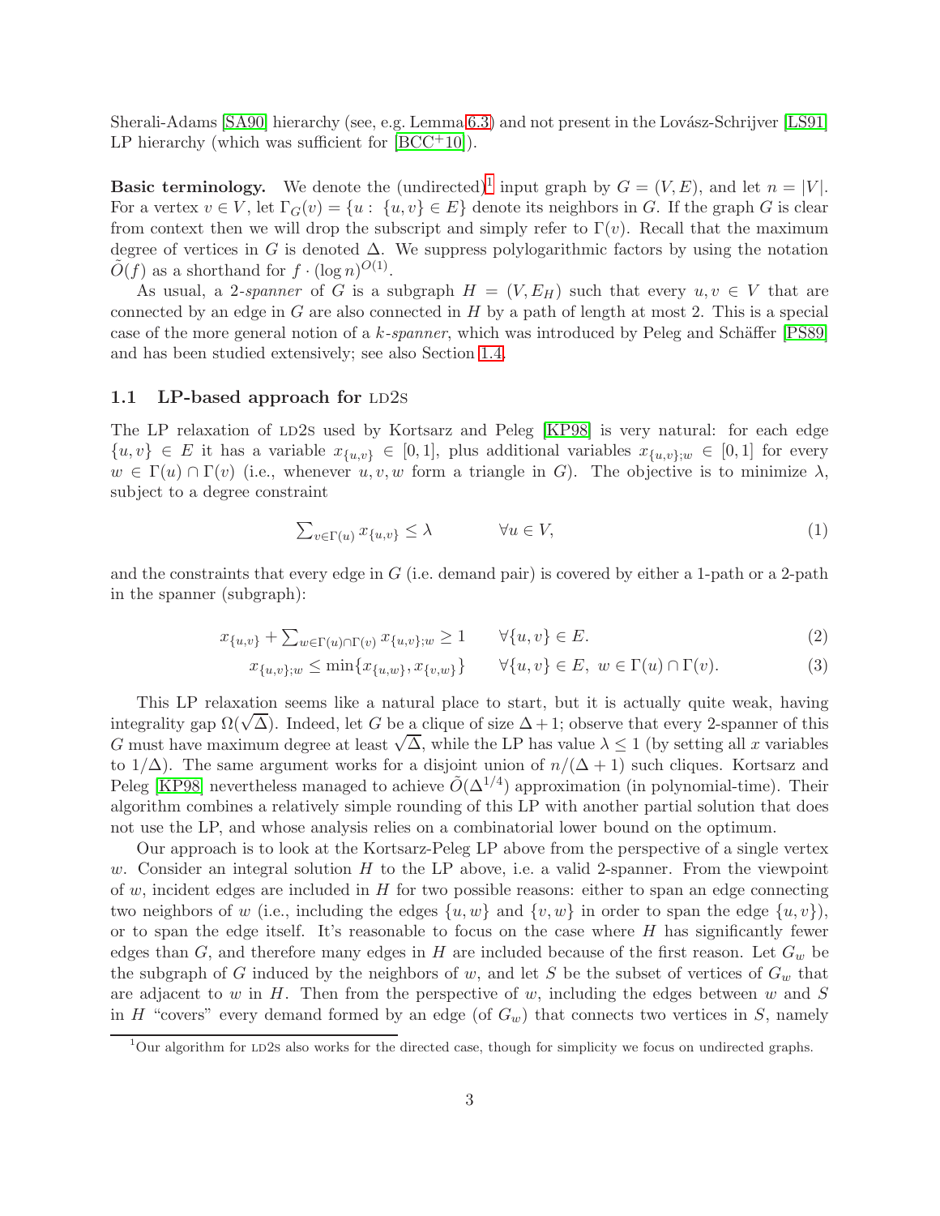Sherali-Adams [SA90] hierarchy (see, e.g. Lemma 6.3) and not present in the Lovász-Schrijver [LS91] LP hierarchy (which was sufficient for [BCC+10]).

**Basic terminology.** We denote the (undirected)[1] input graph by $G = (V, E)$, and let $n = |V|$. For a vertex $v \in V$, let $\Gamma_G(v) = \{u : \{u, v\} \in E\}$ denote its neighbors in $G$. If the graph $G$ is clear from context then we will drop the subscript and simply refer to $\Gamma(v)$. Recall that the maximum degree of vertices in $G$ is denoted $\Delta$. We suppress polylogarithmic factors by using the notation $\tilde{O}(f)$ as a shorthand for $f \cdot (\log n)^{O(1)}$.

As usual, a 2-*spanner* of $G$ is a subgraph $H = (V, E_H)$ such that every $u, v \in V$ that are connected by an edge in $G$ are also connected in $H$ by a path of length at most 2. This is a special case of the more general notion of a $k$-*spanner*, which was introduced by Peleg and Schäffer [PS89] and has been studied extensively; see also Section 1.4.

## 1.1 LP-based approach for LD2S

The LP relaxation of LD2S used by Kortsarz and Peleg [KP98] is very natural: for each edge $\{u, v\} \in E$ it has a variable $x_{\{u,v\}} \in [0, 1]$, plus additional variables $x_{\{u,v\};w} \in [0, 1]$ for every $w \in \Gamma(u) \cap \Gamma(v)$ (i.e., whenever $u, v, w$ form a triangle in $G$). The objective is to minimize $\lambda$, subject to a degree constraint

$$\sum_{v \in \Gamma(u)} x_{\{u,v\}} \leq \lambda \qquad \forall u \in V, \tag{1}$$

and the constraints that every edge in $G$ (i.e. demand pair) is covered by either a 1-path or a 2-path in the spanner (subgraph):

$$x_{\{u,v\}} + \sum_{w \in \Gamma(u) \cap \Gamma(v)} x_{\{u,v\};w} \geq 1 \qquad \forall \{u, v\} \in E. \tag{2}$$

$$x_{\{u,v\};w} \leq \min\{x_{\{u,w\}}, x_{\{v,w\}}\} \qquad \forall \{u, v\} \in E,\ w \in \Gamma(u) \cap \Gamma(v). \tag{3}$$

This LP relaxation seems like a natural place to start, but it is actually quite weak, having integrality gap $\Omega(\sqrt{\Delta})$. Indeed, let $G$ be a clique of size $\Delta + 1$; observe that every 2-spanner of this $G$ must have maximum degree at least $\sqrt{\Delta}$, while the LP has value $\lambda \leq 1$ (by setting all $x$ variables to $1/\Delta$). The same argument works for a disjoint union of $n/(\Delta + 1)$ such cliques. Kortsarz and Peleg [KP98] nevertheless managed to achieve $\tilde{O}(\Delta^{1/4})$ approximation (in polynomial-time). Their algorithm combines a relatively simple rounding of this LP with another partial solution that does not use the LP, and whose analysis relies on a combinatorial lower bound on the optimum.

Our approach is to look at the Kortsarz-Peleg LP above from the perspective of a single vertex $w$. Consider an integral solution $H$ to the LP above, i.e. a valid 2-spanner. From the viewpoint of $w$, incident edges are included in $H$ for two possible reasons: either to span an edge connecting two neighbors of $w$ (i.e., including the edges $\{u, w\}$ and $\{v, w\}$ in order to span the edge $\{u, v\}$), or to span the edge itself. It's reasonable to focus on the case where $H$ has significantly fewer edges than $G$, and therefore many edges in $H$ are included because of the first reason. Let $G_w$ be the subgraph of $G$ induced by the neighbors of $w$, and let $S$ be the subset of vertices of $G_w$ that are adjacent to $w$ in $H$. Then from the perspective of $w$, including the edges between $w$ and $S$ in $H$ "covers" every demand formed by an edge (of $G_w$) that connects two vertices in $S$, namely

[1] Our algorithm for LD2S also works for the directed case, though for simplicity we focus on undirected graphs.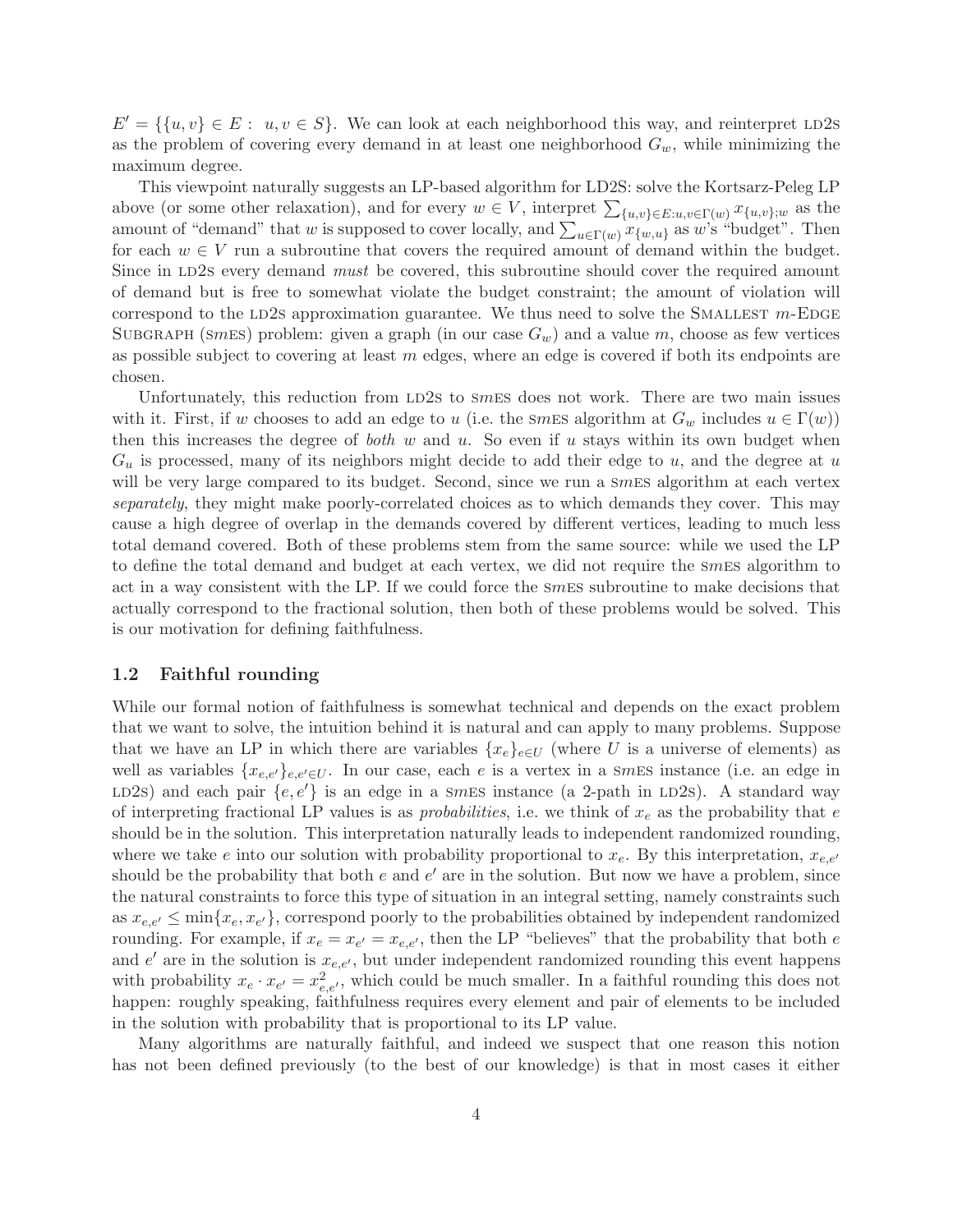$E' = \{\{u, v\} \in E : \ u, v \in S\}$. We can look at each neighborhood this way, and reinterpret LD2S as the problem of covering every demand in at least one neighborhood $G_w$, while minimizing the maximum degree.

This viewpoint naturally suggests an LP-based algorithm for LD2S: solve the Kortsarz-Peleg LP above (or some other relaxation), and for every $w \in V$, interpret $\sum_{\{u,v\} \in E: u,v \in \Gamma(w)} x_{\{u,v\};w}$ as the amount of "demand" that $w$ is supposed to cover locally, and $\sum_{u \in \Gamma(w)} x_{\{w,u\}}$ as $w$'s "budget". Then for each $w \in V$ run a subroutine that covers the required amount of demand within the budget. Since in LD2S every demand *must* be covered, this subroutine should cover the required amount of demand but is free to somewhat violate the budget constraint; the amount of violation will correspond to the LD2S approximation guarantee. We thus need to solve the SMALLEST $m$-EDGE SUBGRAPH (S$m$ES) problem: given a graph (in our case $G_w$) and a value $m$, choose as few vertices as possible subject to covering at least $m$ edges, where an edge is covered if both its endpoints are chosen.

Unfortunately, this reduction from LD2S to S$m$ES does not work. There are two main issues with it. First, if $w$ chooses to add an edge to $u$ (i.e. the S$m$ES algorithm at $G_w$ includes $u \in \Gamma(w)$) then this increases the degree of *both* $w$ and $u$. So even if $u$ stays within its own budget when $G_u$ is processed, many of its neighbors might decide to add their edge to $u$, and the degree at $u$ will be very large compared to its budget. Second, since we run a S$m$ES algorithm at each vertex *separately*, they might make poorly-correlated choices as to which demands they cover. This may cause a high degree of overlap in the demands covered by different vertices, leading to much less total demand covered. Both of these problems stem from the same source: while we used the LP to define the total demand and budget at each vertex, we did not require the S$m$ES algorithm to act in a way consistent with the LP. If we could force the S$m$ES subroutine to make decisions that actually correspond to the fractional solution, then both of these problems would be solved. This is our motivation for defining faithfulness.

### 1.2 Faithful rounding

While our formal notion of faithfulness is somewhat technical and depends on the exact problem that we want to solve, the intuition behind it is natural and can apply to many problems. Suppose that we have an LP in which there are variables $\{x_e\}_{e \in U}$ (where $U$ is a universe of elements) as well as variables $\{x_{e,e'}\}_{e,e' \in U}$. In our case, each $e$ is a vertex in a S$m$ES instance (i.e. an edge in LD2S) and each pair $\{e, e'\}$ is an edge in a S$m$ES instance (a 2-path in LD2S). A standard way of interpreting fractional LP values is as *probabilities*, i.e. we think of $x_e$ as the probability that $e$ should be in the solution. This interpretation naturally leads to independent randomized rounding, where we take $e$ into our solution with probability proportional to $x_e$. By this interpretation, $x_{e,e'}$ should be the probability that both $e$ and $e'$ are in the solution. But now we have a problem, since the natural constraints to force this type of situation in an integral setting, namely constraints such as $x_{e,e'} \leq \min\{x_e, x_{e'}\}$, correspond poorly to the probabilities obtained by independent randomized rounding. For example, if $x_e = x_{e'} = x_{e,e'}$, then the LP "believes" that the probability that both $e$ and $e'$ are in the solution is $x_{e,e'}$, but under independent randomized rounding this event happens with probability $x_e \cdot x_{e'} = x_{e,e'}^2$, which could be much smaller. In a faithful rounding this does not happen: roughly speaking, faithfulness requires every element and pair of elements to be included in the solution with probability that is proportional to its LP value.

Many algorithms are naturally faithful, and indeed we suspect that one reason this notion has not been defined previously (to the best of our knowledge) is that in most cases it either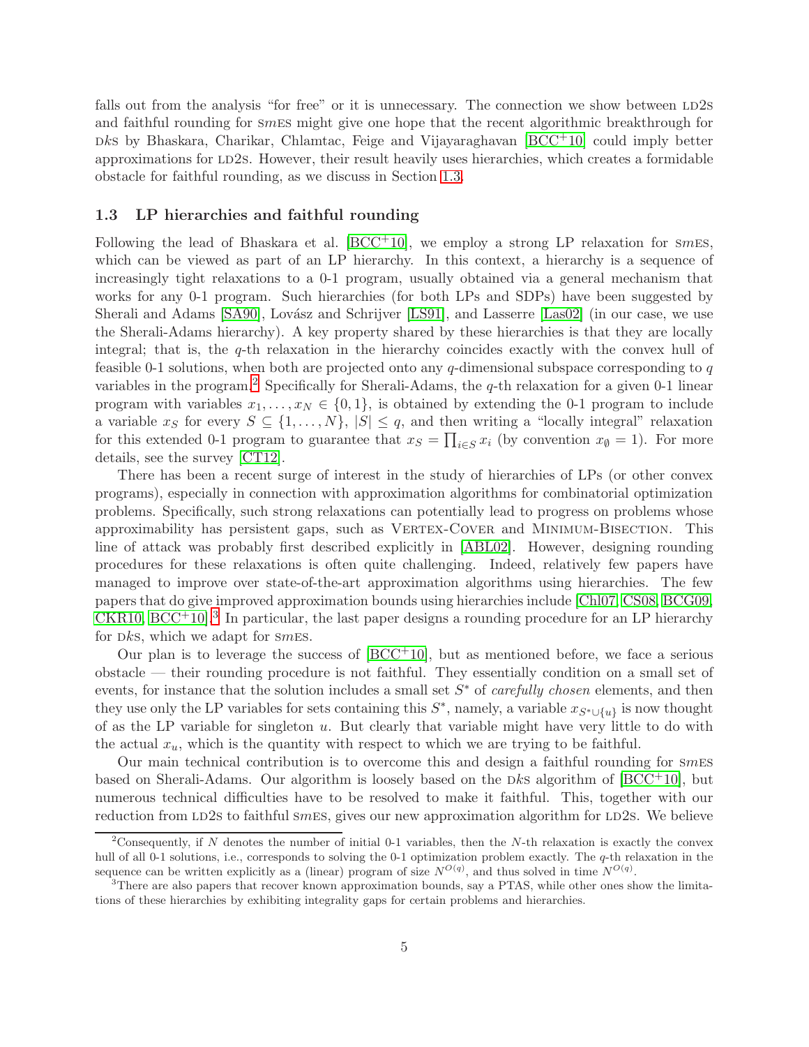falls out from the analysis "for free" or it is unnecessary. The connection we show between LD2S and faithful rounding for $Sm$ES might give one hope that the recent algorithmic breakthrough for D$k$S by Bhaskara, Charikar, Chlamtac, Feige and Vijayaraghavan [BCC+10] could imply better approximations for LD2S. However, their result heavily uses hierarchies, which creates a formidable obstacle for faithful rounding, as we discuss in Section 1.3.

### 1.3 LP hierarchies and faithful rounding

Following the lead of Bhaskara et al. [BCC+10], we employ a strong LP relaxation for $Sm$ES, which can be viewed as part of an LP hierarchy. In this context, a hierarchy is a sequence of increasingly tight relaxations to a 0-1 program, usually obtained via a general mechanism that works for any 0-1 program. Such hierarchies (for both LPs and SDPs) have been suggested by Sherali and Adams [SA90], Lovász and Schrijver [LS91], and Lasserre [Las02] (in our case, we use the Sherali-Adams hierarchy). A key property shared by these hierarchies is that they are locally integral; that is, the $q$-th relaxation in the hierarchy coincides exactly with the convex hull of feasible 0-1 solutions, when both are projected onto any $q$-dimensional subspace corresponding to $q$ variables in the program.[2] Specifically for Sherali-Adams, the $q$-th relaxation for a given 0-1 linear program with variables $x_1, \ldots, x_N \in \{0,1\}$, is obtained by extending the 0-1 program to include a variable $x_S$ for every $S \subseteq \{1, \ldots, N\}$, $|S| \le q$, and then writing a "locally integral" relaxation for this extended 0-1 program to guarantee that $x_S = \prod_{i \in S} x_i$ (by convention $x_\emptyset = 1$). For more details, see the survey [CT12].

There has been a recent surge of interest in the study of hierarchies of LPs (or other convex programs), especially in connection with approximation algorithms for combinatorial optimization problems. Specifically, such strong relaxations can potentially lead to progress on problems whose approximability has persistent gaps, such as Vertex-Cover and Minimum-Bisection. This line of attack was probably first described explicitly in [ABL02]. However, designing rounding procedures for these relaxations is often quite challenging. Indeed, relatively few papers have managed to improve over state-of-the-art approximation algorithms using hierarchies. The few papers that do give improved approximation bounds using hierarchies include [Chl07, CS08, BCG09, CKR10, BCC+10].[3] In particular, the last paper designs a rounding procedure for an LP hierarchy for D$k$S, which we adapt for $Sm$ES.

Our plan is to leverage the success of [BCC+10], but as mentioned before, we face a serious obstacle — their rounding procedure is not faithful. They essentially condition on a small set of events, for instance that the solution includes a small set $S^*$ of *carefully chosen* elements, and then they use only the LP variables for sets containing this $S^*$, namely, a variable $x_{S^* \cup \{u\}}$ is now thought of as the LP variable for singleton $u$. But clearly that variable might have very little to do with the actual $x_u$, which is the quantity with respect to which we are trying to be faithful.

Our main technical contribution is to overcome this and design a faithful rounding for $Sm$ES based on Sherali-Adams. Our algorithm is loosely based on the D$k$S algorithm of [BCC+10], but numerous technical difficulties have to be resolved to make it faithful. This, together with our reduction from LD2S to faithful $Sm$ES, gives our new approximation algorithm for LD2S. We believe

---

[2]Consequently, if $N$ denotes the number of initial 0-1 variables, then the $N$-th relaxation is exactly the convex hull of all 0-1 solutions, i.e., corresponds to solving the 0-1 optimization problem exactly. The $q$-th relaxation in the sequence can be written explicitly as a (linear) program of size $N^{O(q)}$, and thus solved in time $N^{O(q)}$.

[3]There are also papers that recover known approximation bounds, say a PTAS, while other ones show the limitations of these hierarchies by exhibiting integrality gaps for certain problems and hierarchies.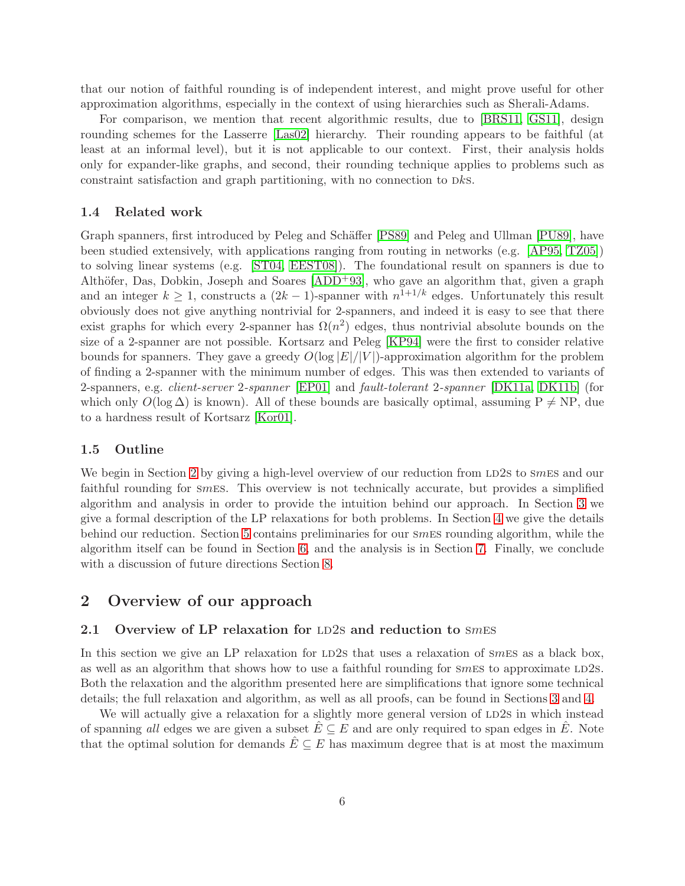that our notion of faithful rounding is of independent interest, and might prove useful for other approximation algorithms, especially in the context of using hierarchies such as Sherali-Adams.

For comparison, we mention that recent algorithmic results, due to [BRS11, GS11], design rounding schemes for the Lasserre [Las02] hierarchy. Their rounding appears to be faithful (at least at an informal level), but it is not applicable to our context. First, their analysis holds only for expander-like graphs, and second, their rounding technique applies to problems such as constraint satisfaction and graph partitioning, with no connection to D$k$S.

### 1.4 Related work

Graph spanners, first introduced by Peleg and Schäffer [PS89] and Peleg and Ullman [PU89], have been studied extensively, with applications ranging from routing in networks (e.g. [AP95, TZ05]) to solving linear systems (e.g. [ST04, EEST08]). The foundational result on spanners is due to Althöfer, Das, Dobkin, Joseph and Soares [ADD+93], who gave an algorithm that, given a graph and an integer $k \geq 1$, constructs a $(2k-1)$-spanner with $n^{1+1/k}$ edges. Unfortunately this result obviously does not give anything nontrivial for 2-spanners, and indeed it is easy to see that there exist graphs for which every 2-spanner has $\Omega(n^2)$ edges, thus nontrivial absolute bounds on the size of a 2-spanner are not possible. Kortsarz and Peleg [KP94] were the first to consider relative bounds for spanners. They gave a greedy $O(\log |E|/|V|)$-approximation algorithm for the problem of finding a 2-spanner with the minimum number of edges. This was then extended to variants of 2-spanners, e.g. *client-server 2-spanner* [EP01] and *fault-tolerant 2-spanner* [DK11a, DK11b] (for which only $O(\log \Delta)$ is known). All of these bounds are basically optimal, assuming P $\neq$ NP, due to a hardness result of Kortsarz [Kor01].

### 1.5 Outline

We begin in Section 2 by giving a high-level overview of our reduction from LD2S to S$m$ES and our faithful rounding for S$m$ES. This overview is not technically accurate, but provides a simplified algorithm and analysis in order to provide the intuition behind our approach. In Section 3 we give a formal description of the LP relaxations for both problems. In Section 4 we give the details behind our reduction. Section 5 contains preliminaries for our S$m$ES rounding algorithm, while the algorithm itself can be found in Section 6, and the analysis is in Section 7. Finally, we conclude with a discussion of future directions Section 8.

## 2 Overview of our approach

### 2.1 Overview of LP relaxation for LD2S and reduction to S$m$ES

In this section we give an LP relaxation for LD2S that uses a relaxation of S$m$ES as a black box, as well as an algorithm that shows how to use a faithful rounding for S$m$ES to approximate LD2S. Both the relaxation and the algorithm presented here are simplifications that ignore some technical details; the full relaxation and algorithm, as well as all proofs, can be found in Sections 3 and 4.

We will actually give a relaxation for a slightly more general version of LD2S in which instead of spanning *all* edges we are given a subset $\hat{E} \subseteq E$ and are only required to span edges in $\hat{E}$. Note that the optimal solution for demands $\hat{E} \subseteq E$ has maximum degree that is at most the maximum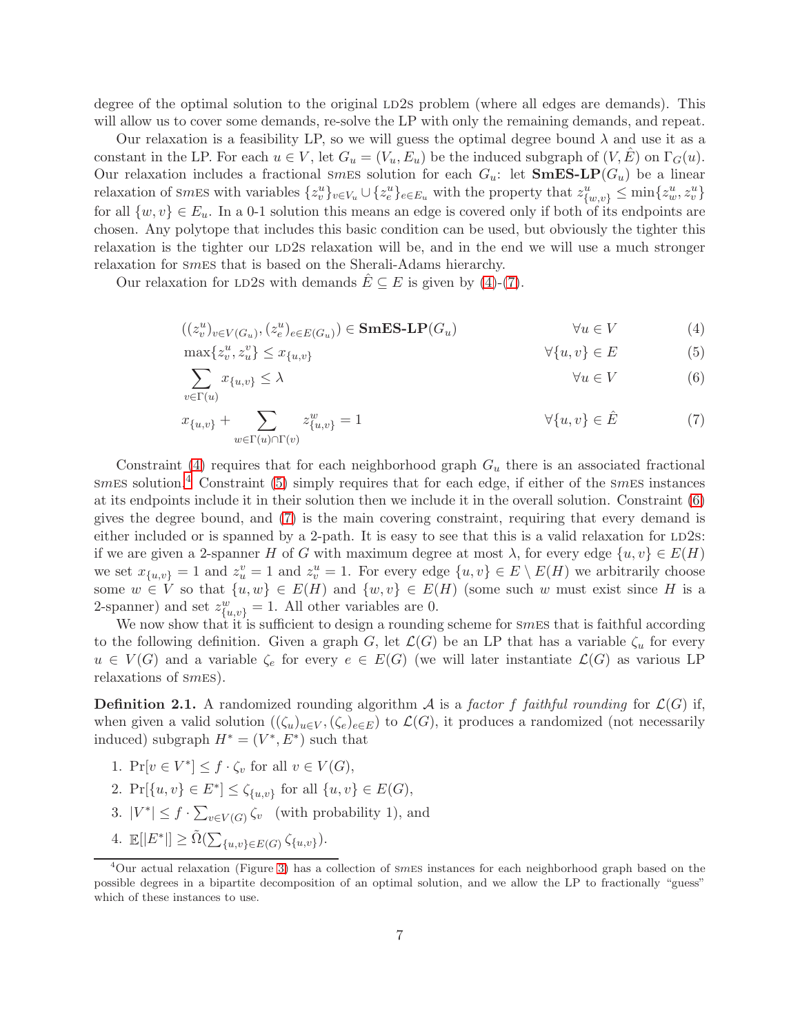degree of the optimal solution to the original LD2S problem (where all edges are demands). This will allow us to cover some demands, re-solve the LP with only the remaining demands, and repeat.

Our relaxation is a feasibility LP, so we will guess the optimal degree bound $\lambda$ and use it as a constant in the LP. For each $u \in V$, let $G_u = (V_u, E_u)$ be the induced subgraph of $(V, \hat{E})$ on $\Gamma_G(u)$. Our relaxation includes a fractional SmES solution for each $G_u$: let **SmES-LP**$(G_u)$ be a linear relaxation of SmES with variables $\{z^u_v\}_{v \in V_u} \cup \{z^u_e\}_{e \in E_u}$ with the property that $z^u_{\{w,v\}} \leq \min\{z^u_w, z^u_v\}$ for all $\{w, v\} \in E_u$. In a 0-1 solution this means an edge is covered only if both of its endpoints are chosen. Any polytope that includes this basic condition can be used, but obviously the tighter this relaxation is the tighter our LD2S relaxation will be, and in the end we will use a much stronger relaxation for SmES that is based on the Sherali-Adams hierarchy.

Our relaxation for LD2S with demands $\hat{E} \subseteq E$ is given by (4)-(7).

$$((z^u_v)_{v \in V(G_u)}, (z^u_e)_{e \in E(G_u)}) \in \textbf{SmES-LP}(G_u) \qquad \forall u \in V \tag{4}$$

$$\max\{z^u_v, z^v_u\} \leq x_{\{u,v\}} \qquad \forall \{u, v\} \in E \tag{5}$$

$$\sum_{v \in \Gamma(u)} x_{\{u,v\}} \leq \lambda \qquad \forall u \in V \tag{6}$$

$$x_{\{u,v\}} + \sum_{w \in \Gamma(u) \cap \Gamma(v)} z^w_{\{u,v\}} = 1 \qquad \forall \{u, v\} \in \hat{E} \tag{7}$$

Constraint (4) requires that for each neighborhood graph $G_u$ there is an associated fractional SmES solution.[4] Constraint (5) simply requires that for each edge, if either of the SmES instances at its endpoints include it in their solution then we include it in the overall solution. Constraint (6) gives the degree bound, and (7) is the main covering constraint, requiring that every demand is either included or is spanned by a 2-path. It is easy to see that this is a valid relaxation for LD2S: if we are given a 2-spanner $H$ of $G$ with maximum degree at most $\lambda$, for every edge $\{u, v\} \in E(H)$ we set $x_{\{u,v\}} = 1$ and $z^v_u = 1$ and $z^u_v = 1$. For every edge $\{u, v\} \in E \setminus E(H)$ we arbitrarily choose some $w \in V$ so that $\{u, w\} \in E(H)$ and $\{w, v\} \in E(H)$ (some such $w$ must exist since $H$ is a 2-spanner) and set $z^w_{\{u,v\}} = 1$. All other variables are 0.

We now show that it is sufficient to design a rounding scheme for SmES that is faithful according to the following definition. Given a graph $G$, let $\mathcal{L}(G)$ be an LP that has a variable $\zeta_u$ for every $u \in V(G)$ and a variable $\zeta_e$ for every $e \in E(G)$ (we will later instantiate $\mathcal{L}(G)$ as various LP relaxations of SmES).

**Definition 2.1.** A randomized rounding algorithm $\mathcal{A}$ is a *factor $f$ faithful rounding* for $\mathcal{L}(G)$ if, when given a valid solution $((\zeta_u)_{u \in V}, (\zeta_e)_{e \in E})$ to $\mathcal{L}(G)$, it produces a randomized (not necessarily induced) subgraph $H^* = (V^*, E^*)$ such that

1. $\Pr[v \in V^*] \leq f \cdot \zeta_v$ for all $v \in V(G)$,
2. $\Pr[\{u, v\} \in E^*] \leq \zeta_{\{u,v\}}$ for all $\{u, v\} \in E(G)$,
3. $|V^*| \leq f \cdot \sum_{v \in V(G)} \zeta_v$ (with probability 1), and
4. $\mathbb{E}[|E^*|] \geq \tilde{\Omega}(\sum_{\{u,v\} \in E(G)} \zeta_{\{u,v\}})$.

[4] Our actual relaxation (Figure 3) has a collection of SmES instances for each neighborhood graph based on the possible degrees in a bipartite decomposition of an optimal solution, and we allow the LP to fractionally "guess" which of these instances to use.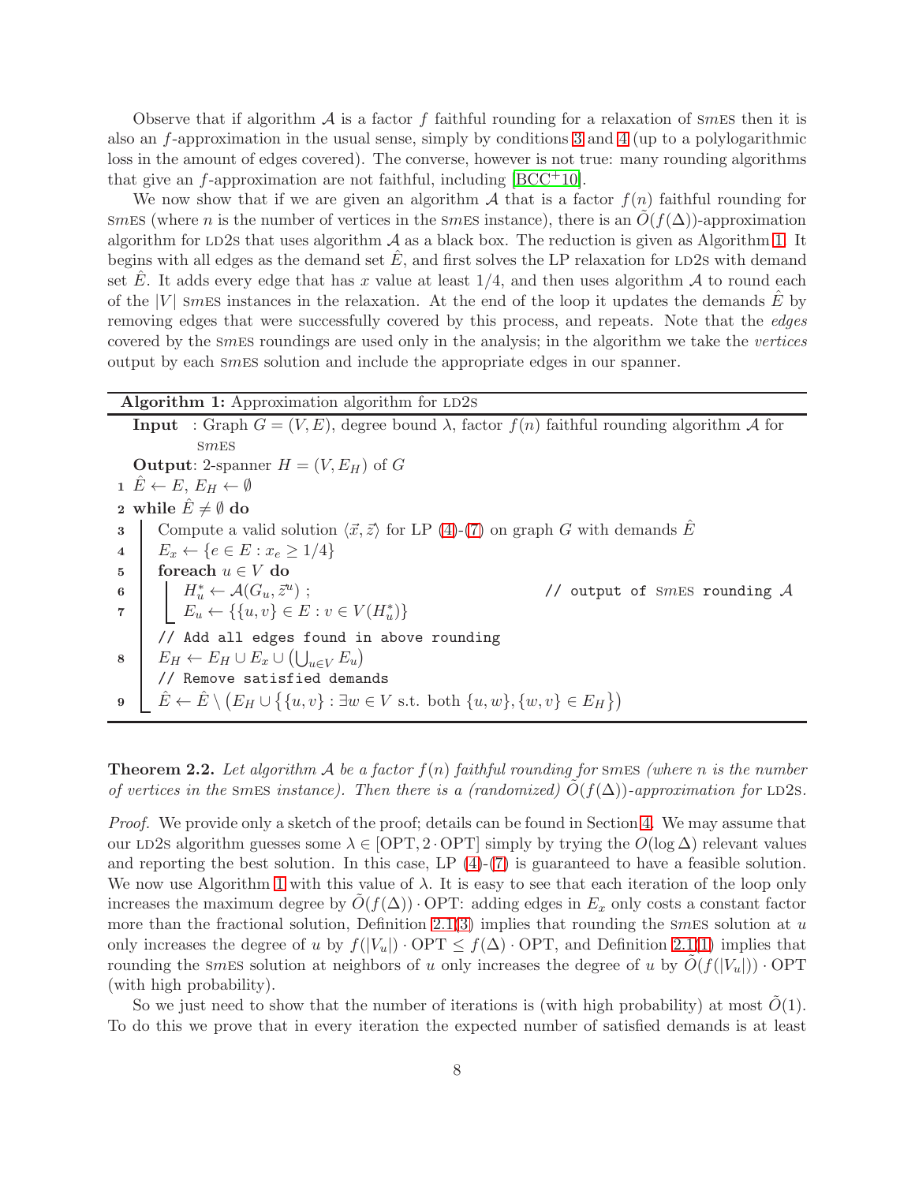Observe that if algorithm $\mathcal{A}$ is a factor $f$ faithful rounding for a relaxation of SmES then it is also an $f$-approximation in the usual sense, simply by conditions 3 and 4 (up to a polylogarithmic loss in the amount of edges covered). The converse, however is not true: many rounding algorithms that give an $f$-approximation are not faithful, including [BCC+10].

We now show that if we are given an algorithm $\mathcal{A}$ that is a factor $f(n)$ faithful rounding for SmES (where $n$ is the number of vertices in the SmES instance), there is an $\tilde{O}(f(\Delta))$-approximation algorithm for LD2S that uses algorithm $\mathcal{A}$ as a black box. The reduction is given as Algorithm 1. It begins with all edges as the demand set $\hat{E}$, and first solves the LP relaxation for LD2S with demand set $\hat{E}$. It adds every edge that has $x$ value at least $1/4$, and then uses algorithm $\mathcal{A}$ to round each of the $|V|$ SmES instances in the relaxation. At the end of the loop it updates the demands $\hat{E}$ by removing edges that were successfully covered by this process, and repeats. Note that the *edges* covered by the SmES roundings are used only in the analysis; in the algorithm we take the *vertices* output by each SmES solution and include the appropriate edges in our spanner.

**Algorithm 1:** Approximation algorithm for LD2S

**Input** : Graph $G = (V, E)$, degree bound $\lambda$, factor $f(n)$ faithful rounding algorithm $\mathcal{A}$ for SmES

**Output**: 2-spanner $H = (V, E_H)$ of $G$

```
1  Ê ← E, E_H ← ∅
2  while Ê ≠ ∅ do
3      Compute a valid solution ⟨x⃗, z⃗⟩ for LP (4)-(7) on graph G with demands Ê
4      E_x ← {e ∈ E : x_e ≥ 1/4}
5      foreach u ∈ V do
6          H*_u ← A(G_u, z⃗^u) ;                         // output of SmES rounding A
7          E_u ← {{u, v} ∈ E : v ∈ V(H*_u)}
       // Add all edges found in above rounding
8      E_H ← E_H ∪ E_x ∪ (⋃_{u∈V} E_u)
       // Remove satisfied demands
9      Ê ← Ê \ (E_H ∪ {{u, v} : ∃w ∈ V s.t. both {u, w}, {w, v} ∈ E_H})
```

**Theorem 2.2.** *Let algorithm $\mathcal{A}$ be a factor $f(n)$ faithful rounding for* SmES *(where $n$ is the number of vertices in the* SmES *instance). Then there is a (randomized) $\tilde{O}(f(\Delta))$-approximation for* LD2S.

*Proof.* We provide only a sketch of the proof; details can be found in Section 4. We may assume that our LD2S algorithm guesses some $\lambda \in [\mathrm{OPT}, 2 \cdot \mathrm{OPT}]$ simply by trying the $O(\log \Delta)$ relevant values and reporting the best solution. In this case, LP (4)-(7) is guaranteed to have a feasible solution. We now use Algorithm 1 with this value of $\lambda$. It is easy to see that each iteration of the loop only increases the maximum degree by $\tilde{O}(f(\Delta)) \cdot \mathrm{OPT}$: adding edges in $E_x$ only costs a constant factor more than the fractional solution, Definition 2.1(3) implies that rounding the SmES solution at $u$ only increases the degree of $u$ by $f(|V_u|) \cdot \mathrm{OPT} \leq f(\Delta) \cdot \mathrm{OPT}$, and Definition 2.1(1) implies that rounding the SmES solution at neighbors of $u$ only increases the degree of $u$ by $\tilde{O}(f(|V_u|)) \cdot \mathrm{OPT}$ (with high probability).

So we just need to show that the number of iterations is (with high probability) at most $\tilde{O}(1)$. To do this we prove that in every iteration the expected number of satisfied demands is at least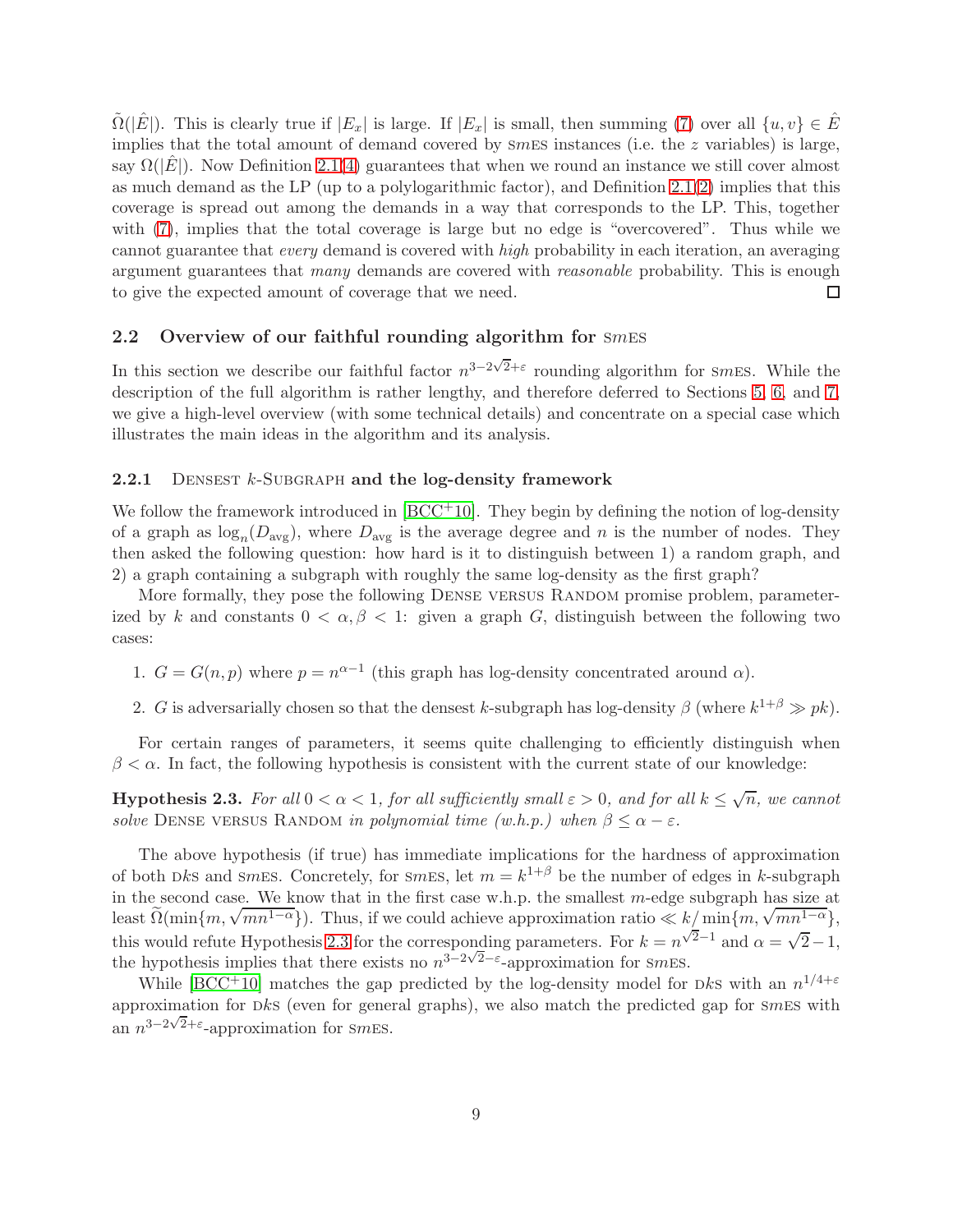$\tilde{\Omega}(|\hat{E}|)$. This is clearly true if $|E_x|$ is large. If $|E_x|$ is small, then summing (7) over all $\{u, v\} \in \hat{E}$ implies that the total amount of demand covered by SmES instances (i.e. the $z$ variables) is large, say $\Omega(|\hat{E}|)$. Now Definition 2.1(4) guarantees that when we round an instance we still cover almost as much demand as the LP (up to a polylogarithmic factor), and Definition 2.1(2) implies that this coverage is spread out among the demands in a way that corresponds to the LP. This, together with (7), implies that the total coverage is large but no edge is "overcovered". Thus while we cannot guarantee that *every* demand is covered with *high* probability in each iteration, an averaging argument guarantees that *many* demands are covered with *reasonable* probability. This is enough to give the expected amount of coverage that we need. □

## 2.2 Overview of our faithful rounding algorithm for SmES

In this section we describe our faithful factor $n^{3-2\sqrt{2}+\varepsilon}$ rounding algorithm for SmES. While the description of the full algorithm is rather lengthy, and therefore deferred to Sections 5, 6, and 7, we give a high-level overview (with some technical details) and concentrate on a special case which illustrates the main ideas in the algorithm and its analysis.

### 2.2.1 Densest $k$-Subgraph and the log-density framework

We follow the framework introduced in [BCC+10]. They begin by defining the notion of log-density of a graph as $\log_n(D_{\text{avg}})$, where $D_{\text{avg}}$ is the average degree and $n$ is the number of nodes. They then asked the following question: how hard is it to distinguish between 1) a random graph, and 2) a graph containing a subgraph with roughly the same log-density as the first graph?

More formally, they pose the following Dense versus Random promise problem, parameterized by $k$ and constants $0 < \alpha, \beta < 1$: given a graph $G$, distinguish between the following two cases:

1. $G = G(n, p)$ where $p = n^{\alpha-1}$ (this graph has log-density concentrated around $\alpha$).
2. $G$ is adversarially chosen so that the densest $k$-subgraph has log-density $\beta$ (where $k^{1+\beta} \gg pk$).

For certain ranges of parameters, it seems quite challenging to efficiently distinguish when $\beta < \alpha$. In fact, the following hypothesis is consistent with the current state of our knowledge:

**Hypothesis 2.3.** *For all $0 < \alpha < 1$, for all sufficiently small $\varepsilon > 0$, and for all $k \leq \sqrt{n}$, we cannot solve* Dense versus Random *in polynomial time (w.h.p.) when $\beta \leq \alpha - \varepsilon$.*

The above hypothesis (if true) has immediate implications for the hardness of approximation of both DkS and SmES. Concretely, for SmES, let $m = k^{1+\beta}$ be the number of edges in $k$-subgraph in the second case. We know that in the first case w.h.p. the smallest $m$-edge subgraph has size at least $\tilde{\Omega}(\min\{m, \sqrt{mn^{1-\alpha}}\})$. Thus, if we could achieve approximation ratio $\ll k/\min\{m, \sqrt{mn^{1-\alpha}}\}$, this would refute Hypothesis 2.3 for the corresponding parameters. For $k = n^{\sqrt{2}-1}$ and $\alpha = \sqrt{2}-1$, the hypothesis implies that there exists no $n^{3-2\sqrt{2}-\varepsilon}$-approximation for SmES.

While [BCC+10] matches the gap predicted by the log-density model for DkS with an $n^{1/4+\varepsilon}$ approximation for DkS (even for general graphs), we also match the predicted gap for SmES with an $n^{3-2\sqrt{2}+\varepsilon}$-approximation for SmES.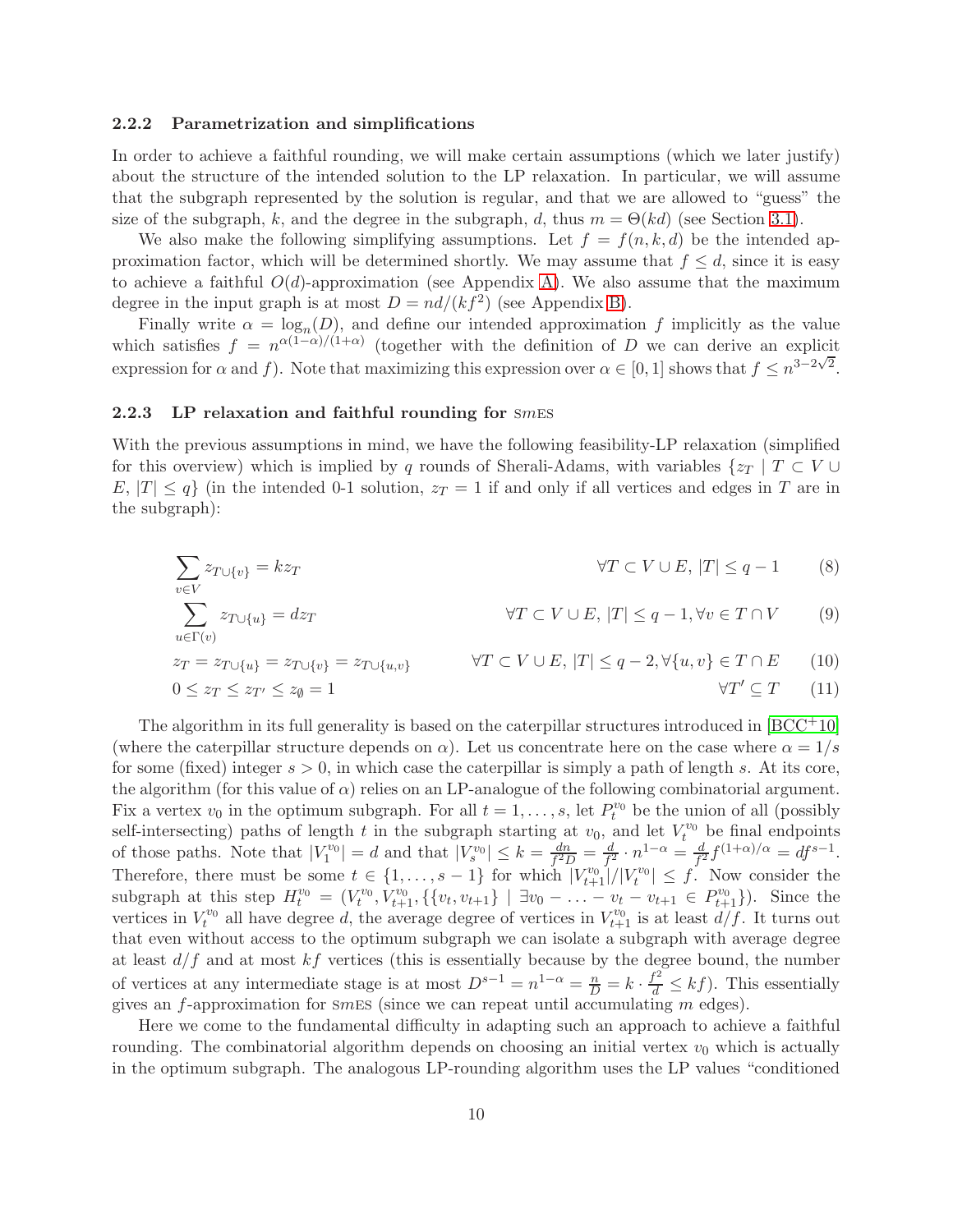### 2.2.2 Parametrization and simplifications

In order to achieve a faithful rounding, we will make certain assumptions (which we later justify) about the structure of the intended solution to the LP relaxation. In particular, we will assume that the subgraph represented by the solution is regular, and that we are allowed to "guess" the size of the subgraph, $k$, and the degree in the subgraph, $d$, thus $m = \Theta(kd)$ (see Section 3.1).

We also make the following simplifying assumptions. Let $f = f(n, k, d)$ be the intended approximation factor, which will be determined shortly. We may assume that $f \leq d$, since it is easy to achieve a faithful $O(d)$-approximation (see Appendix A). We also assume that the maximum degree in the input graph is at most $D = nd/(kf^2)$ (see Appendix B).

Finally write $\alpha = \log_n(D)$, and define our intended approximation $f$ implicitly as the value which satisfies $f = n^{\alpha(1-\alpha)/(1+\alpha)}$ (together with the definition of $D$ we can derive an explicit expression for $\alpha$ and $f$). Note that maximizing this expression over $\alpha \in [0, 1]$ shows that $f \leq n^{3-2\sqrt{2}}$.

### 2.2.3 LP relaxation and faithful rounding for SmES

With the previous assumptions in mind, we have the following feasibility-LP relaxation (simplified for this overview) which is implied by $q$ rounds of Sherali-Adams, with variables $\{z_T \mid T \subset V \cup E, |T| \leq q\}$ (in the intended 0-1 solution, $z_T = 1$ if and only if all vertices and edges in $T$ are in the subgraph):

$$\sum_{v \in V} z_{T \cup \{v\}} = k z_T \qquad \forall T \subset V \cup E,\ |T| \leq q-1 \tag{8}$$

$$\sum_{u \in \Gamma(v)} z_{T \cup \{u\}} = d z_T \qquad \forall T \subset V \cup E,\ |T| \leq q-1, \forall v \in T \cap V \tag{9}$$

$$z_T = z_{T \cup \{u\}} = z_{T \cup \{v\}} = z_{T \cup \{u,v\}} \qquad \forall T \subset V \cup E,\ |T| \leq q-2, \forall \{u,v\} \in T \cap E \tag{10}$$

$$0 \leq z_T \leq z_{T'} \leq z_\emptyset = 1 \qquad \forall T' \subseteq T \tag{11}$$

The algorithm in its full generality is based on the caterpillar structures introduced in [BCC+10] (where the caterpillar structure depends on $\alpha$). Let us concentrate here on the case where $\alpha = 1/s$ for some (fixed) integer $s > 0$, in which case the caterpillar is simply a path of length $s$. At its core, the algorithm (for this value of $\alpha$) relies on an LP-analogue of the following combinatorial argument. Fix a vertex $v_0$ in the optimum subgraph. For all $t = 1, \ldots, s$, let $P_t^{v_0}$ be the union of all (possibly self-intersecting) paths of length $t$ in the subgraph starting at $v_0$, and let $V_t^{v_0}$ be final endpoints of those paths. Note that $|V_1^{v_0}| = d$ and that $|V_s^{v_0}| \leq k = \frac{dn}{f^2 D} = \frac{d}{f^2} \cdot n^{1-\alpha} = \frac{d}{f^2} f^{(1+\alpha)/\alpha} = df^{s-1}$. Therefore, there must be some $t \in \{1, \ldots, s-1\}$ for which $|V_{t+1}^{v_0}|/|V_t^{v_0}| \leq f$. Now consider the subgraph at this step $H_t^{v_0} = (V_t^{v_0}, V_{t+1}^{v_0}, \{\{v_t, v_{t+1}\} \mid \exists v_0 - \ldots - v_t - v_{t+1} \in P_{t+1}^{v_0}\})$. Since the vertices in $V_t^{v_0}$ all have degree $d$, the average degree of vertices in $V_{t+1}^{v_0}$ is at least $d/f$. It turns out that even without access to the optimum subgraph we can isolate a subgraph with average degree at least $d/f$ and at most $kf$ vertices (this is essentially because by the degree bound, the number of vertices at any intermediate stage is at most $D^{s-1} = n^{1-\alpha} = \frac{n}{D} = k \cdot \frac{f^2}{d} \leq kf$). This essentially gives an $f$-approximation for SmES (since we can repeat until accumulating $m$ edges).

Here we come to the fundamental difficulty in adapting such an approach to achieve a faithful rounding. The combinatorial algorithm depends on choosing an initial vertex $v_0$ which is actually in the optimum subgraph. The analogous LP-rounding algorithm uses the LP values "conditioned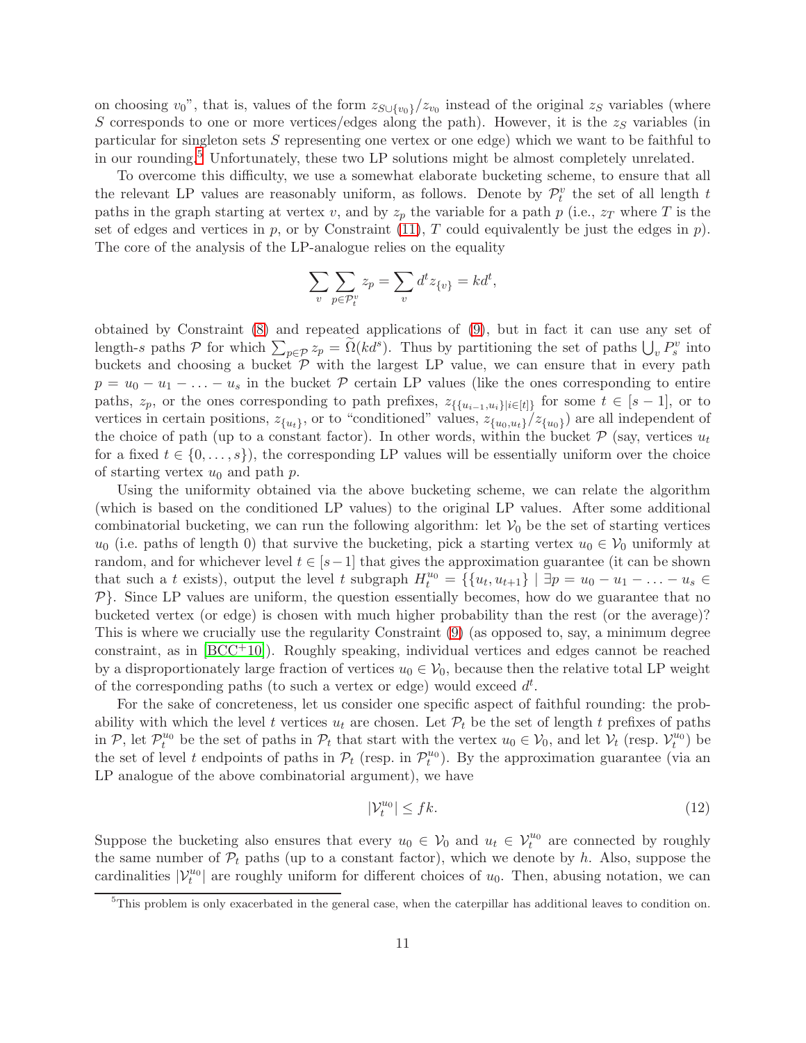on choosing $v_0$", that is, values of the form $z_{S\cup\{v_0\}}/z_{v_0}$ instead of the original $z_S$ variables (where $S$ corresponds to one or more vertices/edges along the path). However, it is the $z_S$ variables (in particular for singleton sets $S$ representing one vertex or one edge) which we want to be faithful to in our rounding.[5] Unfortunately, these two LP solutions might be almost completely unrelated.

To overcome this difficulty, we use a somewhat elaborate bucketing scheme, to ensure that all the relevant LP values are reasonably uniform, as follows. Denote by $\mathcal{P}_t^v$ the set of all length $t$ paths in the graph starting at vertex $v$, and by $z_p$ the variable for a path $p$ (i.e., $z_T$ where $T$ is the set of edges and vertices in $p$, or by Constraint (11), $T$ could equivalently be just the edges in $p$). The core of the analysis of the LP-analogue relies on the equality

$$\sum_v \sum_{p\in\mathcal{P}_t^v} z_p = \sum_v d^t z_{\{v\}} = kd^t,$$

obtained by Constraint (8) and repeated applications of (9), but in fact it can use any set of length-$s$ paths $\mathcal{P}$ for which $\sum_{p\in\mathcal{P}} z_p = \widetilde{\Omega}(kd^s)$. Thus by partitioning the set of paths $\bigcup_v P_s^v$ into buckets and choosing a bucket $\mathcal{P}$ with the largest LP value, we can ensure that in every path $p = u_0 - u_1 - \ldots - u_s$ in the bucket $\mathcal{P}$ certain LP values (like the ones corresponding to entire paths, $z_p$, or the ones corresponding to path prefixes, $z_{\{\{u_{i-1},u_i\}|i\in[t]\}}$ for some $t \in [s-1]$, or to vertices in certain positions, $z_{\{u_t\}}$, or to "conditioned" values, $z_{\{u_0,u_t\}}/z_{\{u_0\}}$) are all independent of the choice of path (up to a constant factor). In other words, within the bucket $\mathcal{P}$ (say, vertices $u_t$ for a fixed $t \in \{0,\ldots,s\}$), the corresponding LP values will be essentially uniform over the choice of starting vertex $u_0$ and path $p$.

Using the uniformity obtained via the above bucketing scheme, we can relate the algorithm (which is based on the conditioned LP values) to the original LP values. After some additional combinatorial bucketing, we can run the following algorithm: let $\mathcal{V}_0$ be the set of starting vertices $u_0$ (i.e. paths of length 0) that survive the bucketing, pick a starting vertex $u_0 \in \mathcal{V}_0$ uniformly at random, and for whichever level $t \in [s-1]$ that gives the approximation guarantee (it can be shown that such a $t$ exists), output the level $t$ subgraph $H_t^{u_0} = \{\{u_t, u_{t+1}\} \mid \exists p = u_0 - u_1 - \ldots - u_s \in \mathcal{P}\}$. Since LP values are uniform, the question essentially becomes, how do we guarantee that no bucketed vertex (or edge) is chosen with much higher probability than the rest (or the average)? This is where we crucially use the regularity Constraint (9) (as opposed to, say, a minimum degree constraint, as in [BCC+10]). Roughly speaking, individual vertices and edges cannot be reached by a disproportionately large fraction of vertices $u_0 \in \mathcal{V}_0$, because then the relative total LP weight of the corresponding paths (to such a vertex or edge) would exceed $d^t$.

For the sake of concreteness, let us consider one specific aspect of faithful rounding: the probability with which the level $t$ vertices $u_t$ are chosen. Let $\mathcal{P}_t$ be the set of length $t$ prefixes of paths in $\mathcal{P}$, let $\mathcal{P}_t^{u_0}$ be the set of paths in $\mathcal{P}_t$ that start with the vertex $u_0 \in \mathcal{V}_0$, and let $\mathcal{V}_t$ (resp. $\mathcal{V}_t^{u_0}$) be the set of level $t$ endpoints of paths in $\mathcal{P}_t$ (resp. in $\mathcal{P}_t^{u_0}$). By the approximation guarantee (via an LP analogue of the above combinatorial argument), we have

$$|\mathcal{V}_t^{u_0}| \le fk. \tag{12}$$

Suppose the bucketing also ensures that every $u_0 \in \mathcal{V}_0$ and $u_t \in \mathcal{V}_t^{u_0}$ are connected by roughly the same number of $\mathcal{P}_t$ paths (up to a constant factor), which we denote by $h$. Also, suppose the cardinalities $|\mathcal{V}_t^{u_0}|$ are roughly uniform for different choices of $u_0$. Then, abusing notation, we can

[5] This problem is only exacerbated in the general case, when the caterpillar has additional leaves to condition on.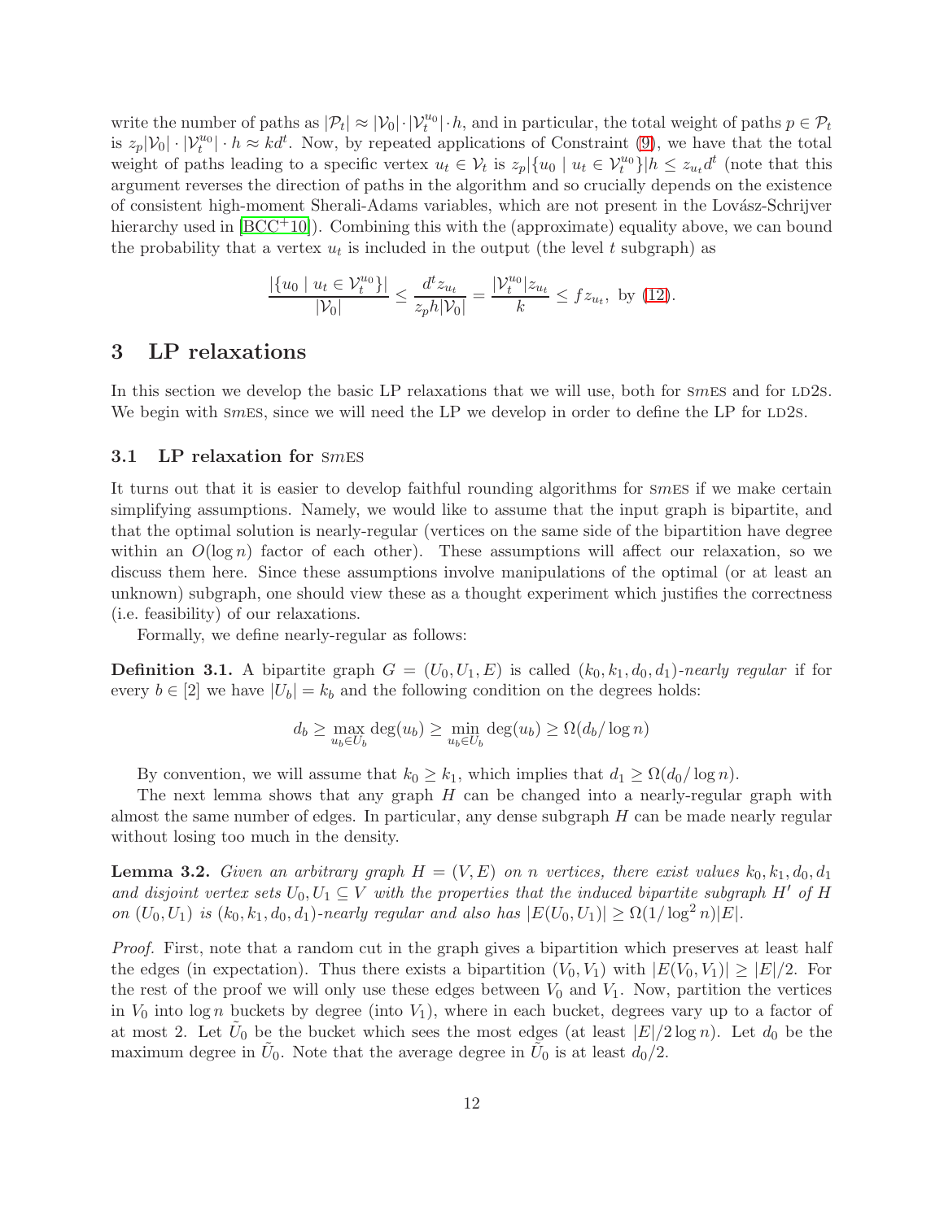write the number of paths as $|\mathcal{P}_t| \approx |\mathcal{V}_0| \cdot |\mathcal{V}_t^{u_0}| \cdot h$, and in particular, the total weight of paths $p \in \mathcal{P}_t$ is $z_p |\mathcal{V}_0| \cdot |\mathcal{V}_t^{u_0}| \cdot h \approx kd^t$. Now, by repeated applications of Constraint (9), we have that the total weight of paths leading to a specific vertex $u_t \in \mathcal{V}_t$ is $z_p |\{u_0 \mid u_t \in \mathcal{V}_t^{u_0}\}| h \leq z_{u_t} d^t$ (note that this argument reverses the direction of paths in the algorithm and so crucially depends on the existence of consistent high-moment Sherali-Adams variables, which are not present in the Lovász-Schrijver hierarchy used in [BCC+10]). Combining this with the (approximate) equality above, we can bound the probability that a vertex $u_t$ is included in the output (the level $t$ subgraph) as

$$\frac{|\{u_0 \mid u_t \in \mathcal{V}_t^{u_0}\}|}{|\mathcal{V}_0|} \leq \frac{d^t z_{u_t}}{z_p h |\mathcal{V}_0|} = \frac{|\mathcal{V}_t^{u_0}| z_{u_t}}{k} \leq f z_{u_t}, \text{ by (12)}.$$

# 3 LP relaxations

In this section we develop the basic LP relaxations that we will use, both for SmES and for LD2S. We begin with SmES, since we will need the LP we develop in order to define the LP for LD2S.

## 3.1 LP relaxation for SmES

It turns out that it is easier to develop faithful rounding algorithms for SmES if we make certain simplifying assumptions. Namely, we would like to assume that the input graph is bipartite, and that the optimal solution is nearly-regular (vertices on the same side of the bipartition have degree within an $O(\log n)$ factor of each other). These assumptions will affect our relaxation, so we discuss them here. Since these assumptions involve manipulations of the optimal (or at least an unknown) subgraph, one should view these as a thought experiment which justifies the correctness (i.e. feasibility) of our relaxations.

Formally, we define nearly-regular as follows:

**Definition 3.1.** A bipartite graph $G = (U_0, U_1, E)$ is called $(k_0, k_1, d_0, d_1)$-*nearly regular* if for every $b \in [2]$ we have $|U_b| = k_b$ and the following condition on the degrees holds:

$$d_b \geq \max_{u_b \in U_b} \deg(u_b) \geq \min_{u_b \in U_b} \deg(u_b) \geq \Omega(d_b / \log n)$$

By convention, we will assume that $k_0 \geq k_1$, which implies that $d_1 \geq \Omega(d_0 / \log n)$.

The next lemma shows that any graph $H$ can be changed into a nearly-regular graph with almost the same number of edges. In particular, any dense subgraph $H$ can be made nearly regular without losing too much in the density.

**Lemma 3.2.** *Given an arbitrary graph $H = (V, E)$ on $n$ vertices, there exist values $k_0, k_1, d_0, d_1$ and disjoint vertex sets $U_0, U_1 \subseteq V$ with the properties that the induced bipartite subgraph $H'$ of $H$ on $(U_0, U_1)$ is $(k_0, k_1, d_0, d_1)$-nearly regular and also has $|E(U_0, U_1)| \geq \Omega(1/\log^2 n)|E|$.*

*Proof.* First, note that a random cut in the graph gives a bipartition which preserves at least half the edges (in expectation). Thus there exists a bipartition $(V_0, V_1)$ with $|E(V_0, V_1)| \geq |E|/2$. For the rest of the proof we will only use these edges between $V_0$ and $V_1$. Now, partition the vertices in $V_0$ into $\log n$ buckets by degree (into $V_1$), where in each bucket, degrees vary up to a factor of at most 2. Let $\tilde{U}_0$ be the bucket which sees the most edges (at least $|E|/2 \log n$). Let $d_0$ be the maximum degree in $\tilde{U}_0$. Note that the average degree in $\tilde{U}_0$ is at least $d_0/2$.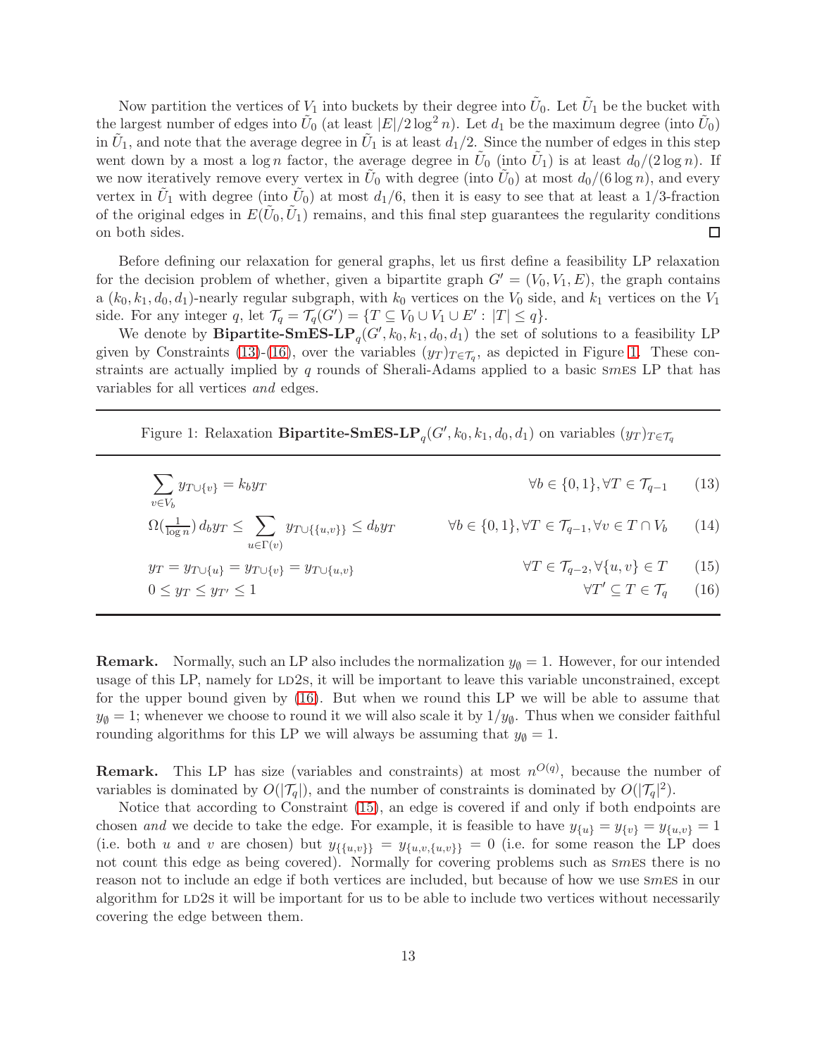Now partition the vertices of $V_1$ into buckets by their degree into $\tilde{U}_0$. Let $\tilde{U}_1$ be the bucket with the largest number of edges into $\tilde{U}_0$ (at least $|E|/2\log^2 n$). Let $d_1$ be the maximum degree (into $\tilde{U}_0$) in $\tilde{U}_1$, and note that the average degree in $\tilde{U}_1$ is at least $d_1/2$. Since the number of edges in this step went down by a most a $\log n$ factor, the average degree in $\tilde{U}_0$ (into $\tilde{U}_1$) is at least $d_0/(2\log n)$. If we now iteratively remove every vertex in $\tilde{U}_0$ with degree (into $\tilde{U}_0$) at most $d_0/(6\log n)$, and every vertex in $\tilde{U}_1$ with degree (into $\tilde{U}_0$) at most $d_1/6$, then it is easy to see that at least a 1/3-fraction of the original edges in $E(\tilde{U}_0, \tilde{U}_1)$ remains, and this final step guarantees the regularity conditions on both sides. ◻

Before defining our relaxation for general graphs, let us first define a feasibility LP relaxation for the decision problem of whether, given a bipartite graph $G' = (V_0, V_1, E)$, the graph contains a $(k_0, k_1, d_0, d_1)$-nearly regular subgraph, with $k_0$ vertices on the $V_0$ side, and $k_1$ vertices on the $V_1$ side. For any integer $q$, let $\mathcal{T}_q = \mathcal{T}_q(G') = \{T \subseteq V_0 \cup V_1 \cup E' : |T| \leq q\}$.

We denote by $\textbf{Bipartite-SmES-LP}_q(G', k_0, k_1, d_0, d_1)$ the set of solutions to a feasibility LP given by Constraints (13)-(16), over the variables $(y_T)_{T \in \mathcal{T}_q}$, as depicted in Figure 1. These constraints are actually implied by $q$ rounds of Sherali-Adams applied to a basic SmES LP that has variables for all vertices *and* edges.

Figure 1: Relaxation $\textbf{Bipartite-SmES-LP}_q(G', k_0, k_1, d_0, d_1)$ on variables $(y_T)_{T \in \mathcal{T}_q}$

$$\sum_{v \in V_b} y_{T \cup \{v\}} = k_b y_T \qquad \forall b \in \{0,1\}, \forall T \in \mathcal{T}_{q-1} \tag{13}$$

$$\Omega\left(\tfrac{1}{\log n}\right) d_b y_T \leq \sum_{u \in \Gamma(v)} y_{T \cup \{\{u,v\}\}} \leq d_b y_T \qquad \forall b \in \{0,1\}, \forall T \in \mathcal{T}_{q-1}, \forall v \in T \cap V_b \tag{14}$$

$$y_T = y_{T \cup \{u\}} = y_{T \cup \{v\}} = y_{T \cup \{u,v\}} \qquad \forall T \in \mathcal{T}_{q-2}, \forall \{u,v\} \in T \tag{15}$$

$$0 \leq y_T \leq y_{T'} \leq 1 \qquad \forall T' \subseteq T \in \mathcal{T}_q \tag{16}$$

**Remark.** Normally, such an LP also includes the normalization $y_\emptyset = 1$. However, for our intended usage of this LP, namely for LD2S, it will be important to leave this variable unconstrained, except for the upper bound given by (16). But when we round this LP we will be able to assume that $y_\emptyset = 1$; whenever we choose to round it we will also scale it by $1/y_\emptyset$. Thus when we consider faithful rounding algorithms for this LP we will always be assuming that $y_\emptyset = 1$.

**Remark.** This LP has size (variables and constraints) at most $n^{O(q)}$, because the number of variables is dominated by $O(|\mathcal{T}_q|)$, and the number of constraints is dominated by $O(|\mathcal{T}_q|^2)$.

Notice that according to Constraint (15), an edge is covered if and only if both endpoints are chosen *and* we decide to take the edge. For example, it is feasible to have $y_{\{u\}} = y_{\{v\}} = y_{\{u,v\}} = 1$ (i.e. both $u$ and $v$ are chosen) but $y_{\{\{u,v\}\}} = y_{\{u,v,\{u,v\}\}} = 0$ (i.e. for some reason the LP does not count this edge as being covered). Normally for covering problems such as SmES there is no reason not to include an edge if both vertices are included, but because of how we use SmES in our algorithm for LD2S it will be important for us to be able to include two vertices without necessarily covering the edge between them.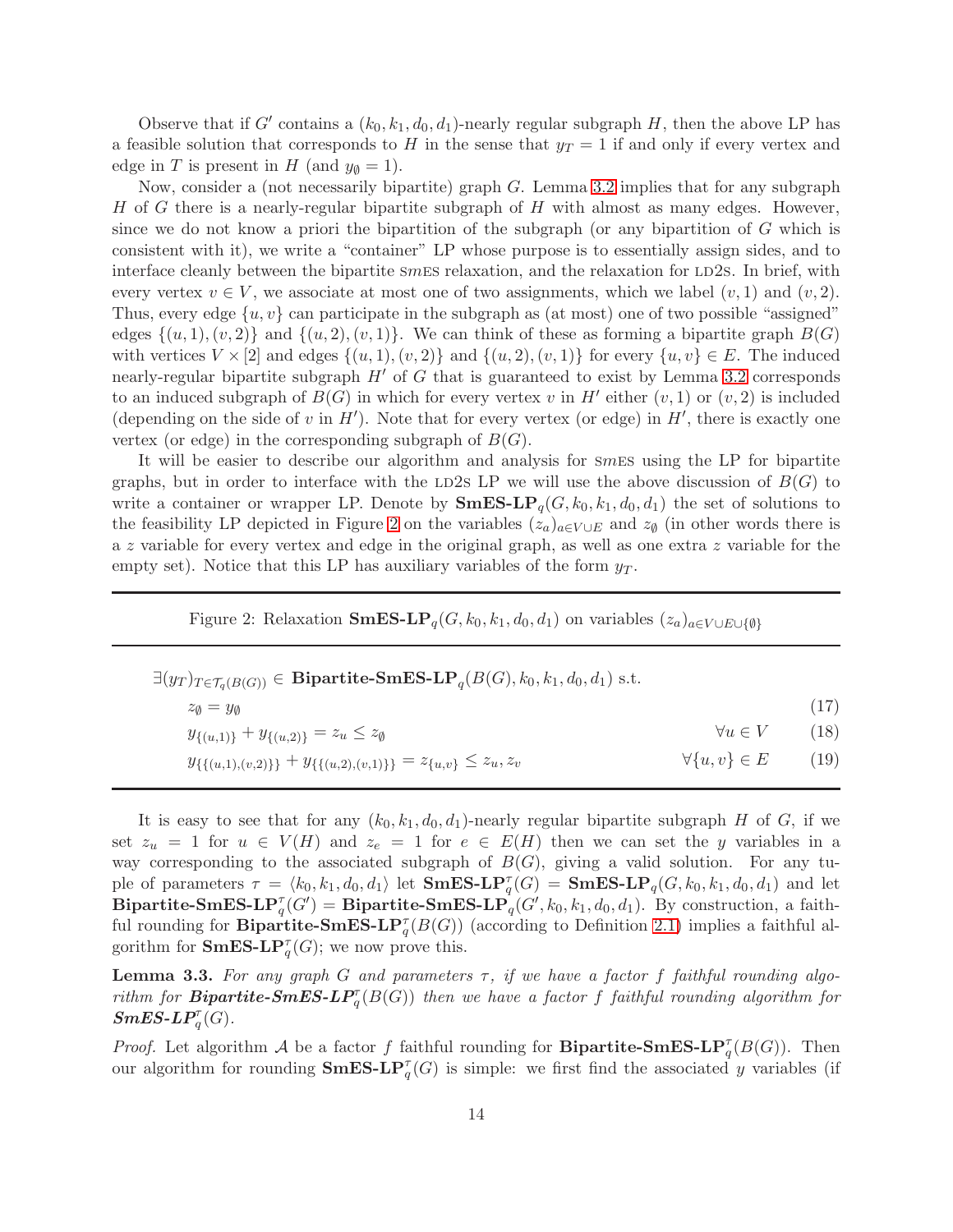Observe that if $G'$ contains a $(k_0, k_1, d_0, d_1)$-nearly regular subgraph $H$, then the above LP has a feasible solution that corresponds to $H$ in the sense that $y_T = 1$ if and only if every vertex and edge in $T$ is present in $H$ (and $y_\emptyset = 1$).

Now, consider a (not necessarily bipartite) graph $G$. Lemma 3.2 implies that for any subgraph $H$ of $G$ there is a nearly-regular bipartite subgraph of $H$ with almost as many edges. However, since we do not know a priori the bipartition of the subgraph (or any bipartition of $G$ which is consistent with it), we write a "container" LP whose purpose is to essentially assign sides, and to interface cleanly between the bipartite SmES relaxation, and the relaxation for LD2S. In brief, with every vertex $v \in V$, we associate at most one of two assignments, which we label $(v, 1)$ and $(v, 2)$. Thus, every edge $\{u, v\}$ can participate in the subgraph as (at most) one of two possible "assigned" edges $\{(u, 1), (v, 2)\}$ and $\{(u, 2), (v, 1)\}$. We can think of these as forming a bipartite graph $B(G)$ with vertices $V \times [2]$ and edges $\{(u, 1), (v, 2)\}$ and $\{(u, 2), (v, 1)\}$ for every $\{u, v\} \in E$. The induced nearly-regular bipartite subgraph $H'$ of $G$ that is guaranteed to exist by Lemma 3.2 corresponds to an induced subgraph of $B(G)$ in which for every vertex $v$ in $H'$ either $(v, 1)$ or $(v, 2)$ is included (depending on the side of $v$ in $H'$). Note that for every vertex (or edge) in $H'$, there is exactly one vertex (or edge) in the corresponding subgraph of $B(G)$.

It will be easier to describe our algorithm and analysis for SmES using the LP for bipartite graphs, but in order to interface with the LD2S LP we will use the above discussion of $B(G)$ to write a container or wrapper LP. Denote by $\textbf{SmES-LP}_q(G, k_0, k_1, d_0, d_1)$ the set of solutions to the feasibility LP depicted in Figure 2 on the variables $(z_a)_{a \in V \cup E}$ and $z_\emptyset$ (in other words there is a $z$ variable for every vertex and edge in the original graph, as well as one extra $z$ variable for the empty set). Notice that this LP has auxiliary variables of the form $y_T$.

---

Figure 2: Relaxation $\textbf{SmES-LP}_q(G, k_0, k_1, d_0, d_1)$ on variables $(z_a)_{a \in V \cup E \cup \{\emptyset\}}$

---

$\exists (y_T)_{T \in \mathcal{T}_q(B(G))} \in \textbf{Bipartite-SmES-LP}_q(B(G), k_0, k_1, d_0, d_1)$ s.t.

$$z_\emptyset = y_\emptyset \tag{17}$$

$$y_{\{(u,1)\}} + y_{\{(u,2)\}} = z_u \leq z_\emptyset \qquad \forall u \in V \tag{18}$$

$$y_{\{\{(u,1),(v,2)\}\}} + y_{\{\{(u,2),(v,1)\}\}} = z_{\{u,v\}} \leq z_u, z_v \qquad \forall \{u, v\} \in E \tag{19}$$

---

It is easy to see that for any $(k_0, k_1, d_0, d_1)$-nearly regular bipartite subgraph $H$ of $G$, if we set $z_u = 1$ for $u \in V(H)$ and $z_e = 1$ for $e \in E(H)$ then we can set the $y$ variables in a way corresponding to the associated subgraph of $B(G)$, giving a valid solution. For any tuple of parameters $\tau = \langle k_0, k_1, d_0, d_1 \rangle$ let $\textbf{SmES-LP}_q^\tau(G) = \textbf{SmES-LP}_q(G, k_0, k_1, d_0, d_1)$ and let $\textbf{Bipartite-SmES-LP}_q^\tau(G') = \textbf{Bipartite-SmES-LP}_q(G', k_0, k_1, d_0, d_1)$. By construction, a faithful rounding for $\textbf{Bipartite-SmES-LP}_q^\tau(B(G))$ (according to Definition 2.1) implies a faithful algorithm for $\textbf{SmES-LP}_q^\tau(G)$; we now prove this.

**Lemma 3.3.** *For any graph $G$ and parameters $\tau$, if we have a factor $f$ faithful rounding algorithm for $\textbf{Bipartite-SmES-LP}_q^\tau(B(G))$ then we have a factor $f$ faithful rounding algorithm for $\textbf{SmES-LP}_q^\tau(G)$.*

*Proof.* Let algorithm $\mathcal{A}$ be a factor $f$ faithful rounding for $\textbf{Bipartite-SmES-LP}_q^\tau(B(G))$. Then our algorithm for rounding $\textbf{SmES-LP}_q^\tau(G)$ is simple: we first find the associated $y$ variables (if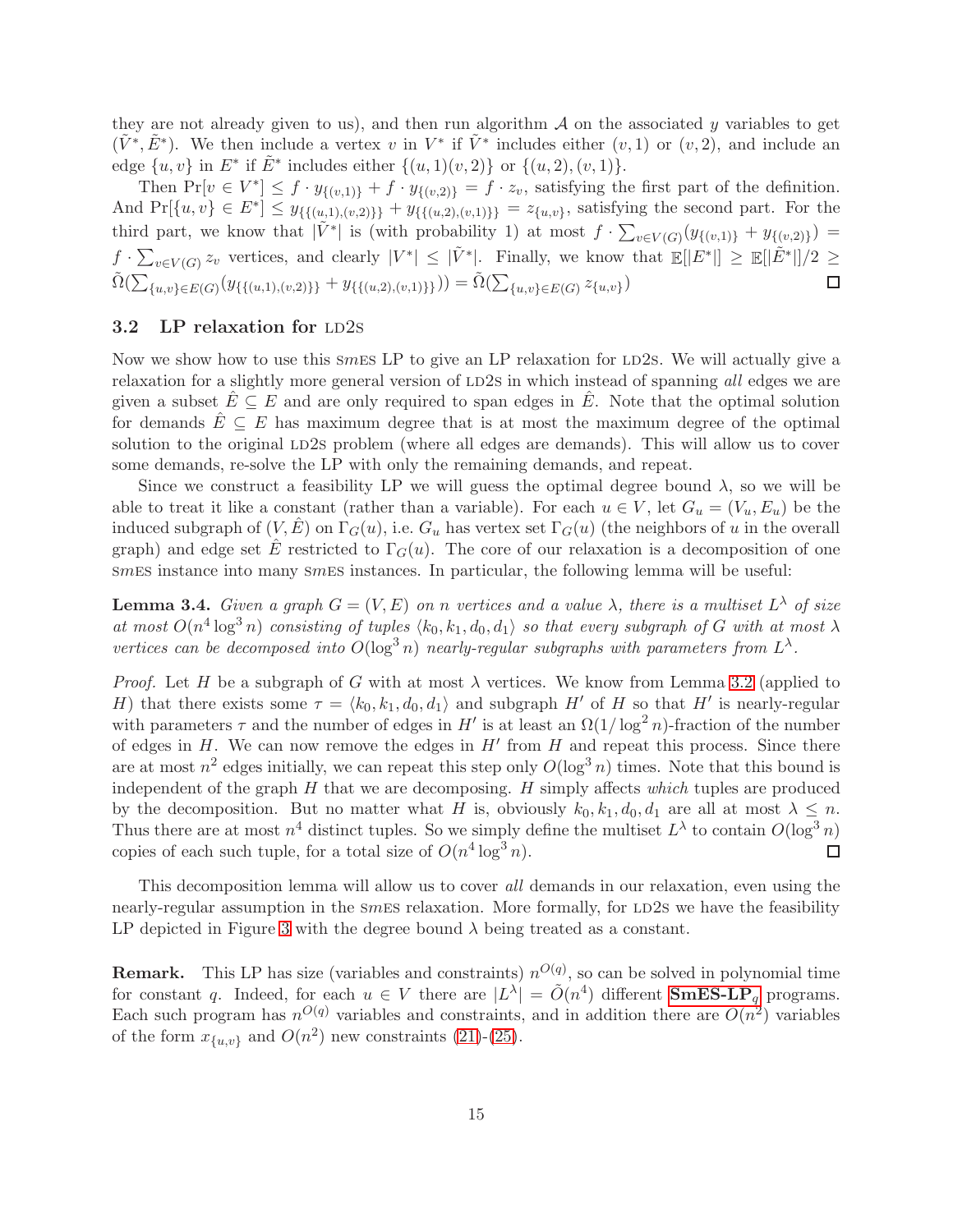they are not already given to us), and then run algorithm $\mathcal{A}$ on the associated $y$ variables to get $(\tilde{V}^*, \tilde{E}^*)$. We then include a vertex $v$ in $V^*$ if $\tilde{V}^*$ includes either $(v,1)$ or $(v,2)$, and include an edge $\{u,v\}$ in $E^*$ if $\tilde{E}^*$ includes either $\{(u,1)(v,2)\}$ or $\{(u,2),(v,1)\}$.

Then $\Pr[v \in V^*] \leq f \cdot y_{\{(v,1)\}} + f \cdot y_{\{(v,2)\}} = f \cdot z_v$, satisfying the first part of the definition. And $\Pr[\{u,v\} \in E^*] \leq y_{\{\{(u,1),(v,2)\}\}} + y_{\{\{(u,2),(v,1)\}\}} = z_{\{u,v\}}$, satisfying the second part. For the third part, we know that $|\tilde{V}^*|$ is (with probability 1) at most $f \cdot \sum_{v \in V(G)} (y_{\{(v,1)\}} + y_{\{(v,2)\}}) = f \cdot \sum_{v \in V(G)} z_v$ vertices, and clearly $|V^*| \leq |\tilde{V}^*|$. Finally, we know that $\mathbb{E}[|E^*|] \geq \mathbb{E}[|\tilde{E}^*|]/2 \geq \tilde{\Omega}(\sum_{\{u,v\} \in E(G)} (y_{\{\{(u,1),(v,2)\}\}} + y_{\{\{(u,2),(v,1)\}\}})) = \tilde{\Omega}(\sum_{\{u,v\} \in E(G)} z_{\{u,v\}})$ ◻

### 3.2 LP relaxation for LD2S

Now we show how to use this SmES LP to give an LP relaxation for LD2S. We will actually give a relaxation for a slightly more general version of LD2S in which instead of spanning *all* edges we are given a subset $\hat{E} \subseteq E$ and are only required to span edges in $\hat{E}$. Note that the optimal solution for demands $\hat{E} \subseteq E$ has maximum degree that is at most the maximum degree of the optimal solution to the original LD2S problem (where all edges are demands). This will allow us to cover some demands, re-solve the LP with only the remaining demands, and repeat.

Since we construct a feasibility LP we will guess the optimal degree bound $\lambda$, so we will be able to treat it like a constant (rather than a variable). For each $u \in V$, let $G_u = (V_u, E_u)$ be the induced subgraph of $(V, \hat{E})$ on $\Gamma_G(u)$, i.e. $G_u$ has vertex set $\Gamma_G(u)$ (the neighbors of $u$ in the overall graph) and edge set $\hat{E}$ restricted to $\Gamma_G(u)$. The core of our relaxation is a decomposition of one SmES instance into many SmES instances. In particular, the following lemma will be useful:

**Lemma 3.4.** *Given a graph $G = (V,E)$ on $n$ vertices and a value $\lambda$, there is a multiset $L^\lambda$ of size at most $O(n^4 \log^3 n)$ consisting of tuples $\langle k_0, k_1, d_0, d_1 \rangle$ so that every subgraph of $G$ with at most $\lambda$ vertices can be decomposed into $O(\log^3 n)$ nearly-regular subgraphs with parameters from $L^\lambda$.*

*Proof.* Let $H$ be a subgraph of $G$ with at most $\lambda$ vertices. We know from Lemma 3.2 (applied to $H$) that there exists some $\tau = \langle k_0, k_1, d_0, d_1 \rangle$ and subgraph $H'$ of $H$ so that $H'$ is nearly-regular with parameters $\tau$ and the number of edges in $H'$ is at least an $\Omega(1/\log^2 n)$-fraction of the number of edges in $H$. We can now remove the edges in $H'$ from $H$ and repeat this process. Since there are at most $n^2$ edges initially, we can repeat this step only $O(\log^3 n)$ times. Note that this bound is independent of the graph $H$ that we are decomposing. $H$ simply affects *which* tuples are produced by the decomposition. But no matter what $H$ is, obviously $k_0, k_1, d_0, d_1$ are all at most $\lambda \leq n$. Thus there are at most $n^4$ distinct tuples. So we simply define the multiset $L^\lambda$ to contain $O(\log^3 n)$ copies of each such tuple, for a total size of $O(n^4 \log^3 n)$. ◻

This decomposition lemma will allow us to cover *all* demands in our relaxation, even using the nearly-regular assumption in the SmES relaxation. More formally, for LD2S we have the feasibility LP depicted in Figure 3 with the degree bound $\lambda$ being treated as a constant.

**Remark.** This LP has size (variables and constraints) $n^{O(q)}$, so can be solved in polynomial time for constant $q$. Indeed, for each $u \in V$ there are $|L^\lambda| = \tilde{O}(n^4)$ different **SmES-LP**$_q$ programs. Each such program has $n^{O(q)}$ variables and constraints, and in addition there are $O(n^2)$ variables of the form $x_{\{u,v\}}$ and $O(n^2)$ new constraints (21)-(25).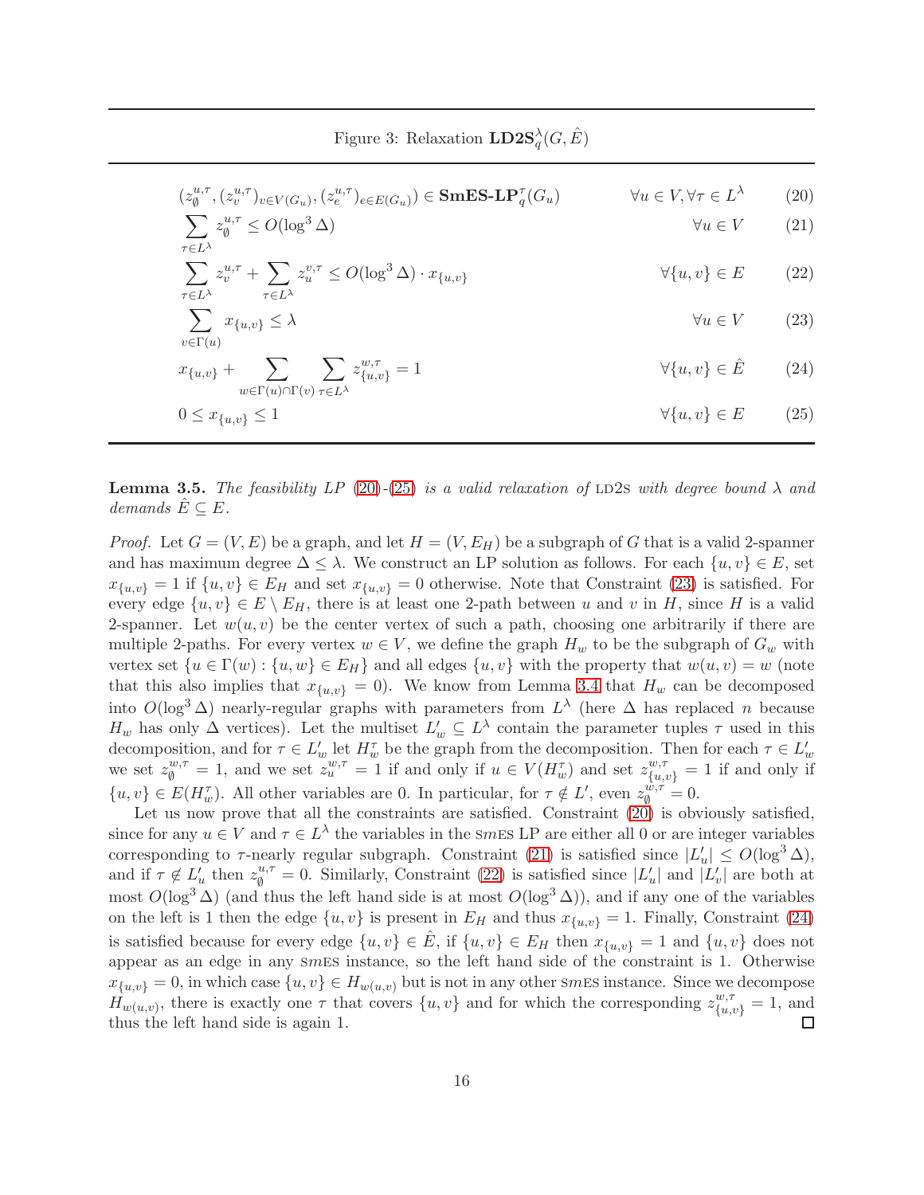Figure 3: Relaxation $\mathbf{LD2S}^{\lambda}_{q}(G,\hat{E})$

$$
\begin{aligned}
&(z^{u,\tau}_{\emptyset},(z^{u,\tau}_{v})_{v\in V(G_u)},(z^{u,\tau}_{e})_{e\in E(G_u)}) \in \mathbf{SmES\text{-}LP}^{\tau}_{q}(G_u) && \forall u\in V, \forall \tau\in L^{\lambda} && (20)\\
&\sum_{\tau\in L^{\lambda}} z^{u,\tau}_{\emptyset} \le O(\log^3\Delta) && \forall u\in V && (21)\\
&\sum_{\tau\in L^{\lambda}} z^{u,\tau}_{v} + \sum_{\tau\in L^{\lambda}} z^{v,\tau}_{u} \le O(\log^3\Delta)\cdot x_{\{u,v\}} && \forall \{u,v\}\in E && (22)\\
&\sum_{v\in\Gamma(u)} x_{\{u,v\}} \le \lambda && \forall u\in V && (23)\\
&x_{\{u,v\}} + \sum_{w\in\Gamma(u)\cap\Gamma(v)} \sum_{\tau\in L^{\lambda}} z^{w,\tau}_{\{u,v\}} = 1 && \forall \{u,v\}\in \hat{E} && (24)\\
&0\le x_{\{u,v\}}\le 1 && \forall \{u,v\}\in E && (25)
\end{aligned}
$$

**Lemma 3.5.** *The feasibility LP (20)-(25) is a valid relaxation of* LD2S *with degree bound $\lambda$ and demands $\hat{E}\subseteq E$.*

*Proof.* Let $G=(V,E)$ be a graph, and let $H=(V,E_H)$ be a subgraph of $G$ that is a valid 2-spanner and has maximum degree $\Delta\le\lambda$. We construct an LP solution as follows. For each $\{u,v\}\in E$, set $x_{\{u,v\}}=1$ if $\{u,v\}\in E_H$ and set $x_{\{u,v\}}=0$ otherwise. Note that Constraint (23) is satisfied. For every edge $\{u,v\}\in E\setminus E_H$, there is at least one 2-path between $u$ and $v$ in $H$, since $H$ is a valid 2-spanner. Let $w(u,v)$ be the center vertex of such a path, choosing one arbitrarily if there are multiple 2-paths. For every vertex $w\in V$, we define the graph $H_w$ to be the subgraph of $G_w$ with vertex set $\{u\in\Gamma(w):\{u,w\}\in E_H\}$ and all edges $\{u,v\}$ with the property that $w(u,v)=w$ (note that this also implies that $x_{\{u,v\}}=0$). We know from Lemma 3.4 that $H_w$ can be decomposed into $O(\log^3\Delta)$ nearly-regular graphs with parameters from $L^{\lambda}$ (here $\Delta$ has replaced $n$ because $H_w$ has only $\Delta$ vertices). Let the multiset $L'_w\subseteq L^{\lambda}$ contain the parameter tuples $\tau$ used in this decomposition, and for $\tau\in L'_w$ let $H^{\tau}_w$ be the graph from the decomposition. Then for each $\tau\in L'_w$ we set $z^{w,\tau}_{\emptyset}=1$, and we set $z^{w,\tau}_{u}=1$ if and only if $u\in V(H^{\tau}_w)$ and set $z^{w,\tau}_{\{u,v\}}=1$ if and only if $\{u,v\}\in E(H^{\tau}_w)$. All other variables are 0. In particular, for $\tau\notin L'$, even $z^{w,\tau}_{\emptyset}=0$.

Let us now prove that all the constraints are satisfied. Constraint (20) is obviously satisfied, since for any $u\in V$ and $\tau\in L^{\lambda}$ the variables in the SmES LP are either all 0 or are integer variables corresponding to $\tau$-nearly regular subgraph. Constraint (21) is satisfied since $|L'_u|\le O(\log^3\Delta)$, and if $\tau\notin L'_u$ then $z^{u,\tau}_{\emptyset}=0$. Similarly, Constraint (22) is satisfied since $|L'_u|$ and $|L'_v|$ are both at most $O(\log^3\Delta)$ (and thus the left hand side is at most $O(\log^3\Delta)$), and if any one of the variables on the left is 1 then the edge $\{u,v\}$ is present in $E_H$ and thus $x_{\{u,v\}}=1$. Finally, Constraint (24) is satisfied because for every edge $\{u,v\}\in\hat{E}$, if $\{u,v\}\in E_H$ then $x_{\{u,v\}}=1$ and $\{u,v\}$ does not appear as an edge in any SmES instance, so the left hand side of the constraint is 1. Otherwise $x_{\{u,v\}}=0$, in which case $\{u,v\}\in H_{w(u,v)}$ but is not in any other SmES instance. Since we decompose $H_{w(u,v)}$, there is exactly one $\tau$ that covers $\{u,v\}$ and for which the corresponding $z^{w,\tau}_{\{u,v\}}=1$, and thus the left hand side is again 1. $\square$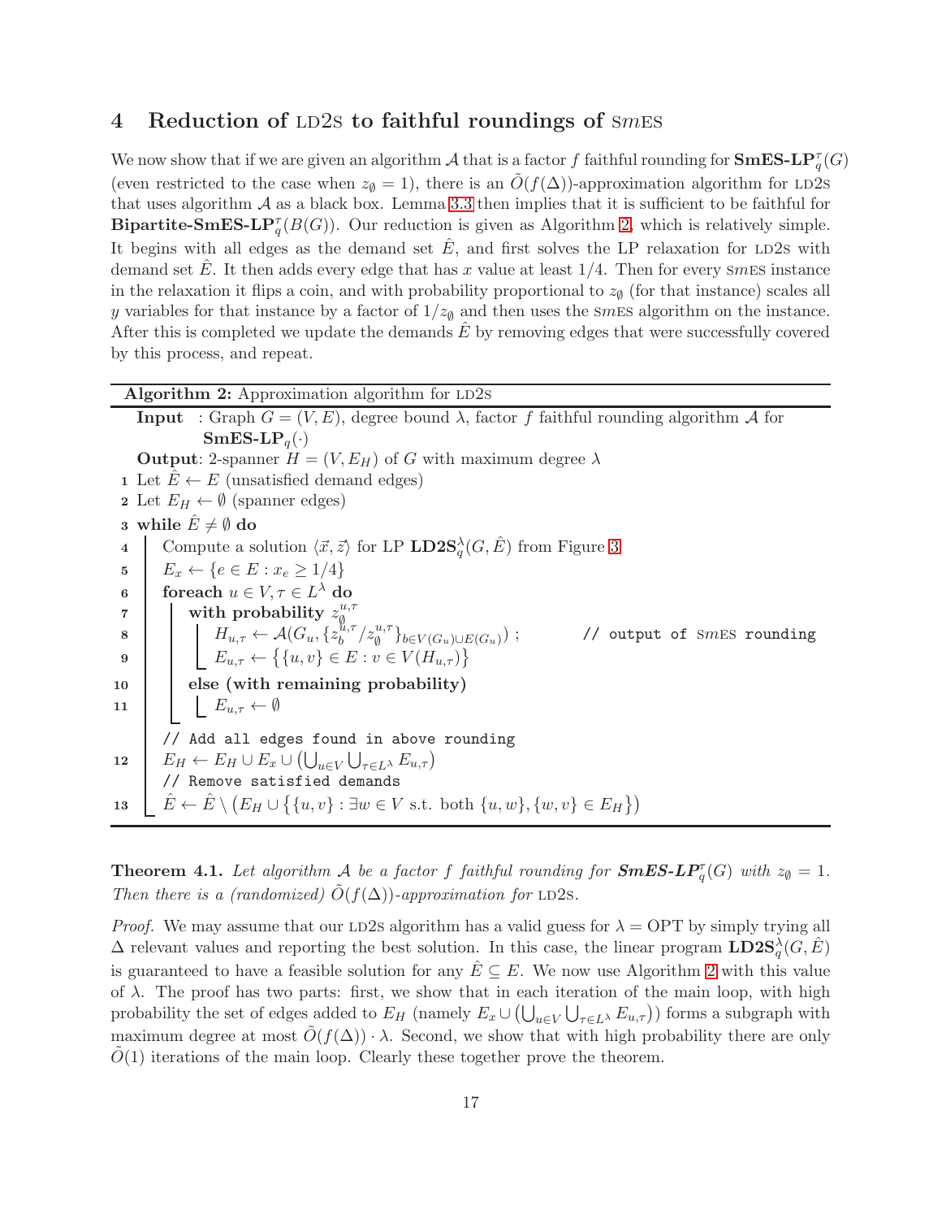## 4 Reduction of LD2S to faithful roundings of SmES

We now show that if we are given an algorithm $\mathcal{A}$ that is a factor $f$ faithful rounding for $\textbf{SmES-LP}_q^\tau(G)$ (even restricted to the case when $z_\emptyset = 1$), there is an $\tilde{O}(f(\Delta))$-approximation algorithm for LD2S that uses algorithm $\mathcal{A}$ as a black box. Lemma 3.3 then implies that it is sufficient to be faithful for $\textbf{Bipartite-SmES-LP}_q^\tau(B(G))$. Our reduction is given as Algorithm 2, which is relatively simple. It begins with all edges as the demand set $\hat{E}$, and first solves the LP relaxation for LD2S with demand set $\hat{E}$. It then adds every edge that has $x$ value at least $1/4$. Then for every SmES instance in the relaxation it flips a coin, and with probability proportional to $z_\emptyset$ (for that instance) scales all $y$ variables for that instance by a factor of $1/z_\emptyset$ and then uses the SmES algorithm on the instance. After this is completed we update the demands $\hat{E}$ by removing edges that were successfully covered by this process, and repeat.

**Algorithm 2:** Approximation algorithm for LD2S

**Input** : Graph $G = (V, E)$, degree bound $\lambda$, factor $f$ faithful rounding algorithm $\mathcal{A}$ for $\textbf{SmES-LP}_q(\cdot)$

**Output**: 2-spanner $H = (V, E_H)$ of $G$ with maximum degree $\lambda$

```
1  Let Ê ← E (unsatisfied demand edges)
2  Let E_H ← ∅ (spanner edges)
3  while Ê ≠ ∅ do
4      Compute a solution ⟨x⃗, z⃗⟩ for LP LD2S_q^λ(G, Ê) from Figure 3
5      E_x ← {e ∈ E : x_e ≥ 1/4}
6      foreach u ∈ V, τ ∈ L^λ do
7          with probability z_∅^{u,τ}
8              H_{u,τ} ← A(G_u, {z_b^{u,τ}/z_∅^{u,τ}}_{b∈V(G_u)∪E(G_u)}) ;   // output of SmES rounding
9              E_{u,τ} ← {{u,v} ∈ E : v ∈ V(H_{u,τ})}
10         else (with remaining probability)
11             E_{u,τ} ← ∅
       // Add all edges found in above rounding
12     E_H ← E_H ∪ E_x ∪ (⋃_{u∈V} ⋃_{τ∈L^λ} E_{u,τ})
       // Remove satisfied demands
13     Ê ← Ê \ (E_H ∪ {{u,v} : ∃w ∈ V s.t. both {u,w},{w,v} ∈ E_H})
```

**Theorem 4.1.** *Let algorithm $\mathcal{A}$ be a factor $f$ faithful rounding for $\textbf{SmES-LP}_q^\tau(G)$ with $z_\emptyset = 1$. Then there is a (randomized) $\tilde{O}(f(\Delta))$-approximation for* LD2S.

*Proof.* We may assume that our LD2S algorithm has a valid guess for $\lambda = \text{OPT}$ by simply trying all $\Delta$ relevant values and reporting the best solution. In this case, the linear program $\textbf{LD2S}_q^\lambda(G, \hat{E})$ is guaranteed to have a feasible solution for any $\hat{E} \subseteq E$. We now use Algorithm 2 with this value of $\lambda$. The proof has two parts: first, we show that in each iteration of the main loop, with high probability the set of edges added to $E_H$ (namely $E_x \cup (\bigcup_{u\in V} \bigcup_{\tau \in L^\lambda} E_{u,\tau})$) forms a subgraph with maximum degree at most $\tilde{O}(f(\Delta)) \cdot \lambda$. Second, we show that with high probability there are only $\tilde{O}(1)$ iterations of the main loop. Clearly these together prove the theorem.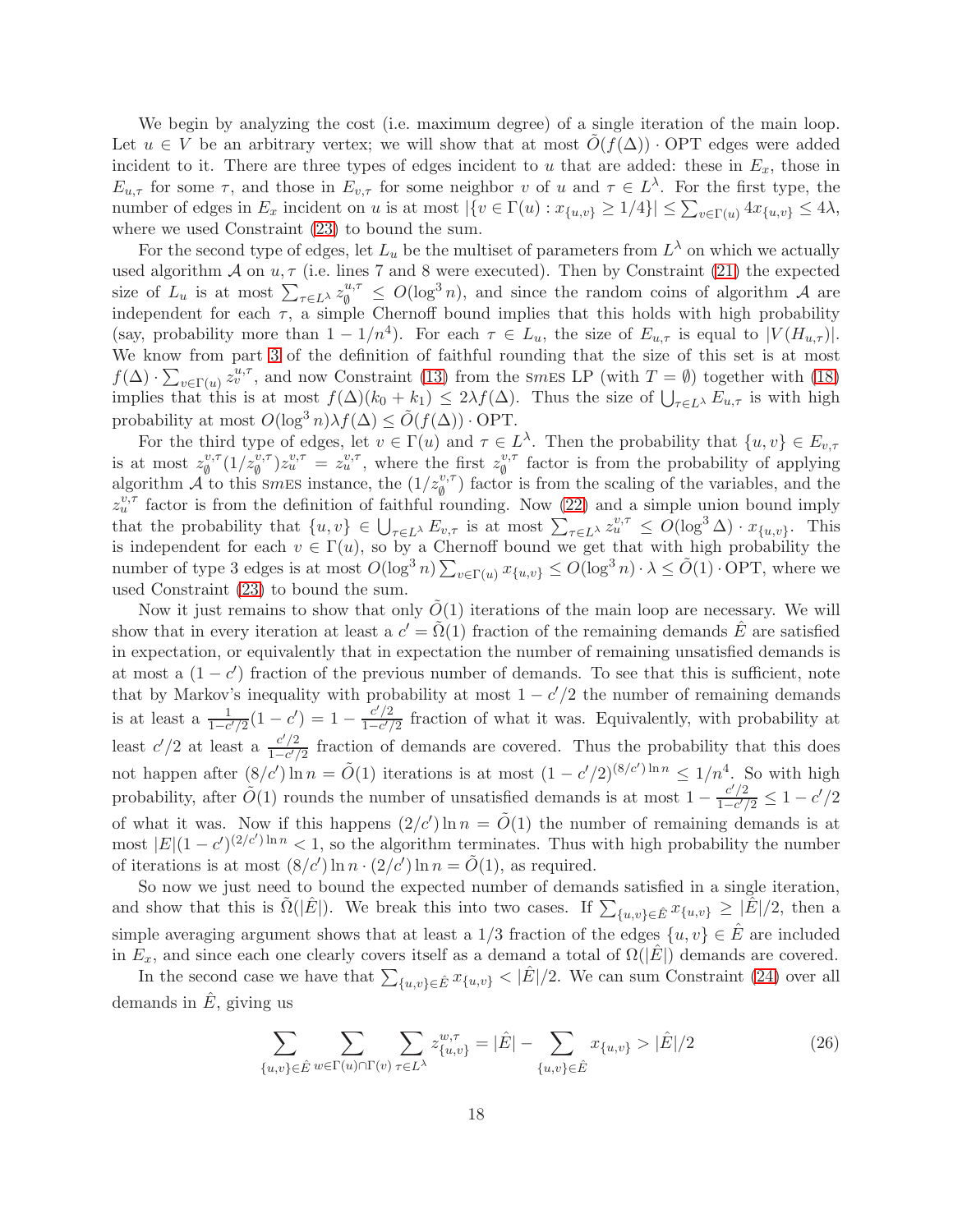We begin by analyzing the cost (i.e. maximum degree) of a single iteration of the main loop. Let $u \in V$ be an arbitrary vertex; we will show that at most $\tilde{O}(f(\Delta)) \cdot \mathrm{OPT}$ edges were added incident to it. There are three types of edges incident to $u$ that are added: these in $E_x$, those in $E_{u,\tau}$ for some $\tau$, and those in $E_{v,\tau}$ for some neighbor $v$ of $u$ and $\tau \in L^\lambda$. For the first type, the number of edges in $E_x$ incident on $u$ is at most $|\{v \in \Gamma(u) : x_{\{u,v\}} \geq 1/4\}| \leq \sum_{v \in \Gamma(u)} 4x_{\{u,v\}} \leq 4\lambda$, where we used Constraint (23) to bound the sum.

For the second type of edges, let $L_u$ be the multiset of parameters from $L^\lambda$ on which we actually used algorithm $\mathcal{A}$ on $u, \tau$ (i.e. lines 7 and 8 were executed). Then by Constraint (21) the expected size of $L_u$ is at most $\sum_{\tau \in L^\lambda} z_\emptyset^{u,\tau} \leq O(\log^3 n)$, and since the random coins of algorithm $\mathcal{A}$ are independent for each $\tau$, a simple Chernoff bound implies that this holds with high probability (say, probability more than $1 - 1/n^4$). For each $\tau \in L_u$, the size of $E_{u,\tau}$ is equal to $|V(H_{u,\tau})|$. We know from part 3 of the definition of faithful rounding that the size of this set is at most $f(\Delta) \cdot \sum_{v \in \Gamma(u)} z_v^{u,\tau}$, and now Constraint (13) from the SmES LP (with $T = \emptyset$) together with (18) implies that this is at most $f(\Delta)(k_0 + k_1) \leq 2\lambda f(\Delta)$. Thus the size of $\bigcup_{\tau \in L^\lambda} E_{u,\tau}$ is with high probability at most $O(\log^3 n)\lambda f(\Delta) \leq \tilde{O}(f(\Delta)) \cdot \mathrm{OPT}$.

For the third type of edges, let $v \in \Gamma(u)$ and $\tau \in L^\lambda$. Then the probability that $\{u, v\} \in E_{v,\tau}$ is at most $z_\emptyset^{v,\tau}(1/z_\emptyset^{v,\tau})z_u^{v,\tau} = z_u^{v,\tau}$, where the first $z_\emptyset^{v,\tau}$ factor is from the probability of applying algorithm $\mathcal{A}$ to this SmES instance, the $(1/z_\emptyset^{v,\tau})$ factor is from the scaling of the variables, and the $z_u^{v,\tau}$ factor is from the definition of faithful rounding. Now (22) and a simple union bound imply that the probability that $\{u, v\} \in \bigcup_{\tau \in L^\lambda} E_{v,\tau}$ is at most $\sum_{\tau \in L^\lambda} z_u^{v,\tau} \leq O(\log^3 \Delta) \cdot x_{\{u,v\}}$. This is independent for each $v \in \Gamma(u)$, so by a Chernoff bound we get that with high probability the number of type 3 edges is at most $O(\log^3 n) \sum_{v \in \Gamma(u)} x_{\{u,v\}} \leq O(\log^3 n) \cdot \lambda \leq \tilde{O}(1) \cdot \mathrm{OPT}$, where we used Constraint (23) to bound the sum.

Now it just remains to show that only $\tilde{O}(1)$ iterations of the main loop are necessary. We will show that in every iteration at least a $c' = \tilde{\Omega}(1)$ fraction of the remaining demands $\hat{E}$ are satisfied in expectation, or equivalently that in expectation the number of remaining unsatisfied demands is at most a $(1 - c')$ fraction of the previous number of demands. To see that this is sufficient, note that by Markov's inequality with probability at most $1 - c'/2$ the number of remaining demands is at least a $\frac{1}{1-c'/2}(1 - c') = 1 - \frac{c'/2}{1-c'/2}$ fraction of what it was. Equivalently, with probability at least $c'/2$ at least a $\frac{c'/2}{1-c'/2}$ fraction of demands are covered. Thus the probability that this does not happen after $(8/c') \ln n = \tilde{O}(1)$ iterations is at most $(1 - c'/2)^{(8/c') \ln n} \leq 1/n^4$. So with high probability, after $\tilde{O}(1)$ rounds the number of unsatisfied demands is at most $1 - \frac{c'/2}{1-c'/2} \leq 1 - c'/2$ of what it was. Now if this happens $(2/c') \ln n = \tilde{O}(1)$ the number of remaining demands is at most $|E|(1 - c')^{(2/c') \ln n} < 1$, so the algorithm terminates. Thus with high probability the number of iterations is at most $(8/c') \ln n \cdot (2/c') \ln n = \tilde{O}(1)$, as required.

So now we just need to bound the expected number of demands satisfied in a single iteration, and show that this is $\tilde{\Omega}(|\hat{E}|)$. We break this into two cases. If $\sum_{\{u,v\} \in \hat{E}} x_{\{u,v\}} \geq |\hat{E}|/2$, then a simple averaging argument shows that at least a $1/3$ fraction of the edges $\{u, v\} \in \hat{E}$ are included in $E_x$, and since each one clearly covers itself as a demand a total of $\Omega(|\hat{E}|)$ demands are covered.

In the second case we have that $\sum_{\{u,v\} \in \hat{E}} x_{\{u,v\}} < |\hat{E}|/2$. We can sum Constraint (24) over all demands in $\hat{E}$, giving us

$$\sum_{\{u,v\} \in \hat{E}} \sum_{w \in \Gamma(u) \cap \Gamma(v)} \sum_{\tau \in L^\lambda} z_{\{u,v\}}^{w,\tau} = |\hat{E}| - \sum_{\{u,v\} \in \hat{E}} x_{\{u,v\}} > |\hat{E}|/2 \tag{26}$$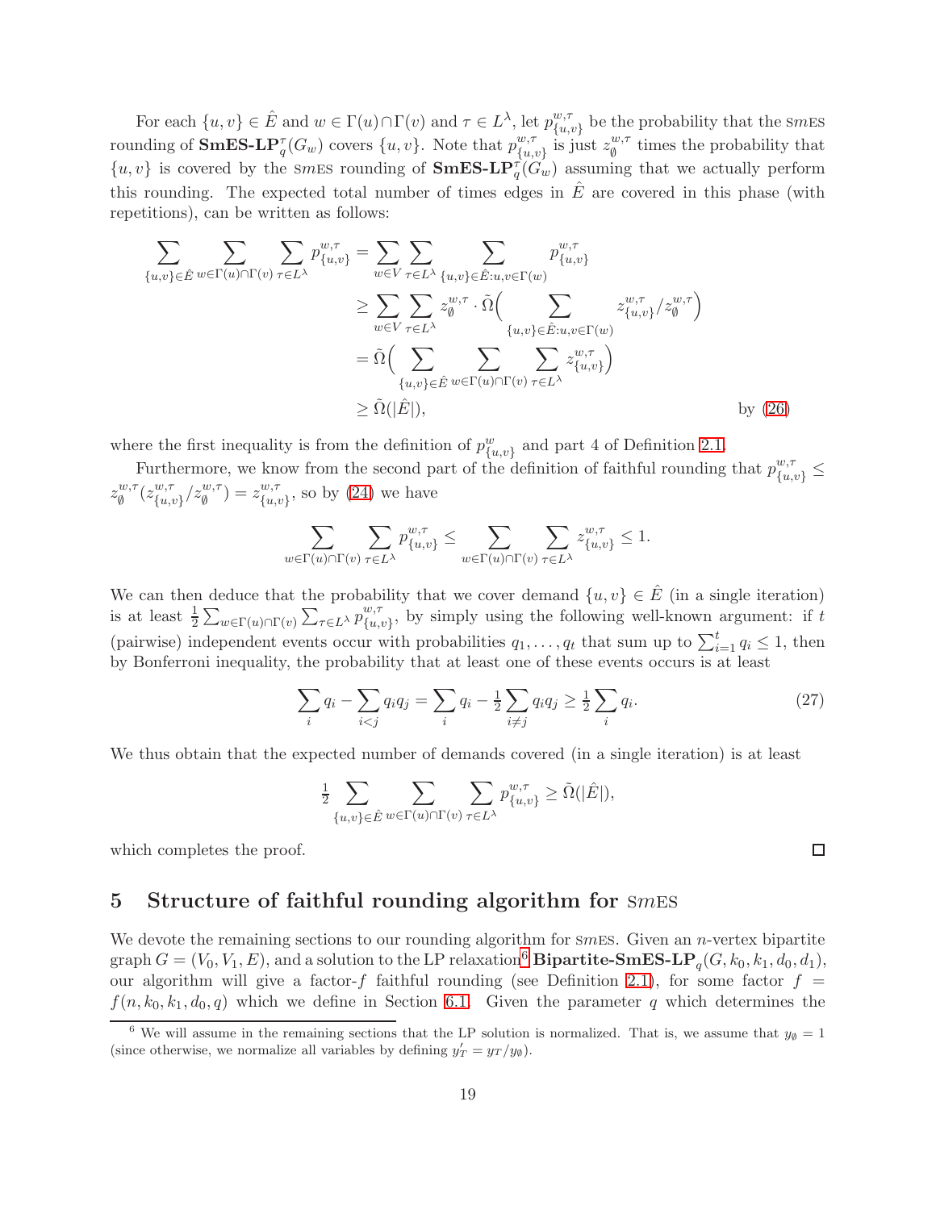For each $\{u,v\} \in \hat{E}$ and $w \in \Gamma(u)\cap\Gamma(v)$ and $\tau \in L^\lambda$, let $p^{w,\tau}_{\{u,v\}}$ be the probability that the SmES rounding of $\textbf{SmES-LP}^\tau_q(G_w)$ covers $\{u,v\}$. Note that $p^{w,\tau}_{\{u,v\}}$ is just $z^{w,\tau}_\emptyset$ times the probability that $\{u,v\}$ is covered by the SmES rounding of $\textbf{SmES-LP}^\tau_q(G_w)$ assuming that we actually perform this rounding. The expected total number of times edges in $\hat{E}$ are covered in this phase (with repetitions), can be written as follows:

$$
\begin{aligned}
\sum_{\{u,v\}\in\hat{E}} \sum_{w\in\Gamma(u)\cap\Gamma(v)} \sum_{\tau\in L^\lambda} p^{w,\tau}_{\{u,v\}} &= \sum_{w\in V} \sum_{\tau\in L^\lambda} \sum_{\{u,v\}\in\hat{E}: u,v\in\Gamma(w)} p^{w,\tau}_{\{u,v\}} \\
&\geq \sum_{w\in V} \sum_{\tau\in L^\lambda} z^{w,\tau}_\emptyset \cdot \tilde{\Omega}\Big( \sum_{\{u,v\}\in\hat{E}: u,v\in\Gamma(w)} z^{w,\tau}_{\{u,v\}}/z^{w,\tau}_\emptyset \Big) \\
&= \tilde{\Omega}\Big( \sum_{\{u,v\}\in\hat{E}} \sum_{w\in\Gamma(u)\cap\Gamma(v)} \sum_{\tau\in L^\lambda} z^{w,\tau}_{\{u,v\}} \Big) \\
&\geq \tilde{\Omega}(|\hat{E}|), \qquad\qquad \text{by (26)}
\end{aligned}
$$

where the first inequality is from the definition of $p^w_{\{u,v\}}$ and part 4 of Definition 2.1.

Furthermore, we know from the second part of the definition of faithful rounding that $p^{w,\tau}_{\{u,v\}} \leq z^{w,\tau}_\emptyset(z^{w,\tau}_{\{u,v\}}/z^{w,\tau}_\emptyset) = z^{w,\tau}_{\{u,v\}}$, so by (24) we have

$$
\sum_{w\in\Gamma(u)\cap\Gamma(v)} \sum_{\tau\in L^\lambda} p^{w,\tau}_{\{u,v\}} \leq \sum_{w\in\Gamma(u)\cap\Gamma(v)} \sum_{\tau\in L^\lambda} z^{w,\tau}_{\{u,v\}} \leq 1.
$$

We can then deduce that the probability that we cover demand $\{u,v\} \in \hat{E}$ (in a single iteration) is at least $\frac{1}{2}\sum_{w\in\Gamma(u)\cap\Gamma(v)}\sum_{\tau\in L^\lambda} p^{w,\tau}_{\{u,v\}}$, by simply using the following well-known argument: if $t$ (pairwise) independent events occur with probabilities $q_1,\ldots,q_t$ that sum up to $\sum_{i=1}^t q_i \leq 1$, then by Bonferroni inequality, the probability that at least one of these events occurs is at least

$$
\sum_i q_i - \sum_{i<j} q_i q_j = \sum_i q_i - \tfrac{1}{2}\sum_{i\neq j} q_i q_j \geq \tfrac{1}{2}\sum_i q_i. \tag{27}
$$

We thus obtain that the expected number of demands covered (in a single iteration) is at least

$$
\tfrac{1}{2} \sum_{\{u,v\}\in\hat{E}} \sum_{w\in\Gamma(u)\cap\Gamma(v)} \sum_{\tau\in L^\lambda} p^{w,\tau}_{\{u,v\}} \geq \tilde{\Omega}(|\hat{E}|),
$$

which completes the proof. □

# 5 Structure of faithful rounding algorithm for SmES

We devote the remaining sections to our rounding algorithm for SmES. Given an $n$-vertex bipartite graph $G = (V_0, V_1, E)$, and a solution to the LP relaxation[6] $\textbf{Bipartite-SmES-LP}_q(G, k_0, k_1, d_0, d_1)$, our algorithm will give a factor-$f$ faithful rounding (see Definition 2.1), for some factor $f = f(n, k_0, k_1, d_0, q)$ which we define in Section 6.1. Given the parameter $q$ which determines the

[6] We will assume in the remaining sections that the LP solution is normalized. That is, we assume that $y_\emptyset = 1$ (since otherwise, we normalize all variables by defining $y'_T = y_T/y_\emptyset$).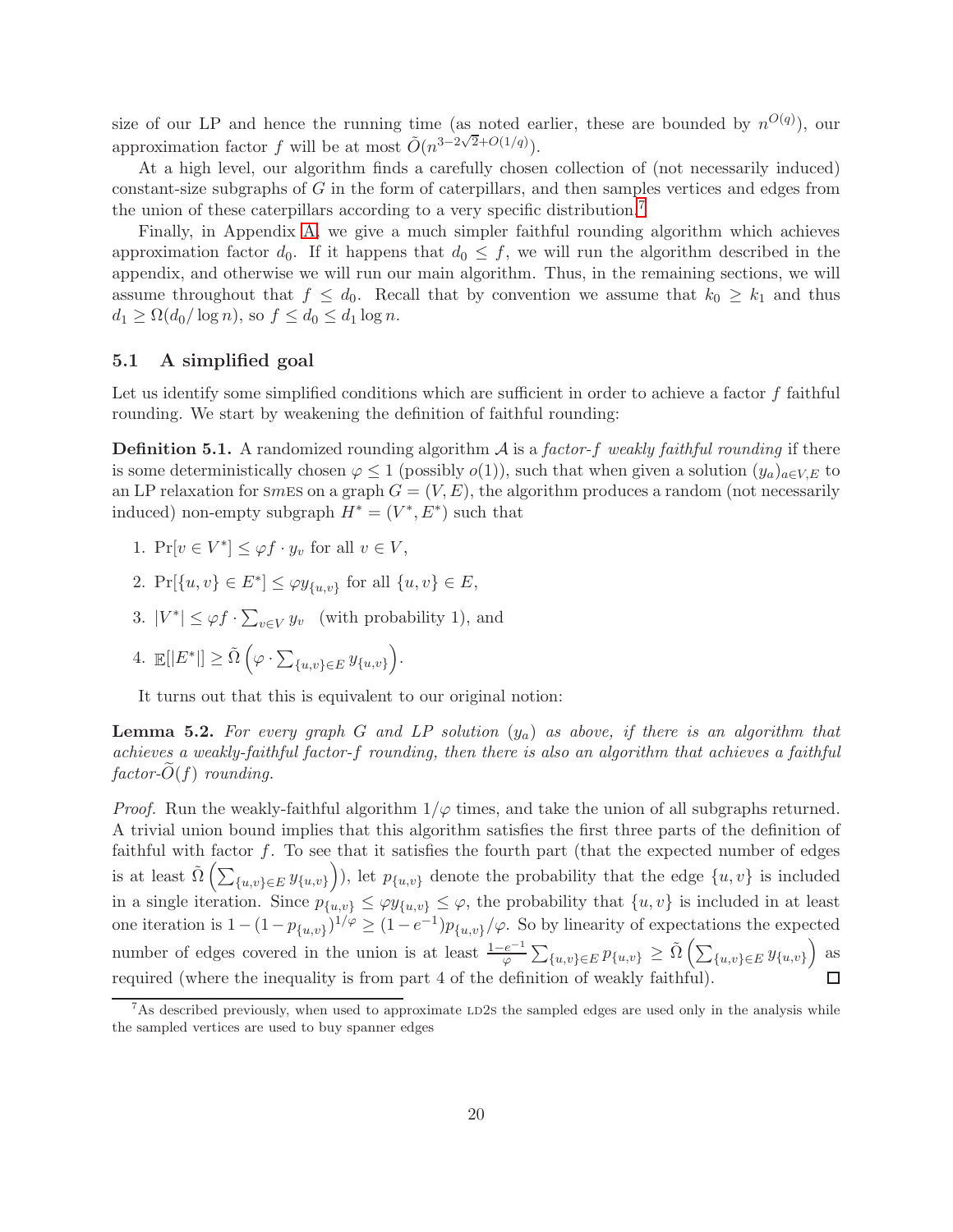size of our LP and hence the running time (as noted earlier, these are bounded by $n^{O(q)}$), our approximation factor $f$ will be at most $\tilde{O}(n^{3-2\sqrt{2}+O(1/q)})$.

At a high level, our algorithm finds a carefully chosen collection of (not necessarily induced) constant-size subgraphs of $G$ in the form of caterpillars, and then samples vertices and edges from the union of these caterpillars according to a very specific distribution.[7]

Finally, in Appendix A, we give a much simpler faithful rounding algorithm which achieves approximation factor $d_0$. If it happens that $d_0 \leq f$, we will run the algorithm described in the appendix, and otherwise we will run our main algorithm. Thus, in the remaining sections, we will assume throughout that $f \leq d_0$. Recall that by convention we assume that $k_0 \geq k_1$ and thus $d_1 \geq \Omega(d_0/\log n)$, so $f \leq d_0 \leq d_1 \log n$.

### 5.1 A simplified goal

Let us identify some simplified conditions which are sufficient in order to achieve a factor $f$ faithful rounding. We start by weakening the definition of faithful rounding:

**Definition 5.1.** A randomized rounding algorithm $\mathcal{A}$ is a *factor-$f$ weakly faithful rounding* if there is some deterministically chosen $\varphi \leq 1$ (possibly $o(1)$), such that when given a solution $(y_a)_{a \in V,E}$ to an LP relaxation for SmES on a graph $G = (V, E)$, the algorithm produces a random (not necessarily induced) non-empty subgraph $H^* = (V^*, E^*)$ such that

1. $\Pr[v \in V^*] \leq \varphi f \cdot y_v$ for all $v \in V$,
2. $\Pr[\{u,v\} \in E^*] \leq \varphi y_{\{u,v\}}$ for all $\{u,v\} \in E$,
3. $|V^*| \leq \varphi f \cdot \sum_{v \in V} y_v$ (with probability 1), and
4. $\mathbb{E}[|E^*|] \geq \tilde{\Omega}\left(\varphi \cdot \sum_{\{u,v\} \in E} y_{\{u,v\}}\right)$.

It turns out that this is equivalent to our original notion:

**Lemma 5.2.** *For every graph $G$ and LP solution $(y_a)$ as above, if there is an algorithm that achieves a weakly-faithful factor-$f$ rounding, then there is also an algorithm that achieves a faithful factor-$\widetilde{O}(f)$ rounding.*

*Proof.* Run the weakly-faithful algorithm $1/\varphi$ times, and take the union of all subgraphs returned. A trivial union bound implies that this algorithm satisfies the first three parts of the definition of faithful with factor $f$. To see that it satisfies the fourth part (that the expected number of edges is at least $\tilde{\Omega}\left(\sum_{\{u,v\} \in E} y_{\{u,v\}}\right)$), let $p_{\{u,v\}}$ denote the probability that the edge $\{u,v\}$ is included in a single iteration. Since $p_{\{u,v\}} \leq \varphi y_{\{u,v\}} \leq \varphi$, the probability that $\{u,v\}$ is included in at least one iteration is $1 - (1 - p_{\{u,v\}})^{1/\varphi} \geq (1 - e^{-1}) p_{\{u,v\}}/\varphi$. So by linearity of expectations the expected number of edges covered in the union is at least $\frac{1-e^{-1}}{\varphi} \sum_{\{u,v\} \in E} p_{\{u,v\}} \geq \tilde{\Omega}\left(\sum_{\{u,v\} \in E} y_{\{u,v\}}\right)$ as required (where the inequality is from part 4 of the definition of weakly faithful). $\square$

[7] As described previously, when used to approximate LD2S the sampled edges are used only in the analysis while the sampled vertices are used to buy spanner edges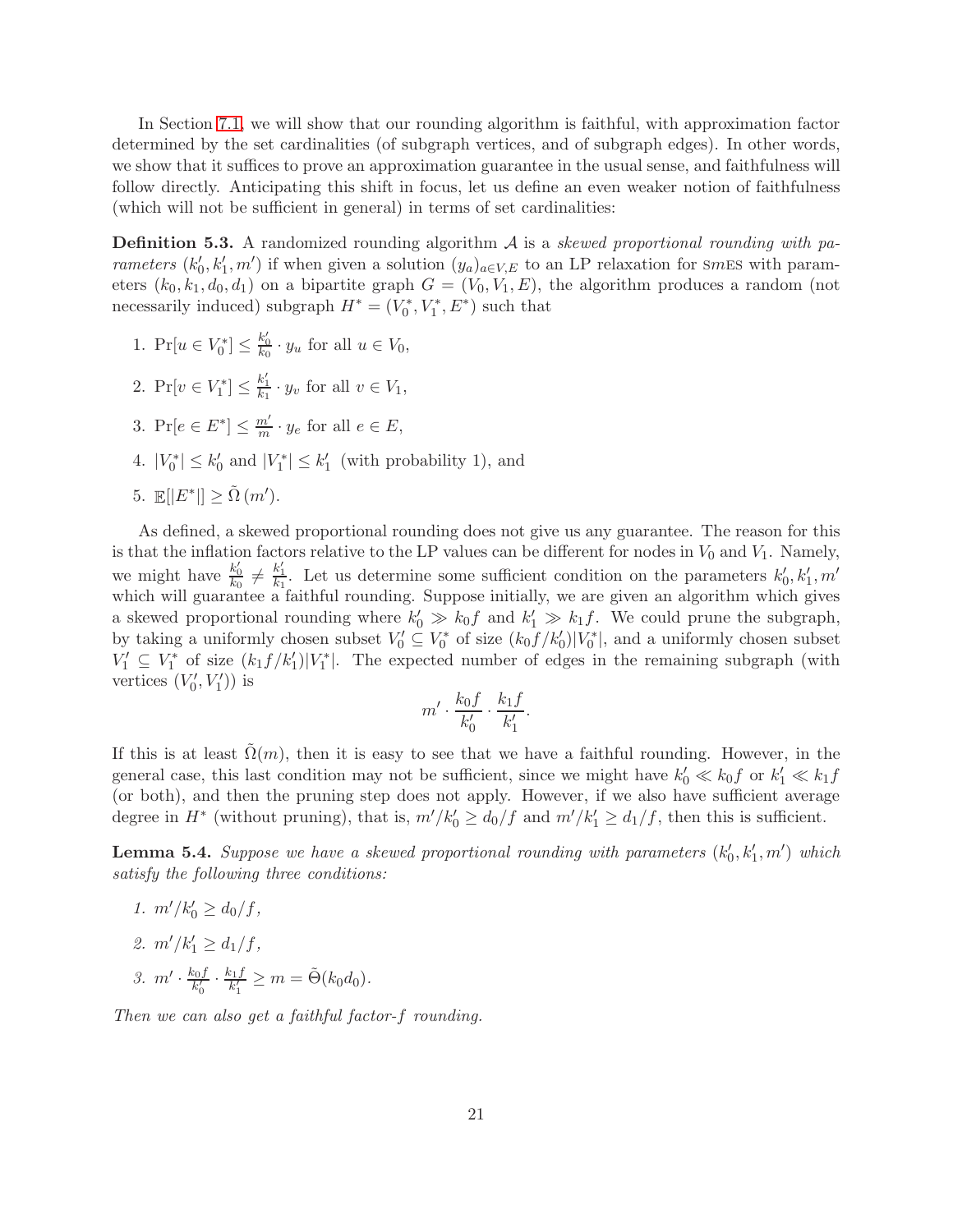In Section 7.1, we will show that our rounding algorithm is faithful, with approximation factor determined by the set cardinalities (of subgraph vertices, and of subgraph edges). In other words, we show that it suffices to prove an approximation guarantee in the usual sense, and faithfulness will follow directly. Anticipating this shift in focus, let us define an even weaker notion of faithfulness (which will not be sufficient in general) in terms of set cardinalities:

**Definition 5.3.** A randomized rounding algorithm $\mathcal{A}$ is a *skewed proportional rounding with parameters* $(k_0', k_1', m')$ if when given a solution $(y_a)_{a\in V,E}$ to an LP relaxation for SmES with parameters $(k_0, k_1, d_0, d_1)$ on a bipartite graph $G = (V_0, V_1, E)$, the algorithm produces a random (not necessarily induced) subgraph $H^* = (V_0^*, V_1^*, E^*)$ such that

1. $\Pr[u \in V_0^*] \leq \frac{k_0'}{k_0} \cdot y_u$ for all $u \in V_0$,
2. $\Pr[v \in V_1^*] \leq \frac{k_1'}{k_1} \cdot y_v$ for all $v \in V_1$,
3. $\Pr[e \in E^*] \leq \frac{m'}{m} \cdot y_e$ for all $e \in E$,
4. $|V_0^*| \leq k_0'$ and $|V_1^*| \leq k_1'$ (with probability 1), and
5. $\mathbb{E}[|E^*|] \geq \tilde{\Omega}(m')$.

As defined, a skewed proportional rounding does not give us any guarantee. The reason for this is that the inflation factors relative to the LP values can be different for nodes in $V_0$ and $V_1$. Namely, we might have $\frac{k_0'}{k_0} \neq \frac{k_1'}{k_1}$. Let us determine some sufficient condition on the parameters $k_0', k_1', m'$ which will guarantee a faithful rounding. Suppose initially, we are given an algorithm which gives a skewed proportional rounding where $k_0' \gg k_0 f$ and $k_1' \gg k_1 f$. We could prune the subgraph, by taking a uniformly chosen subset $V_0' \subseteq V_0^*$ of size $(k_0 f/k_0')|V_0^*|$, and a uniformly chosen subset $V_1' \subseteq V_1^*$ of size $(k_1 f/k_1')|V_1^*|$. The expected number of edges in the remaining subgraph (with vertices $(V_0', V_1')$) is

$$m' \cdot \frac{k_0 f}{k_0'} \cdot \frac{k_1 f}{k_1'}.$$

If this is at least $\tilde{\Omega}(m)$, then it is easy to see that we have a faithful rounding. However, in the general case, this last condition may not be sufficient, since we might have $k_0' \ll k_0 f$ or $k_1' \ll k_1 f$ (or both), and then the pruning step does not apply. However, if we also have sufficient average degree in $H^*$ (without pruning), that is, $m'/k_0' \geq d_0/f$ and $m'/k_1' \geq d_1/f$, then this is sufficient.

**Lemma 5.4.** *Suppose we have a skewed proportional rounding with parameters $(k_0', k_1', m')$ which satisfy the following three conditions:*

1. $m'/k_0' \geq d_0/f$,
2. $m'/k_1' \geq d_1/f$,
3. $m' \cdot \frac{k_0 f}{k_0'} \cdot \frac{k_1 f}{k_1'} \geq m = \tilde{\Theta}(k_0 d_0)$.

*Then we can also get a faithful factor-$f$ rounding.*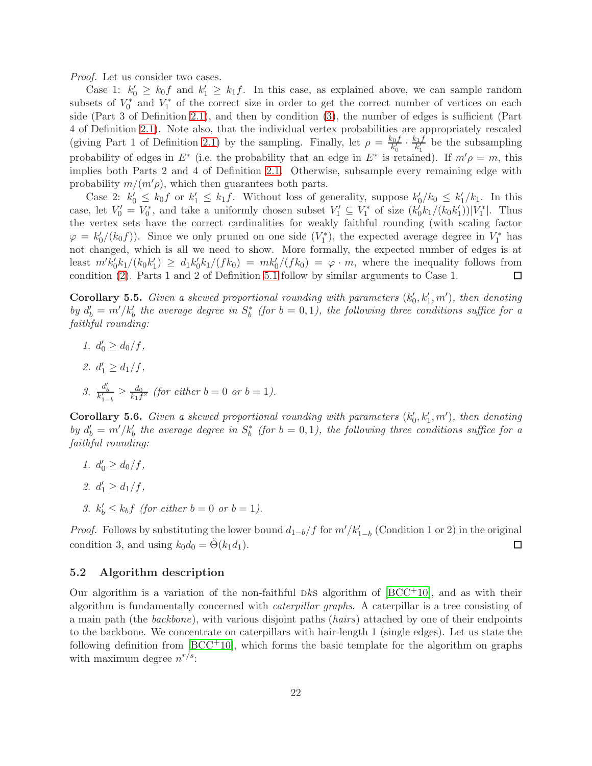*Proof.* Let us consider two cases.

Case 1: $k'_0 \geq k_0 f$ and $k'_1 \geq k_1 f$. In this case, as explained above, we can sample random subsets of $V_0^*$ and $V_1^*$ of the correct size in order to get the correct number of vertices on each side (Part 3 of Definition 2.1), and then by condition (3), the number of edges is sufficient (Part 4 of Definition 2.1). Note also, that the individual vertex probabilities are appropriately rescaled (giving Part 1 of Definition 2.1) by the sampling. Finally, let $\rho = \frac{k_0 f}{k'_0} \cdot \frac{k_1 f}{k'_1}$ be the subsampling probability of edges in $E^*$ (i.e. the probability that an edge in $E^*$ is retained). If $m'\rho = m$, this implies both Parts 2 and 4 of Definition 2.1. Otherwise, subsample every remaining edge with probability $m/(m'\rho)$, which then guarantees both parts.

Case 2: $k'_0 \leq k_0 f$ or $k'_1 \leq k_1 f$. Without loss of generality, suppose $k'_0/k_0 \leq k'_1/k_1$. In this case, let $V'_0 = V_0^*$, and take a uniformly chosen subset $V'_1 \subseteq V_1^*$ of size $(k'_0 k_1/(k_0 k'_1))|V_1^*|$. Thus the vertex sets have the correct cardinalities for weakly faithful rounding (with scaling factor $\varphi = k'_0/(k_0 f)$). Since we only pruned on one side ($V_1^*$), the expected average degree in $V_1^*$ has not changed, which is all we need to show. More formally, the expected number of edges is at least $m' k'_0 k_1/(k_0 k'_1) \geq d_1 k'_0 k_1/(f k_0) = m k'_0/(f k_0) = \varphi \cdot m$, where the inequality follows from condition (2). Parts 1 and 2 of Definition 5.1 follow by similar arguments to Case 1. $\square$

**Corollary 5.5.** *Given a skewed proportional rounding with parameters $(k'_0, k'_1, m')$, then denoting by $d'_b = m'/k'_b$ the average degree in $S_b^*$ (for $b = 0, 1$), the following three conditions suffice for a faithful rounding:*

1. $d'_0 \geq d_0/f$,
2. $d'_1 \geq d_1/f$,
3. $\frac{d'_b}{k'_{1-b}} \geq \frac{d_0}{k_1 f^2}$ *(for either $b = 0$ or $b = 1$).*

**Corollary 5.6.** *Given a skewed proportional rounding with parameters $(k'_0, k'_1, m')$, then denoting by $d'_b = m'/k'_b$ the average degree in $S_b^*$ (for $b = 0, 1$), the following three conditions suffice for a faithful rounding:*

1. $d'_0 \geq d_0/f$,
2. $d'_1 \geq d_1/f$,
3. $k'_b \leq k_b f$ *(for either $b = 0$ or $b = 1$).*

*Proof.* Follows by substituting the lower bound $d_{1-b}/f$ for $m'/k'_{1-b}$ (Condition 1 or 2) in the original condition 3, and using $k_0 d_0 = \tilde{\Theta}(k_1 d_1)$. $\square$

### 5.2 Algorithm description

Our algorithm is a variation of the non-faithful DkS algorithm of [BCC+10], and as with their algorithm is fundamentally concerned with *caterpillar graphs*. A caterpillar is a tree consisting of a main path (the *backbone*), with various disjoint paths (*hairs*) attached by one of their endpoints to the backbone. We concentrate on caterpillars with hair-length 1 (single edges). Let us state the following definition from [BCC+10], which forms the basic template for the algorithm on graphs with maximum degree $n^{r/s}$: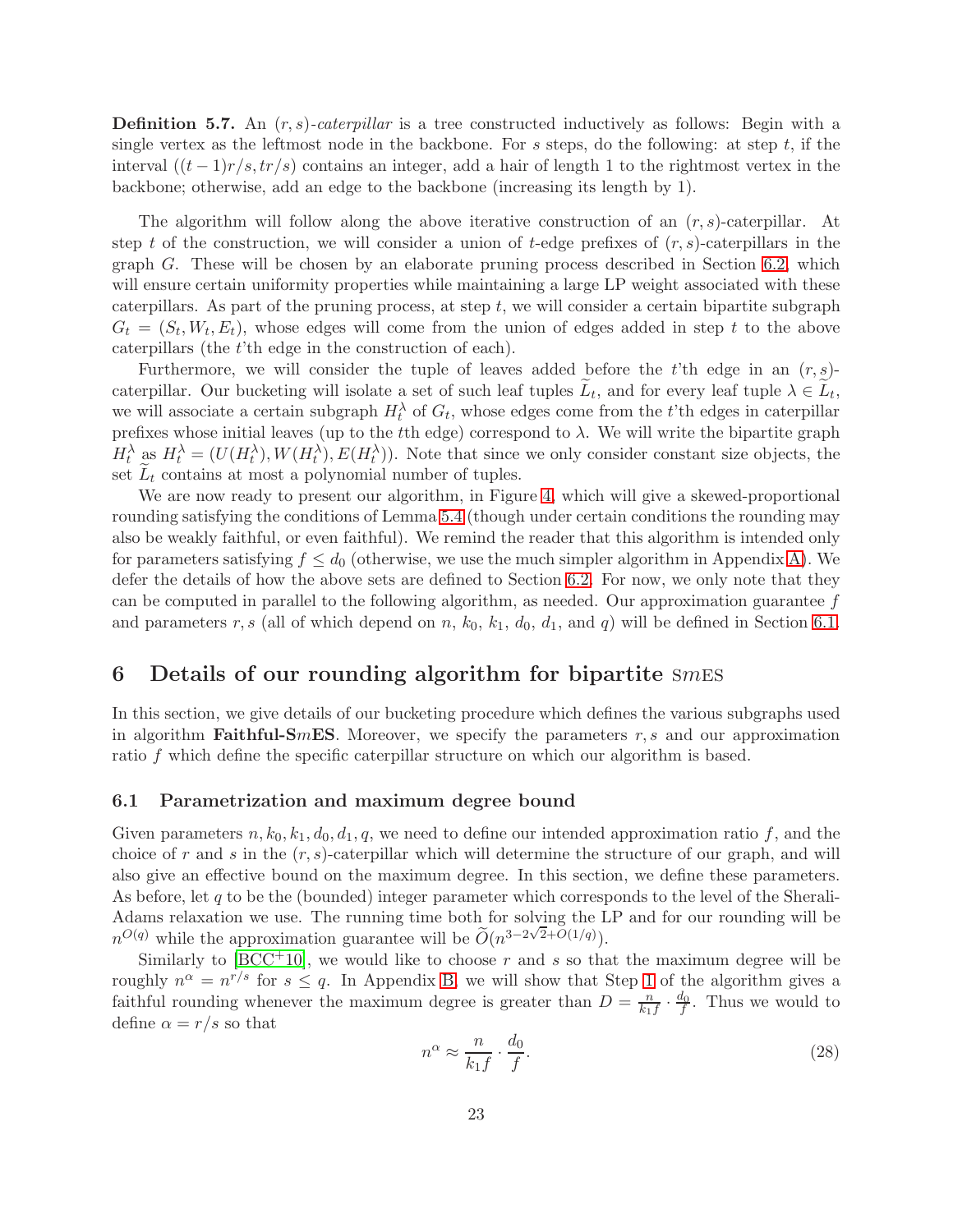**Definition 5.7.** An $(r,s)$-*caterpillar* is a tree constructed inductively as follows: Begin with a single vertex as the leftmost node in the backbone. For $s$ steps, do the following: at step $t$, if the interval $((t-1)r/s, tr/s)$ contains an integer, add a hair of length 1 to the rightmost vertex in the backbone; otherwise, add an edge to the backbone (increasing its length by 1).

The algorithm will follow along the above iterative construction of an $(r,s)$-caterpillar. At step $t$ of the construction, we will consider a union of $t$-edge prefixes of $(r,s)$-caterpillars in the graph $G$. These will be chosen by an elaborate pruning process described in Section 6.2, which will ensure certain uniformity properties while maintaining a large LP weight associated with these caterpillars. As part of the pruning process, at step $t$, we will consider a certain bipartite subgraph $G_t = (S_t, W_t, E_t)$, whose edges will come from the union of edges added in step $t$ to the above caterpillars (the $t$'th edge in the construction of each).

Furthermore, we will consider the tuple of leaves added before the $t$'th edge in an $(r,s)$-caterpillar. Our bucketing will isolate a set of such leaf tuples $\widetilde{L}_t$, and for every leaf tuple $\lambda \in \widetilde{L}_t$, we will associate a certain subgraph $H_t^\lambda$ of $G_t$, whose edges come from the $t$'th edges in caterpillar prefixes whose initial leaves (up to the $t$th edge) correspond to $\lambda$. We will write the bipartite graph $H_t^\lambda$ as $H_t^\lambda = (U(H_t^\lambda), W(H_t^\lambda), E(H_t^\lambda))$. Note that since we only consider constant size objects, the set $\widetilde{L}_t$ contains at most a polynomial number of tuples.

We are now ready to present our algorithm, in Figure 4, which will give a skewed-proportional rounding satisfying the conditions of Lemma 5.4 (though under certain conditions the rounding may also be weakly faithful, or even faithful). We remind the reader that this algorithm is intended only for parameters satisfying $f \le d_0$ (otherwise, we use the much simpler algorithm in Appendix A). We defer the details of how the above sets are defined to Section 6.2. For now, we only note that they can be computed in parallel to the following algorithm, as needed. Our approximation guarantee $f$ and parameters $r, s$ (all of which depend on $n$, $k_0$, $k_1$, $d_0$, $d_1$, and $q$) will be defined in Section 6.1.

# 6 Details of our rounding algorithm for bipartite SmES

In this section, we give details of our bucketing procedure which defines the various subgraphs used in algorithm **Faithful-S$m$ES**. Moreover, we specify the parameters $r, s$ and our approximation ratio $f$ which define the specific caterpillar structure on which our algorithm is based.

## 6.1 Parametrization and maximum degree bound

Given parameters $n, k_0, k_1, d_0, d_1, q$, we need to define our intended approximation ratio $f$, and the choice of $r$ and $s$ in the $(r,s)$-caterpillar which will determine the structure of our graph, and will also give an effective bound on the maximum degree. In this section, we define these parameters. As before, let $q$ to be the (bounded) integer parameter which corresponds to the level of the Sherali-Adams relaxation we use. The running time both for solving the LP and for our rounding will be $n^{O(q)}$ while the approximation guarantee will be $\widetilde{O}(n^{3-2\sqrt{2}+O(1/q)})$.

Similarly to [BCC+10], we would like to choose $r$ and $s$ so that the maximum degree will be roughly $n^\alpha = n^{r/s}$ for $s \le q$. In Appendix B, we will show that Step 1 of the algorithm gives a faithful rounding whenever the maximum degree is greater than $D = \frac{n}{k_1 f} \cdot \frac{d_0}{f}$. Thus we would to define $\alpha = r/s$ so that

$$n^\alpha \approx \frac{n}{k_1 f} \cdot \frac{d_0}{f}. \tag{28}$$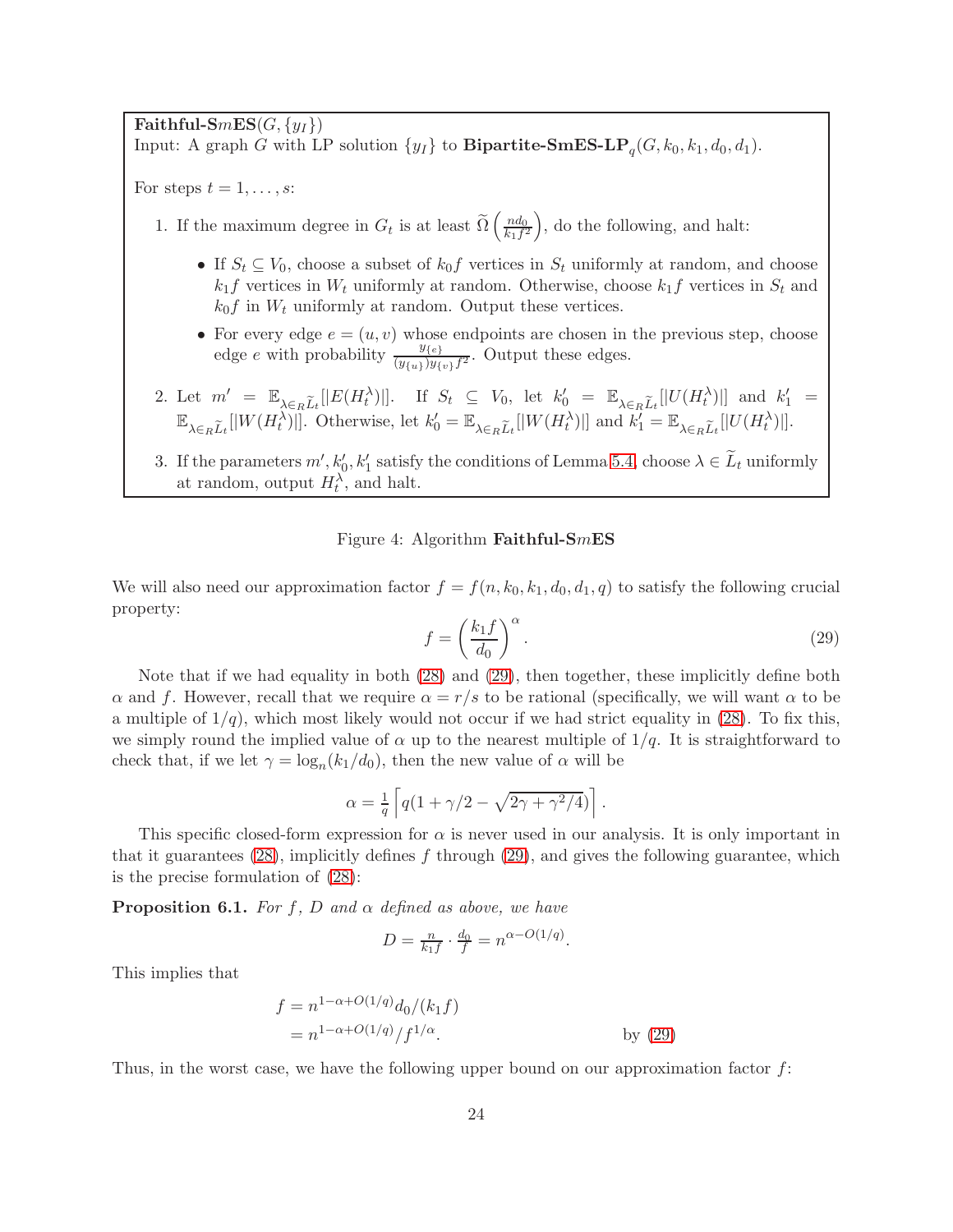**Faithful-S$m$ES**$(G, \{y_I\})$
Input: A graph $G$ with LP solution $\{y_I\}$ to **Bipartite-SmES-LP**$_q(G, k_0, k_1, d_0, d_1)$.

For steps $t = 1, \ldots, s$:

1. If the maximum degree in $G_t$ is at least $\widetilde{\Omega}\left(\frac{nd_0}{k_1 f^2}\right)$, do the following, and halt:
   - If $S_t \subseteq V_0$, choose a subset of $k_0 f$ vertices in $S_t$ uniformly at random, and choose $k_1 f$ vertices in $W_t$ uniformly at random. Otherwise, choose $k_1 f$ vertices in $S_t$ and $k_0 f$ in $W_t$ uniformly at random. Output these vertices.
   - For every edge $e = (u, v)$ whose endpoints are chosen in the previous step, choose edge $e$ with probability $\frac{y_{\{e\}}}{(y_{\{u\}})y_{\{v\}}f^2}$. Output these edges.
2. Let $m' = \mathbb{E}_{\lambda \in_R \widetilde{L}_t}[|E(H_t^\lambda)|]$. If $S_t \subseteq V_0$, let $k_0' = \mathbb{E}_{\lambda \in_R \widetilde{L}_t}[|U(H_t^\lambda)|]$ and $k_1' = \mathbb{E}_{\lambda \in_R \widetilde{L}_t}[|W(H_t^\lambda)|]$. Otherwise, let $k_0' = \mathbb{E}_{\lambda \in_R \widetilde{L}_t}[|W(H_t^\lambda)|]$ and $k_1' = \mathbb{E}_{\lambda \in_R \widetilde{L}_t}[|U(H_t^\lambda)|]$.
3. If the parameters $m', k_0', k_1'$ satisfy the conditions of Lemma 5.4, choose $\lambda \in \widetilde{L}_t$ uniformly at random, output $H_t^\lambda$, and halt.

Figure 4: Algorithm **Faithful-S$m$ES**

We will also need our approximation factor $f = f(n, k_0, k_1, d_0, d_1, q)$ to satisfy the following crucial property:

$$f = \left(\frac{k_1 f}{d_0}\right)^\alpha. \tag{29}$$

Note that if we had equality in both (28) and (29), then together, these implicitly define both $\alpha$ and $f$. However, recall that we require $\alpha = r/s$ to be rational (specifically, we will want $\alpha$ to be a multiple of $1/q$), which most likely would not occur if we had strict equality in (28). To fix this, we simply round the implied value of $\alpha$ up to the nearest multiple of $1/q$. It is straightforward to check that, if we let $\gamma = \log_n(k_1/d_0)$, then the new value of $\alpha$ will be

$$\alpha = \tfrac{1}{q}\left\lceil q(1 + \gamma/2 - \sqrt{2\gamma + \gamma^2/4})\right\rceil.$$

This specific closed-form expression for $\alpha$ is never used in our analysis. It is only important in that it guarantees (28), implicitly defines $f$ through (29), and gives the following guarantee, which is the precise formulation of (28):

**Proposition 6.1.** *For $f$, $D$ and $\alpha$ defined as above, we have*

$$D = \tfrac{n}{k_1 f} \cdot \tfrac{d_0}{f} = n^{\alpha - O(1/q)}.$$

This implies that

$$\begin{aligned}
f &= n^{1-\alpha+O(1/q)} d_0/(k_1 f) \\
&= n^{1-\alpha+O(1/q)}/f^{1/\alpha}. \qquad\qquad \text{by (29)}
\end{aligned}$$

Thus, in the worst case, we have the following upper bound on our approximation factor $f$: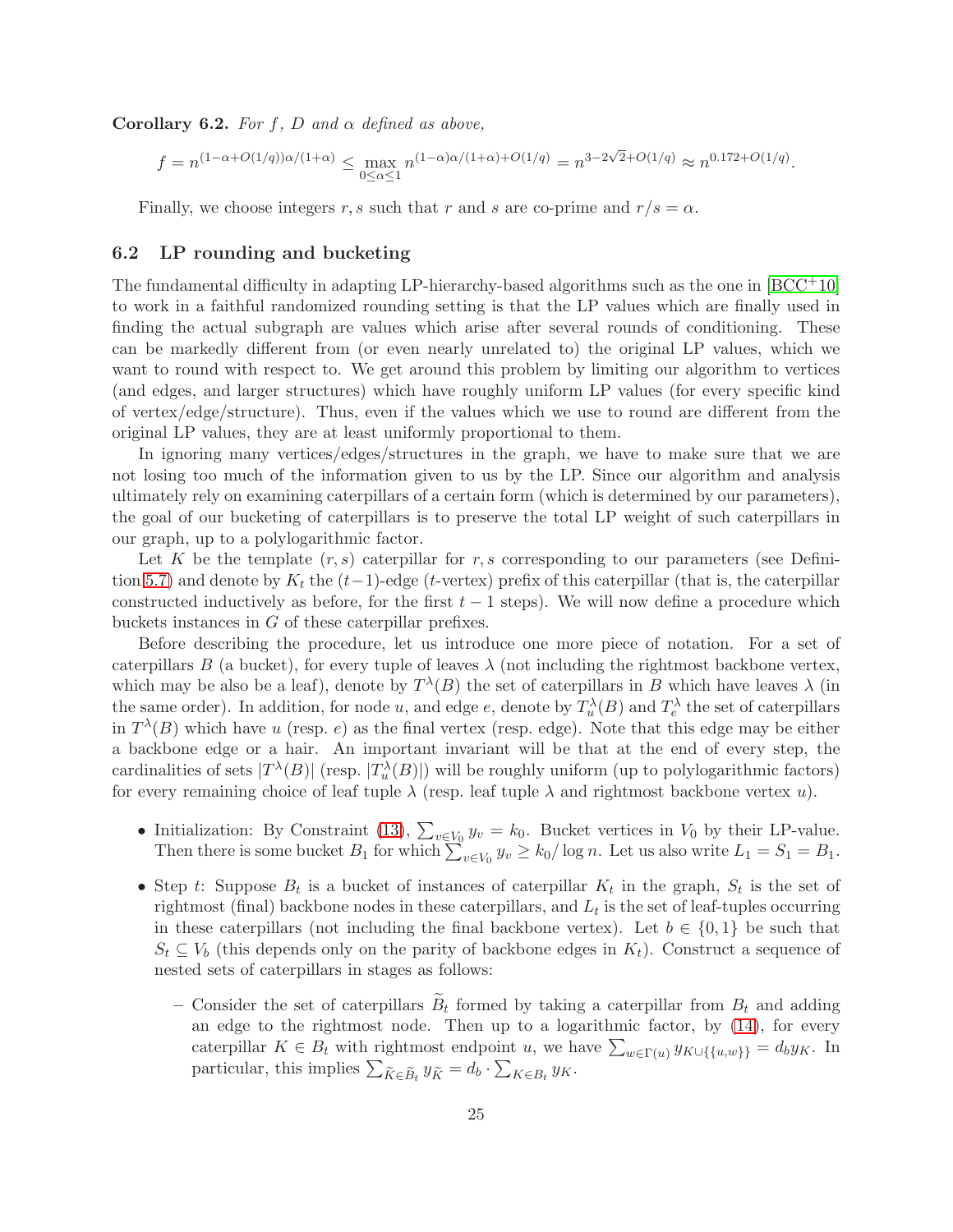**Corollary 6.2.** *For $f$, $D$ and $\alpha$ defined as above,*

$$f = n^{(1-\alpha+O(1/q))\alpha/(1+\alpha)} \leq \max_{0\leq\alpha\leq 1} n^{(1-\alpha)\alpha/(1+\alpha)+O(1/q)} = n^{3-2\sqrt{2}+O(1/q)} \approx n^{0.172+O(1/q)}.$$

Finally, we choose integers $r, s$ such that $r$ and $s$ are co-prime and $r/s = \alpha$.

## 6.2 LP rounding and bucketing

The fundamental difficulty in adapting LP-hierarchy-based algorithms such as the one in [BCC+10] to work in a faithful randomized rounding setting is that the LP values which are finally used in finding the actual subgraph are values which arise after several rounds of conditioning. These can be markedly different from (or even nearly unrelated to) the original LP values, which we want to round with respect to. We get around this problem by limiting our algorithm to vertices (and edges, and larger structures) which have roughly uniform LP values (for every specific kind of vertex/edge/structure). Thus, even if the values which we use to round are different from the original LP values, they are at least uniformly proportional to them.

In ignoring many vertices/edges/structures in the graph, we have to make sure that we are not losing too much of the information given to us by the LP. Since our algorithm and analysis ultimately rely on examining caterpillars of a certain form (which is determined by our parameters), the goal of our bucketing of caterpillars is to preserve the total LP weight of such caterpillars in our graph, up to a polylogarithmic factor.

Let $K$ be the template $(r, s)$ caterpillar for $r, s$ corresponding to our parameters (see Definition 5.7) and denote by $K_t$ the $(t-1)$-edge ($t$-vertex) prefix of this caterpillar (that is, the caterpillar constructed inductively as before, for the first $t-1$ steps). We will now define a procedure which buckets instances in $G$ of these caterpillar prefixes.

Before describing the procedure, let us introduce one more piece of notation. For a set of caterpillars $B$ (a bucket), for every tuple of leaves $\lambda$ (not including the rightmost backbone vertex, which may be also be a leaf), denote by $T^{\lambda}(B)$ the set of caterpillars in $B$ which have leaves $\lambda$ (in the same order). In addition, for node $u$, and edge $e$, denote by $T_u^{\lambda}(B)$ and $T_e^{\lambda}$ the set of caterpillars in $T^{\lambda}(B)$ which have $u$ (resp. $e$) as the final vertex (resp. edge). Note that this edge may be either a backbone edge or a hair. An important invariant will be that at the end of every step, the cardinalities of sets $|T^{\lambda}(B)|$ (resp. $|T_u^{\lambda}(B)|$) will be roughly uniform (up to polylogarithmic factors) for every remaining choice of leaf tuple $\lambda$ (resp. leaf tuple $\lambda$ and rightmost backbone vertex $u$).

- Initialization: By Constraint (13), $\sum_{v\in V_0} y_v = k_0$. Bucket vertices in $V_0$ by their LP-value. Then there is some bucket $B_1$ for which $\sum_{v\in V_0} y_v \geq k_0/\log n$. Let us also write $L_1 = S_1 = B_1$.
- Step $t$: Suppose $B_t$ is a bucket of instances of caterpillar $K_t$ in the graph, $S_t$ is the set of rightmost (final) backbone nodes in these caterpillars, and $L_t$ is the set of leaf-tuples occurring in these caterpillars (not including the final backbone vertex). Let $b \in \{0, 1\}$ be such that $S_t \subseteq V_b$ (this depends only on the parity of backbone edges in $K_t$). Construct a sequence of nested sets of caterpillars in stages as follows:
  - Consider the set of caterpillars $\widetilde{B}_t$ formed by taking a caterpillar from $B_t$ and adding an edge to the rightmost node. Then up to a logarithmic factor, by (14), for every caterpillar $K \in B_t$ with rightmost endpoint $u$, we have $\sum_{w\in\Gamma(u)} y_{K\cup\{\{u,w\}\}} = d_b y_K$. In particular, this implies $\sum_{\widetilde{K}\in\widetilde{B}_t} y_{\widetilde{K}} = d_b \cdot \sum_{K\in B_t} y_K$.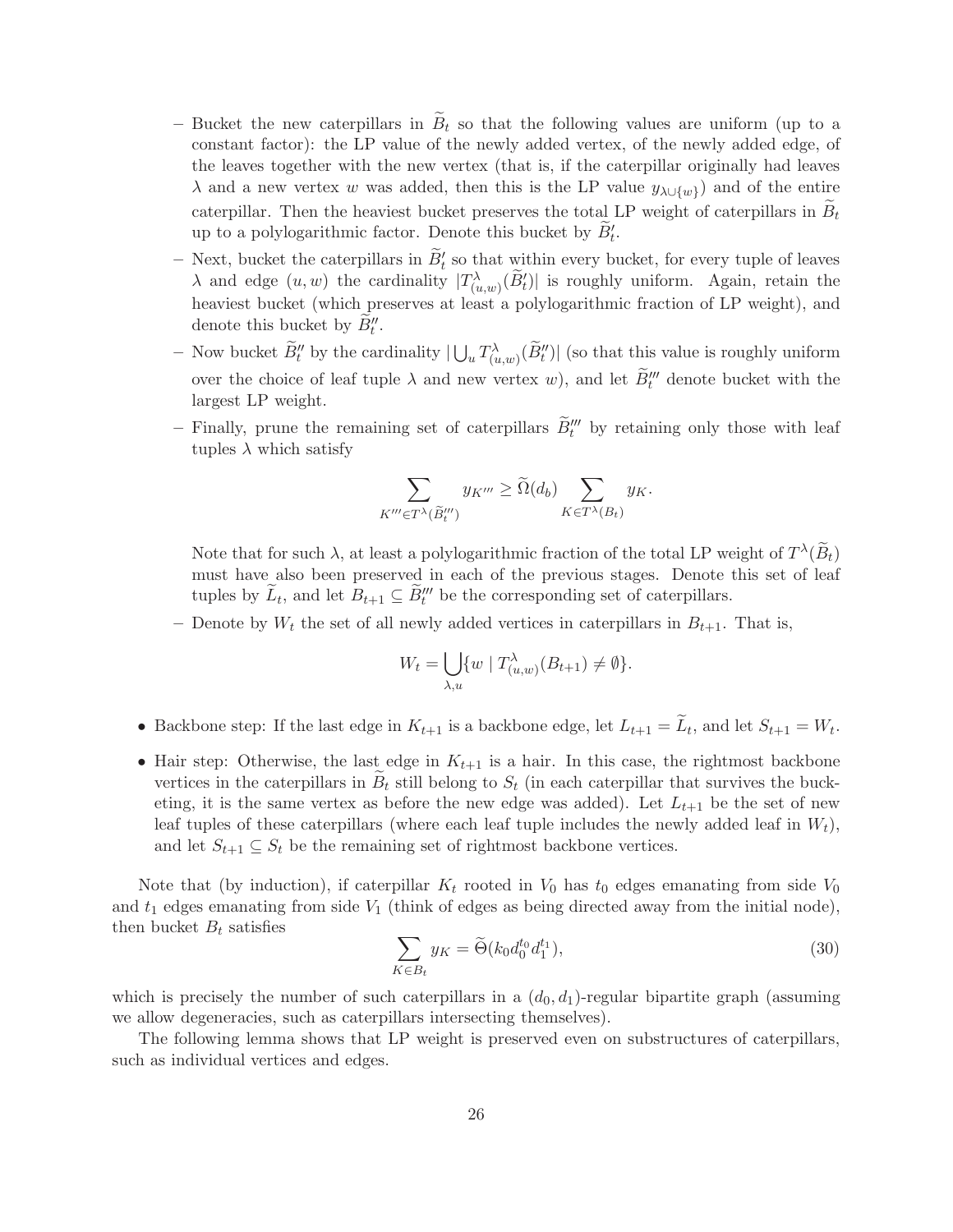- Bucket the new caterpillars in $\widetilde{B}_t$ so that the following values are uniform (up to a constant factor): the LP value of the newly added vertex, of the newly added edge, of the leaves together with the new vertex (that is, if the caterpillar originally had leaves $\lambda$ and a new vertex $w$ was added, then this is the LP value $y_{\lambda \cup \{w\}}$) and of the entire caterpillar. Then the heaviest bucket preserves the total LP weight of caterpillars in $\widetilde{B}_t$ up to a polylogarithmic factor. Denote this bucket by $\widetilde{B}'_t$.
  - Next, bucket the caterpillars in $\widetilde{B}'_t$ so that within every bucket, for every tuple of leaves $\lambda$ and edge $(u, w)$ the cardinality $|T^{\lambda}_{(u,w)}(\widetilde{B}'_t)|$ is roughly uniform. Again, retain the heaviest bucket (which preserves at least a polylogarithmic fraction of LP weight), and denote this bucket by $\widetilde{B}''_t$.
  - Now bucket $\widetilde{B}''_t$ by the cardinality $|\bigcup_u T^{\lambda}_{(u,w)}(\widetilde{B}''_t)|$ (so that this value is roughly uniform over the choice of leaf tuple $\lambda$ and new vertex $w$), and let $\widetilde{B}'''_t$ denote bucket with the largest LP weight.
  - Finally, prune the remaining set of caterpillars $\widetilde{B}'''_t$ by retaining only those with leaf tuples $\lambda$ which satisfy

$$\sum_{K''' \in T^{\lambda}(\widetilde{B}'''_t)} y_{K'''} \geq \widetilde{\Omega}(d_b) \sum_{K \in T^{\lambda}(B_t)} y_K.$$

    Note that for such $\lambda$, at least a polylogarithmic fraction of the total LP weight of $T^{\lambda}(\widetilde{B}_t)$ must have also been preserved in each of the previous stages. Denote this set of leaf tuples by $\widetilde{L}_t$, and let $B_{t+1} \subseteq \widetilde{B}'''_t$ be the corresponding set of caterpillars.
  - Denote by $W_t$ the set of all newly added vertices in caterpillars in $B_{t+1}$. That is,

$$W_t = \bigcup_{\lambda, u} \{w \mid T^{\lambda}_{(u,w)}(B_{t+1}) \neq \emptyset\}.$$

- Backbone step: If the last edge in $K_{t+1}$ is a backbone edge, let $L_{t+1} = \widetilde{L}_t$, and let $S_{t+1} = W_t$.
- Hair step: Otherwise, the last edge in $K_{t+1}$ is a hair. In this case, the rightmost backbone vertices in the caterpillars in $\widetilde{B}_t$ still belong to $S_t$ (in each caterpillar that survives the bucketing, it is the same vertex as before the new edge was added). Let $L_{t+1}$ be the set of new leaf tuples of these caterpillars (where each leaf tuple includes the newly added leaf in $W_t$), and let $S_{t+1} \subseteq S_t$ be the remaining set of rightmost backbone vertices.

Note that (by induction), if caterpillar $K_t$ rooted in $V_0$ has $t_0$ edges emanating from side $V_0$ and $t_1$ edges emanating from side $V_1$ (think of edges as being directed away from the initial node), then bucket $B_t$ satisfies

$$\sum_{K \in B_t} y_K = \widetilde{\Theta}(k_0 d_0^{t_0} d_1^{t_1}), \tag{30}$$

which is precisely the number of such caterpillars in a $(d_0, d_1)$-regular bipartite graph (assuming we allow degeneracies, such as caterpillars intersecting themselves).

The following lemma shows that LP weight is preserved even on substructures of caterpillars, such as individual vertices and edges.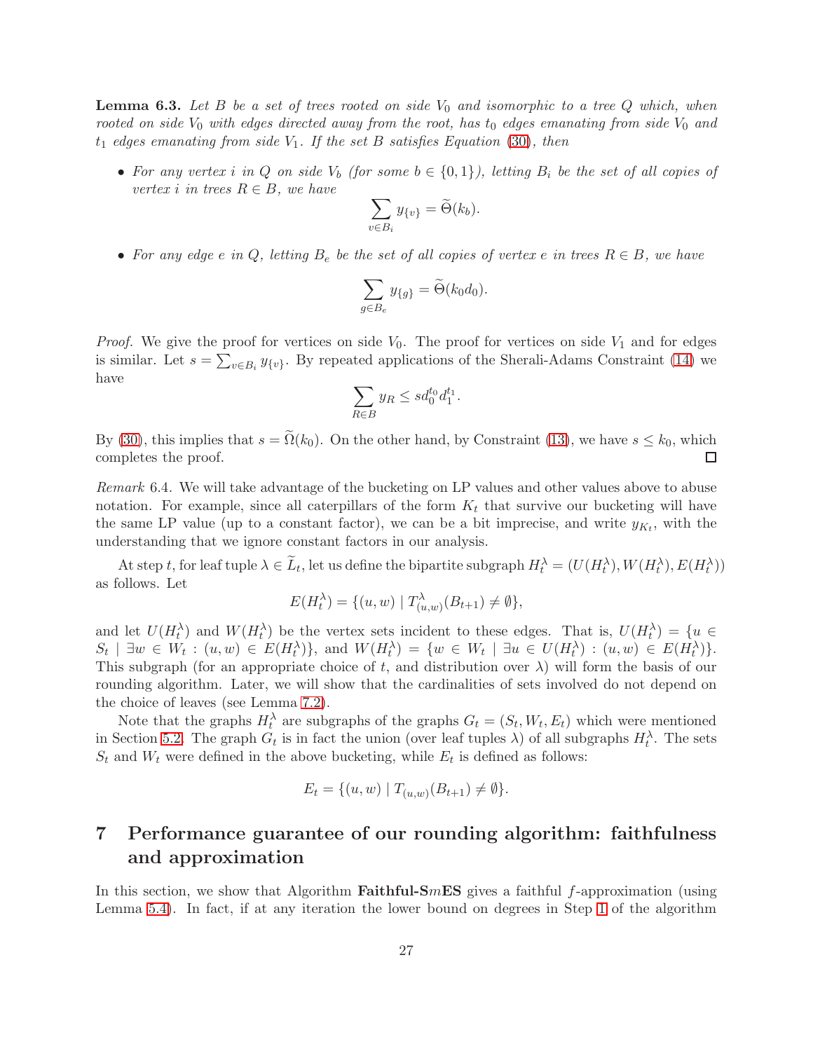**Lemma 6.3.** *Let $B$ be a set of trees rooted on side $V_0$ and isomorphic to a tree $Q$ which, when rooted on side $V_0$ with edges directed away from the root, has $t_0$ edges emanating from side $V_0$ and $t_1$ edges emanating from side $V_1$. If the set $B$ satisfies Equation (30), then*

- *For any vertex $i$ in $Q$ on side $V_b$ (for some $b \in \{0,1\}$), letting $B_i$ be the set of all copies of vertex $i$ in trees $R \in B$, we have*

$$\sum_{v \in B_i} y_{\{v\}} = \widetilde{\Theta}(k_b).$$

- *For any edge $e$ in $Q$, letting $B_e$ be the set of all copies of vertex $e$ in trees $R \in B$, we have*

$$\sum_{g \in B_e} y_{\{g\}} = \widetilde{\Theta}(k_0 d_0).$$

*Proof.* We give the proof for vertices on side $V_0$. The proof for vertices on side $V_1$ and for edges is similar. Let $s = \sum_{v \in B_i} y_{\{v\}}$. By repeated applications of the Sherali-Adams Constraint (14) we have

$$\sum_{R \in B} y_R \leq s d_0^{t_0} d_1^{t_1}.$$

By (30), this implies that $s = \widetilde{\Omega}(k_0)$. On the other hand, by Constraint (13), we have $s \leq k_0$, which completes the proof. □

*Remark* 6.4. We will take advantage of the bucketing on LP values and other values above to abuse notation. For example, since all caterpillars of the form $K_t$ that survive our bucketing will have the same LP value (up to a constant factor), we can be a bit imprecise, and write $y_{K_t}$, with the understanding that we ignore constant factors in our analysis.

At step $t$, for leaf tuple $\lambda \in \widetilde{L}_t$, let us define the bipartite subgraph $H_t^\lambda = (U(H_t^\lambda), W(H_t^\lambda), E(H_t^\lambda))$ as follows. Let

$$E(H_t^\lambda) = \{(u,w) \mid T^\lambda_{(u,w)}(B_{t+1}) \neq \emptyset\},$$

and let $U(H_t^\lambda)$ and $W(H_t^\lambda)$ be the vertex sets incident to these edges. That is, $U(H_t^\lambda) = \{u \in S_t \mid \exists w \in W_t : (u,w) \in E(H_t^\lambda)\}$, and $W(H_t^\lambda) = \{w \in W_t \mid \exists u \in U(H_t^\lambda) : (u,w) \in E(H_t^\lambda)\}$. This subgraph (for an appropriate choice of $t$, and distribution over $\lambda$) will form the basis of our rounding algorithm. Later, we will show that the cardinalities of sets involved do not depend on the choice of leaves (see Lemma 7.2).

Note that the graphs $H_t^\lambda$ are subgraphs of the graphs $G_t = (S_t, W_t, E_t)$ which were mentioned in Section 5.2. The graph $G_t$ is in fact the union (over leaf tuples $\lambda$) of all subgraphs $H_t^\lambda$. The sets $S_t$ and $W_t$ were defined in the above bucketing, while $E_t$ is defined as follows:

$$E_t = \{(u,w) \mid T_{(u,w)}(B_{t+1}) \neq \emptyset\}.$$

# 7 Performance guarantee of our rounding algorithm: faithfulness and approximation

In this section, we show that Algorithm **Faithful-S*m*ES** gives a faithful $f$-approximation (using Lemma 5.4). In fact, if at any iteration the lower bound on degrees in Step 1 of the algorithm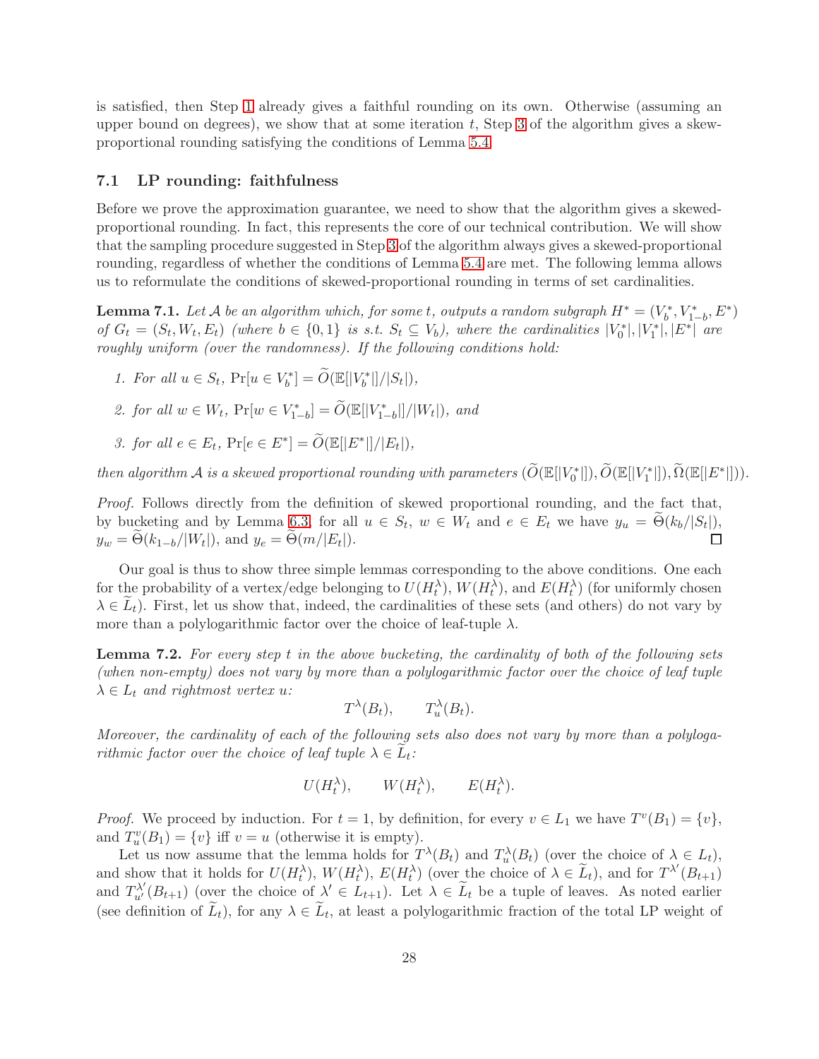is satisfied, then Step 1 already gives a faithful rounding on its own. Otherwise (assuming an upper bound on degrees), we show that at some iteration $t$, Step 3 of the algorithm gives a skew-proportional rounding satisfying the conditions of Lemma 5.4.

## 7.1 LP rounding: faithfulness

Before we prove the approximation guarantee, we need to show that the algorithm gives a skewed-proportional rounding. In fact, this represents the core of our technical contribution. We will show that the sampling procedure suggested in Step 3 of the algorithm always gives a skewed-proportional rounding, regardless of whether the conditions of Lemma 5.4 are met. The following lemma allows us to reformulate the conditions of skewed-proportional rounding in terms of set cardinalities.

**Lemma 7.1.** *Let $\mathcal{A}$ be an algorithm which, for some $t$, outputs a random subgraph $H^* = (V_b^*, V_{1-b}^*, E^*)$ of $G_t = (S_t, W_t, E_t)$ (where $b \in \{0,1\}$ is s.t. $S_t \subseteq V_b$), where the cardinalities $|V_0^*|, |V_1^*|, |E^*|$ are roughly uniform (over the randomness). If the following conditions hold:*

1. *For all $u \in S_t$, $\Pr[u \in V_b^*] = \widetilde{O}(\mathbb{E}[|V_b^*|]/|S_t|)$,*
2. *for all $w \in W_t$, $\Pr[w \in V_{1-b}^*] = \widetilde{O}(\mathbb{E}[|V_{1-b}^*|]/|W_t|)$, and*
3. *for all $e \in E_t$, $\Pr[e \in E^*] = \widetilde{O}(\mathbb{E}[|E^*|]/|E_t|)$,*

*then algorithm $\mathcal{A}$ is a skewed proportional rounding with parameters $(\widetilde{O}(\mathbb{E}[|V_0^*|]), \widetilde{O}(\mathbb{E}[|V_1^*|]), \widetilde{\Omega}(\mathbb{E}[|E^*|]))$.*

*Proof.* Follows directly from the definition of skewed proportional rounding, and the fact that, by bucketing and by Lemma 6.3, for all $u \in S_t$, $w \in W_t$ and $e \in E_t$ we have $y_u = \widetilde{\Theta}(k_b/|S_t|)$, $y_w = \widetilde{\Theta}(k_{1-b}/|W_t|)$, and $y_e = \widetilde{\Theta}(m/|E_t|)$. $\square$

Our goal is thus to show three simple lemmas corresponding to the above conditions. One each for the probability of a vertex/edge belonging to $U(H_t^\lambda)$, $W(H_t^\lambda)$, and $E(H_t^\lambda)$ (for uniformly chosen $\lambda \in \widetilde{L}_t$). First, let us show that, indeed, the cardinalities of these sets (and others) do not vary by more than a polylogarithmic factor over the choice of leaf-tuple $\lambda$.

**Lemma 7.2.** *For every step $t$ in the above bucketing, the cardinality of both of the following sets (when non-empty) does not vary by more than a polylogarithmic factor over the choice of leaf tuple $\lambda \in L_t$ and rightmost vertex $u$:*

$$T^\lambda(B_t), \qquad T_u^\lambda(B_t).$$

*Moreover, the cardinality of each of the following sets also does not vary by more than a polylogarithmic factor over the choice of leaf tuple $\lambda \in \widetilde{L}_t$:*

$$U(H_t^\lambda), \qquad W(H_t^\lambda), \qquad E(H_t^\lambda).$$

*Proof.* We proceed by induction. For $t = 1$, by definition, for every $v \in L_1$ we have $T^v(B_1) = \{v\}$, and $T_u^v(B_1) = \{v\}$ iff $v = u$ (otherwise it is empty).

Let us now assume that the lemma holds for $T^\lambda(B_t)$ and $T_u^\lambda(B_t)$ (over the choice of $\lambda \in L_t$), and show that it holds for $U(H_t^\lambda)$, $W(H_t^\lambda)$, $E(H_t^\lambda)$ (over the choice of $\lambda \in \widetilde{L}_t$), and for $T^{\lambda'}(B_{t+1})$ and $T_{u'}^{\lambda'}(B_{t+1})$ (over the choice of $\lambda' \in L_{t+1}$). Let $\lambda \in \widetilde{L}_t$ be a tuple of leaves. As noted earlier (see definition of $\widetilde{L}_t$), for any $\lambda \in \widetilde{L}_t$, at least a polylogarithmic fraction of the total LP weight of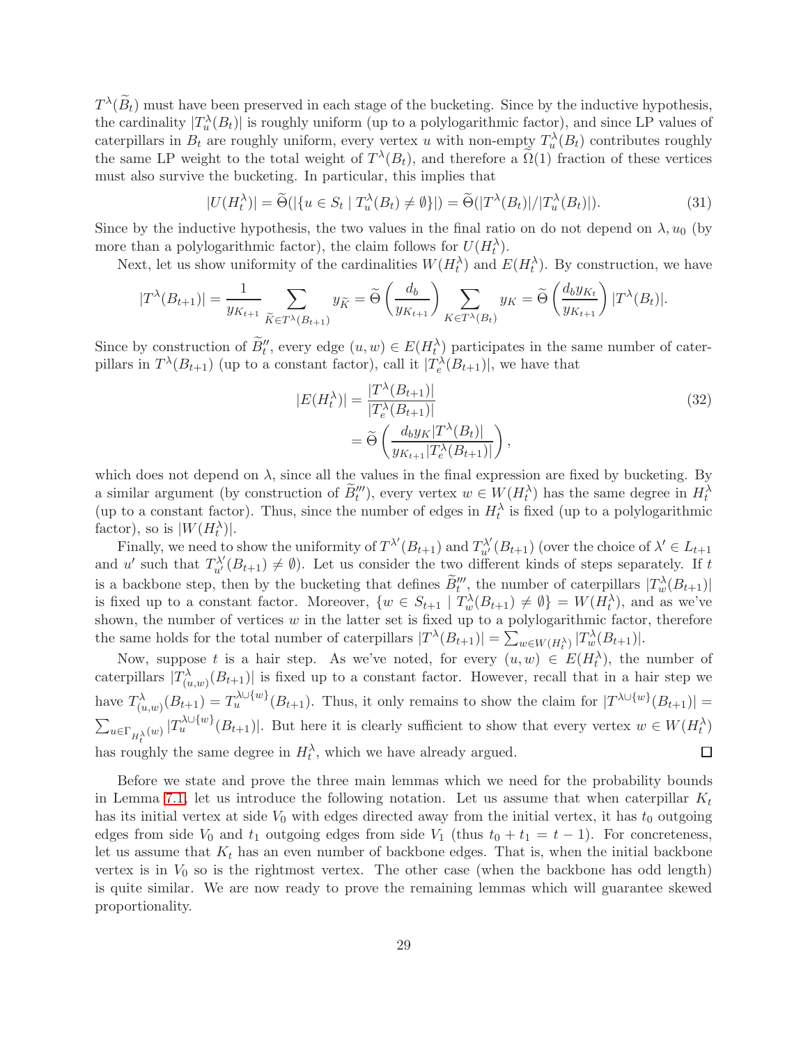$T^\lambda(\widetilde{B}_t)$ must have been preserved in each stage of the bucketing. Since by the inductive hypothesis, the cardinality $|T_u^\lambda(B_t)|$ is roughly uniform (up to a polylogarithmic factor), and since LP values of caterpillars in $B_t$ are roughly uniform, every vertex $u$ with non-empty $T_u^\lambda(B_t)$ contributes roughly the same LP weight to the total weight of $T^\lambda(B_t)$, and therefore a $\widetilde{\Omega}(1)$ fraction of these vertices must also survive the bucketing. In particular, this implies that

$$|U(H_t^\lambda)| = \widetilde{\Theta}(|\{u \in S_t \mid T_u^\lambda(B_t) \neq \emptyset\}|) = \widetilde{\Theta}(|T^\lambda(B_t)|/|T_u^\lambda(B_t)|). \tag{31}$$

Since by the inductive hypothesis, the two values in the final ratio on do not depend on $\lambda, u_0$ (by more than a polylogarithmic factor), the claim follows for $U(H_t^\lambda)$.

Next, let us show uniformity of the cardinalities $W(H_t^\lambda)$ and $E(H_t^\lambda)$. By construction, we have

$$|T^\lambda(B_{t+1})| = \frac{1}{y_{K_{t+1}}} \sum_{\widetilde{K} \in T^\lambda(B_{t+1})} y_{\widetilde{K}} = \widetilde{\Theta}\left(\frac{d_b}{y_{K_{t+1}}}\right) \sum_{K \in T^\lambda(B_t)} y_K = \widetilde{\Theta}\left(\frac{d_b y_{K_t}}{y_{K_{t+1}}}\right) |T^\lambda(B_t)|.$$

Since by construction of $\widetilde{B}''_t$, every edge $(u,w) \in E(H_t^\lambda)$ participates in the same number of caterpillars in $T^\lambda(B_{t+1})$ (up to a constant factor), call it $|T_e^\lambda(B_{t+1})|$, we have that

$$\begin{aligned} |E(H_t^\lambda)| &= \frac{|T^\lambda(B_{t+1})|}{|T_e^\lambda(B_{t+1})|} \\ &= \widetilde{\Theta}\left(\frac{d_b y_K |T^\lambda(B_t)|}{y_{K_{t+1}} |T_e^\lambda(B_{t+1})|}\right), \end{aligned} \tag{32}$$

which does not depend on $\lambda$, since all the values in the final expression are fixed by bucketing. By a similar argument (by construction of $\widetilde{B}'''_t$), every vertex $w \in W(H_t^\lambda)$ has the same degree in $H_t^\lambda$ (up to a constant factor). Thus, since the number of edges in $H_t^\lambda$ is fixed (up to a polylogarithmic factor), so is $|W(H_t^\lambda)|$.

Finally, we need to show the uniformity of $T^{\lambda'}(B_{t+1})$ and $T_{u'}^{\lambda'}(B_{t+1})$ (over the choice of $\lambda' \in L_{t+1}$ and $u'$ such that $T_{u'}^{\lambda'}(B_{t+1}) \neq \emptyset$). Let us consider the two different kinds of steps separately. If $t$ is a backbone step, then by the bucketing that defines $\widetilde{B}'''_t$, the number of caterpillars $|T_w^\lambda(B_{t+1})|$ is fixed up to a constant factor. Moreover, $\{w \in S_{t+1} \mid T_w^\lambda(B_{t+1}) \neq \emptyset\} = W(H_t^\lambda)$, and as we've shown, the number of vertices $w$ in the latter set is fixed up to a polylogarithmic factor, therefore the same holds for the total number of caterpillars $|T^\lambda(B_{t+1})| = \sum_{w \in W(H_t^\lambda)} |T_w^\lambda(B_{t+1})|$.

Now, suppose $t$ is a hair step. As we've noted, for every $(u,w) \in E(H_t^\lambda)$, the number of caterpillars $|T_{(u,w)}^\lambda(B_{t+1})|$ is fixed up to a constant factor. However, recall that in a hair step we have $T_{(u,w)}^\lambda(B_{t+1}) = T_u^{\lambda \cup \{w\}}(B_{t+1})$. Thus, it only remains to show the claim for $|T^{\lambda \cup \{w\}}(B_{t+1})| = \sum_{u \in \Gamma_{H_t^\lambda}(w)} |T_u^{\lambda \cup \{w\}}(B_{t+1})|$. But here it is clearly sufficient to show that every vertex $w \in W(H_t^\lambda)$ has roughly the same degree in $H_t^\lambda$, which we have already argued. $\square$

Before we state and prove the three main lemmas which we need for the probability bounds in Lemma 7.1, let us introduce the following notation. Let us assume that when caterpillar $K_t$ has its initial vertex at side $V_0$ with edges directed away from the initial vertex, it has $t_0$ outgoing edges from side $V_0$ and $t_1$ outgoing edges from side $V_1$ (thus $t_0 + t_1 = t - 1$). For concreteness, let us assume that $K_t$ has an even number of backbone edges. That is, when the initial backbone vertex is in $V_0$ so is the rightmost vertex. The other case (when the backbone has odd length) is quite similar. We are now ready to prove the remaining lemmas which will guarantee skewed proportionality.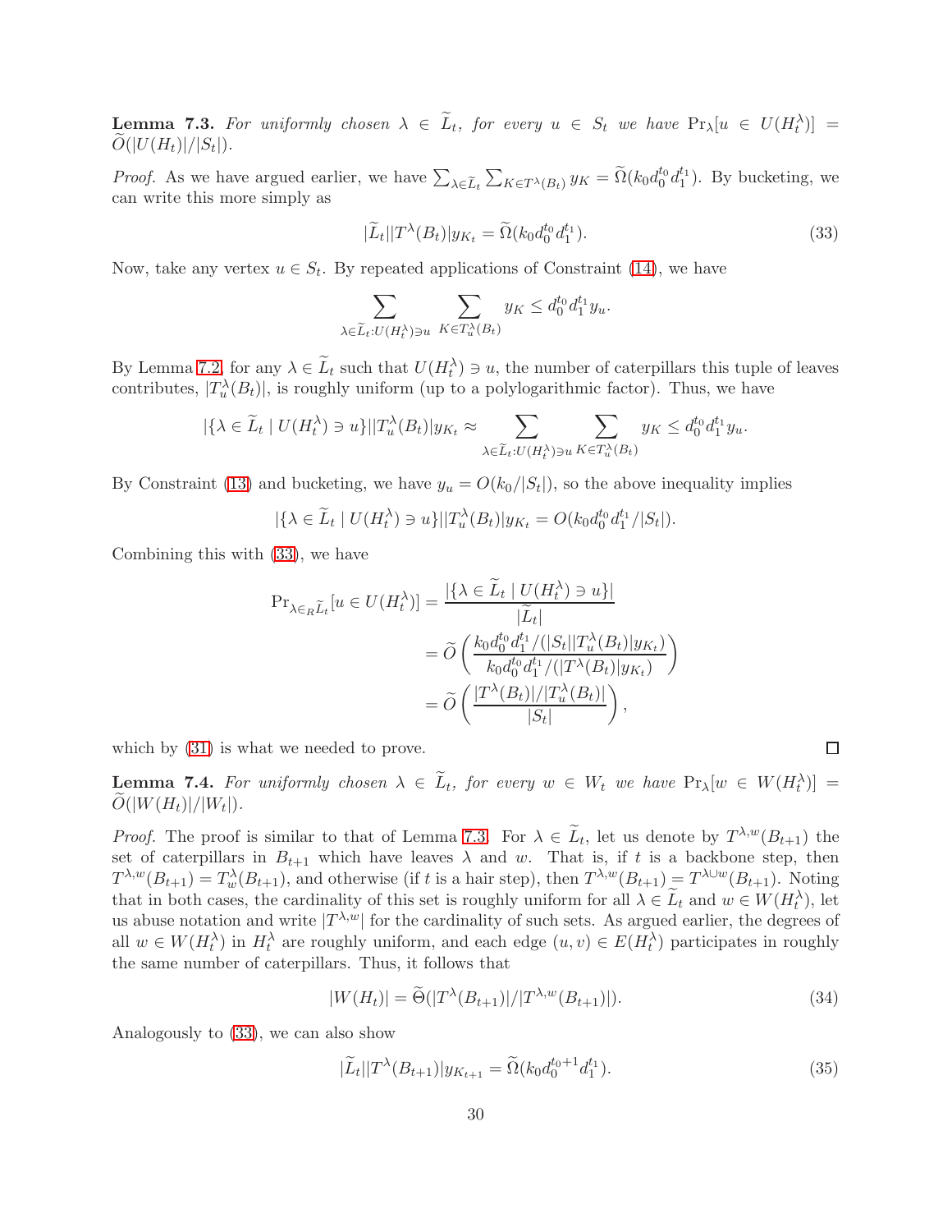**Lemma 7.3.** *For uniformly chosen $\lambda \in \widetilde{L}_t$, for every $u \in S_t$ we have $\Pr_\lambda[u \in U(H_t^\lambda)] = \widetilde{O}(|U(H_t)|/|S_t|)$.*

*Proof.* As we have argued earlier, we have $\sum_{\lambda \in \widetilde{L}_t} \sum_{K \in T^\lambda(B_t)} y_K = \widetilde{\Omega}(k_0 d_0^{t_0} d_1^{t_1})$. By bucketing, we can write this more simply as

$$|\widetilde{L}_t||T^\lambda(B_t)|y_{K_t} = \widetilde{\Omega}(k_0 d_0^{t_0} d_1^{t_1}). \tag{33}$$

Now, take any vertex $u \in S_t$. By repeated applications of Constraint (14), we have

$$\sum_{\lambda \in \widetilde{L}_t : U(H_t^\lambda) \ni u} \; \sum_{K \in T_u^\lambda(B_t)} y_K \leq d_0^{t_0} d_1^{t_1} y_u.$$

By Lemma 7.2, for any $\lambda \in \widetilde{L}_t$ such that $U(H_t^\lambda) \ni u$, the number of caterpillars this tuple of leaves contributes, $|T_u^\lambda(B_t)|$, is roughly uniform (up to a polylogarithmic factor). Thus, we have

$$|\{\lambda \in \widetilde{L}_t \mid U(H_t^\lambda) \ni u\}||T_u^\lambda(B_t)|y_{K_t} \approx \sum_{\lambda \in \widetilde{L}_t : U(H_t^\lambda) \ni u} \; \sum_{K \in T_u^\lambda(B_t)} y_K \leq d_0^{t_0} d_1^{t_1} y_u.$$

By Constraint (13) and bucketing, we have $y_u = O(k_0/|S_t|)$, so the above inequality implies

$$|\{\lambda \in \widetilde{L}_t \mid U(H_t^\lambda) \ni u\}||T_u^\lambda(B_t)|y_{K_t} = O(k_0 d_0^{t_0} d_1^{t_1}/|S_t|).$$

Combining this with (33), we have

$$\begin{aligned}
\Pr_{\lambda \in_R \widetilde{L}_t}[u \in U(H_t^\lambda)] &= \frac{|\{\lambda \in \widetilde{L}_t \mid U(H_t^\lambda) \ni u\}|}{|\widetilde{L}_t|} \\
&= \widetilde{O}\left(\frac{k_0 d_0^{t_0} d_1^{t_1}/(|S_t||T_u^\lambda(B_t)|y_{K_t})}{k_0 d_0^{t_0} d_1^{t_1}/(|T^\lambda(B_t)|y_{K_t})}\right) \\
&= \widetilde{O}\left(\frac{|T^\lambda(B_t)|/|T_u^\lambda(B_t)|}{|S_t|}\right),
\end{aligned}$$

which by (31) is what we needed to prove. ∎

**Lemma 7.4.** *For uniformly chosen $\lambda \in \widetilde{L}_t$, for every $w \in W_t$ we have $\Pr_\lambda[w \in W(H_t^\lambda)] = \widetilde{O}(|W(H_t)|/|W_t|)$.*

*Proof.* The proof is similar to that of Lemma 7.3. For $\lambda \in \widetilde{L}_t$, let us denote by $T^{\lambda,w}(B_{t+1})$ the set of caterpillars in $B_{t+1}$ which have leaves $\lambda$ and $w$. That is, if $t$ is a backbone step, then $T^{\lambda,w}(B_{t+1}) = T_w^\lambda(B_{t+1})$, and otherwise (if $t$ is a hair step), then $T^{\lambda,w}(B_{t+1}) = T^{\lambda \cup w}(B_{t+1})$. Noting that in both cases, the cardinality of this set is roughly uniform for all $\lambda \in \widetilde{L}_t$ and $w \in W(H_t^\lambda)$, let us abuse notation and write $|T^{\lambda,w}|$ for the cardinality of such sets. As argued earlier, the degrees of all $w \in W(H_t^\lambda)$ in $H_t^\lambda$ are roughly uniform, and each edge $(u,v) \in E(H_t^\lambda)$ participates in roughly the same number of caterpillars. Thus, it follows that

$$|W(H_t)| = \widetilde{\Theta}(|T^\lambda(B_{t+1})|/|T^{\lambda,w}(B_{t+1})|). \tag{34}$$

Analogously to (33), we can also show

$$|\widetilde{L}_t||T^\lambda(B_{t+1})|y_{K_{t+1}} = \widetilde{\Omega}(k_0 d_0^{t_0+1} d_1^{t_1}). \tag{35}$$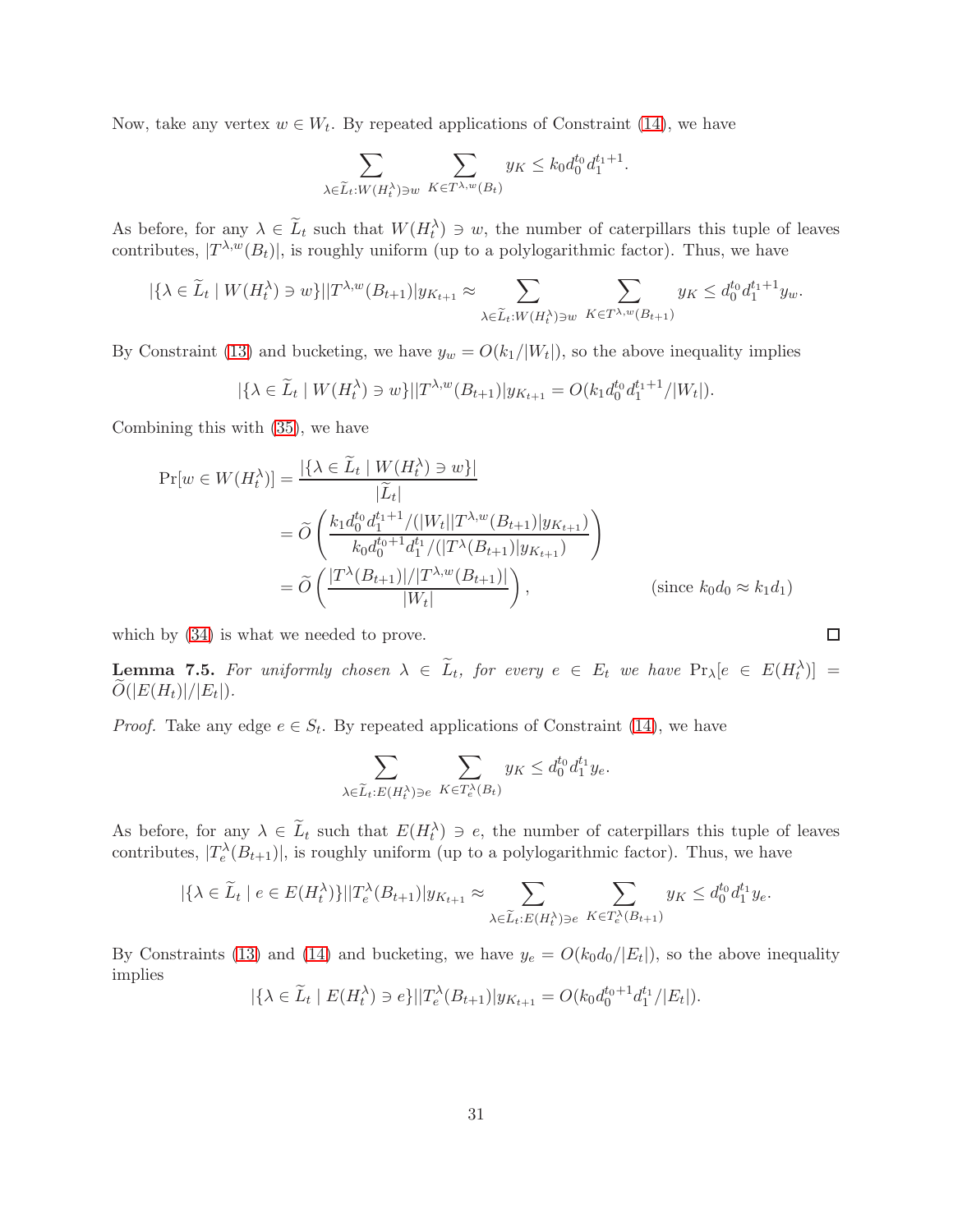Now, take any vertex $w \in W_t$. By repeated applications of Constraint (14), we have

$$\sum_{\lambda \in \widetilde{L}_t : W(H_t^\lambda) \ni w} \sum_{K \in T^{\lambda,w}(B_t)} y_K \leq k_0 d_0^{t_0} d_1^{t_1+1}.$$

As before, for any $\lambda \in \widetilde{L}_t$ such that $W(H_t^\lambda) \ni w$, the number of caterpillars this tuple of leaves contributes, $|T^{\lambda,w}(B_t)|$, is roughly uniform (up to a polylogarithmic factor). Thus, we have

$$|\{\lambda \in \widetilde{L}_t \mid W(H_t^\lambda) \ni w\}||T^{\lambda,w}(B_{t+1})|y_{K_{t+1}} \approx \sum_{\lambda \in \widetilde{L}_t : W(H_t^\lambda) \ni w} \sum_{K \in T^{\lambda,w}(B_{t+1})} y_K \leq d_0^{t_0} d_1^{t_1+1} y_w.$$

By Constraint (13) and bucketing, we have $y_w = O(k_1/|W_t|)$, so the above inequality implies

$$|\{\lambda \in \widetilde{L}_t \mid W(H_t^\lambda) \ni w\}||T^{\lambda,w}(B_{t+1})|y_{K_{t+1}} = O(k_1 d_0^{t_0} d_1^{t_1+1}/|W_t|).$$

Combining this with (35), we have

$$\begin{aligned}
\Pr[w \in W(H_t^\lambda)] &= \frac{|\{\lambda \in \widetilde{L}_t \mid W(H_t^\lambda) \ni w\}|}{|\widetilde{L}_t|} \\
&= \widetilde{O}\left(\frac{k_1 d_0^{t_0} d_1^{t_1+1}/(|W_t||T^{\lambda,w}(B_{t+1})|y_{K_{t+1}})}{k_0 d_0^{t_0+1} d_1^{t_1}/(|T^\lambda(B_{t+1})|y_{K_{t+1}})}\right) \\
&= \widetilde{O}\left(\frac{|T^\lambda(B_{t+1})|/|T^{\lambda,w}(B_{t+1})|}{|W_t|}\right), \qquad \text{(since } k_0 d_0 \approx k_1 d_1\text{)}
\end{aligned}$$

which by (34) is what we needed to prove. $\square$

**Lemma 7.5.** *For uniformly chosen $\lambda \in \widetilde{L}_t$, for every $e \in E_t$ we have $\Pr_\lambda[e \in E(H_t^\lambda)] = \widetilde{O}(|E(H_t)|/|E_t|)$.*

*Proof.* Take any edge $e \in S_t$. By repeated applications of Constraint (14), we have

$$\sum_{\lambda \in \widetilde{L}_t : E(H_t^\lambda) \ni e} \sum_{K \in T_e^\lambda(B_t)} y_K \leq d_0^{t_0} d_1^{t_1} y_e.$$

As before, for any $\lambda \in \widetilde{L}_t$ such that $E(H_t^\lambda) \ni e$, the number of caterpillars this tuple of leaves contributes, $|T_e^\lambda(B_{t+1})|$, is roughly uniform (up to a polylogarithmic factor). Thus, we have

$$|\{\lambda \in \widetilde{L}_t \mid e \in E(H_t^\lambda)\}||T_e^\lambda(B_{t+1})|y_{K_{t+1}} \approx \sum_{\lambda \in \widetilde{L}_t : E(H_t^\lambda) \ni e} \sum_{K \in T_e^\lambda(B_{t+1})} y_K \leq d_0^{t_0} d_1^{t_1} y_e.$$

By Constraints (13) and (14) and bucketing, we have $y_e = O(k_0 d_0/|E_t|)$, so the above inequality implies

$$|\{\lambda \in \widetilde{L}_t \mid E(H_t^\lambda) \ni e\}||T_e^\lambda(B_{t+1})|y_{K_{t+1}} = O(k_0 d_0^{t_0+1} d_1^{t_1}/|E_t|).$$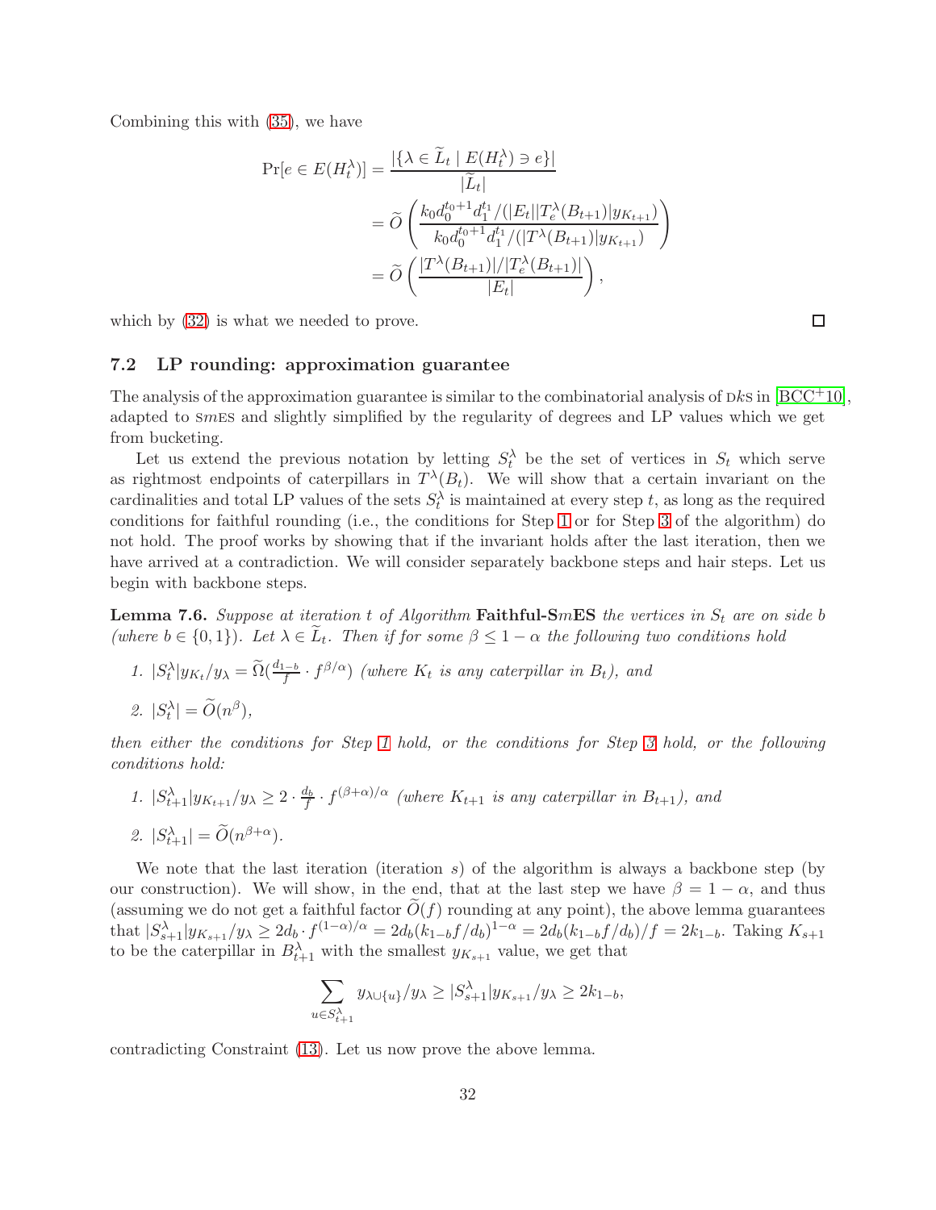Combining this with (35), we have

$$
\begin{aligned}
\Pr[e \in E(H_t^\lambda)] &= \frac{|\{\lambda \in \widetilde{L}_t \mid E(H_t^\lambda) \ni e\}|}{|\widetilde{L}_t|} \\
&= \widetilde{O}\left(\frac{k_0 d_0^{t_0+1} d_1^{t_1} / (|E_t||T_e^\lambda(B_{t+1})| y_{K_{t+1}})}{k_0 d_0^{t_0+1} d_1^{t_1} / (|T^\lambda(B_{t+1})| y_{K_{t+1}})}\right) \\
&= \widetilde{O}\left(\frac{|T^\lambda(B_{t+1})| / |T_e^\lambda(B_{t+1})|}{|E_t|}\right),
\end{aligned}
$$

which by (32) is what we needed to prove. □

## 7.2 LP rounding: approximation guarantee

The analysis of the approximation guarantee is similar to the combinatorial analysis of DkS in [BCC+10], adapted to SmES and slightly simplified by the regularity of degrees and LP values which we get from bucketing.

Let us extend the previous notation by letting $S_t^\lambda$ be the set of vertices in $S_t$ which serve as rightmost endpoints of caterpillars in $T^\lambda(B_t)$. We will show that a certain invariant on the cardinalities and total LP values of the sets $S_t^\lambda$ is maintained at every step $t$, as long as the required conditions for faithful rounding (i.e., the conditions for Step 1 or for Step 3 of the algorithm) do not hold. The proof works by showing that if the invariant holds after the last iteration, then we have arrived at a contradiction. We will consider separately backbone steps and hair steps. Let us begin with backbone steps.

**Lemma 7.6.** *Suppose at iteration $t$ of Algorithm* **Faithful-SmES** *the vertices in $S_t$ are on side $b$ (where $b \in \{0,1\}$). Let $\lambda \in \widetilde{L}_t$. Then if for some $\beta \leq 1-\alpha$ the following two conditions hold*

1. $|S_t^\lambda| y_{K_t} / y_\lambda = \widetilde{\Omega}(\frac{d_{1-b}}{f} \cdot f^{\beta/\alpha})$ *(where $K_t$ is any caterpillar in $B_t$), and*
2. $|S_t^\lambda| = \widetilde{O}(n^\beta)$,

*then either the conditions for Step 1 hold, or the conditions for Step 3 hold, or the following conditions hold:*

1. $|S_{t+1}^\lambda| y_{K_{t+1}} / y_\lambda \geq 2 \cdot \frac{d_b}{f} \cdot f^{(\beta+\alpha)/\alpha}$ *(where $K_{t+1}$ is any caterpillar in $B_{t+1}$), and*
2. $|S_{t+1}^\lambda| = \widetilde{O}(n^{\beta+\alpha})$.

We note that the last iteration (iteration $s$) of the algorithm is always a backbone step (by our construction). We will show, in the end, that at the last step we have $\beta = 1-\alpha$, and thus (assuming we do not get a faithful factor $\widetilde{O}(f)$ rounding at any point), the above lemma guarantees that $|S_{s+1}^\lambda| y_{K_{s+1}} / y_\lambda \geq 2d_b \cdot f^{(1-\alpha)/\alpha} = 2d_b(k_{1-b}f/d_b)^{1-\alpha} = 2d_b(k_{1-b}f/d_b)/f = 2k_{1-b}$. Taking $K_{s+1}$ to be the caterpillar in $B_{t+1}^\lambda$ with the smallest $y_{K_{s+1}}$ value, we get that

$$
\sum_{u \in S_{t+1}^\lambda} y_{\lambda \cup \{u\}} / y_\lambda \geq |S_{s+1}^\lambda| y_{K_{s+1}} / y_\lambda \geq 2k_{1-b},
$$

contradicting Constraint (13). Let us now prove the above lemma.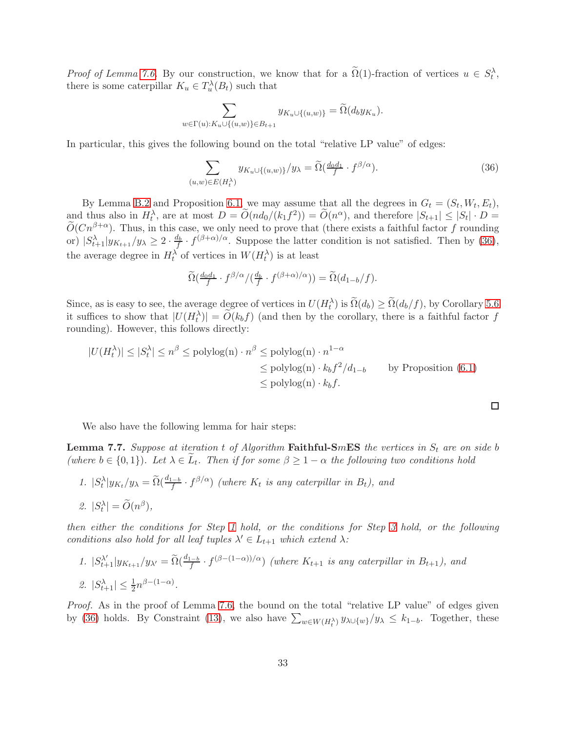*Proof of Lemma 7.6.* By our construction, we know that for a $\widetilde{\Omega}(1)$-fraction of vertices $u \in S_t^\lambda$, there is some caterpillar $K_u \in T_u^\lambda(B_t)$ such that

$$\sum_{w \in \Gamma(u): K_u \cup \{(u,w)\} \in B_{t+1}} y_{K_u \cup \{(u,w)\}} = \widetilde{\Omega}(d_b y_{K_u}).$$

In particular, this gives the following bound on the total "relative LP value" of edges:

$$\sum_{(u,w) \in E(H_t^\lambda)} y_{K_u \cup \{(u,w)\}}/y_\lambda = \widetilde{\Omega}(\tfrac{d_0 d_1}{f} \cdot f^{\beta/\alpha}). \tag{36}$$

By Lemma B.2 and Proposition 6.1, we may assume that all the degrees in $G_t = (S_t, W_t, E_t)$, and thus also in $H_t^\lambda$, are at most $D = \widetilde{O}(nd_0/(k_1 f^2)) = \widetilde{O}(n^\alpha)$, and therefore $|S_{t+1}| \leq |S_t| \cdot D = \widetilde{O}(Cn^{\beta+\alpha})$. Thus, in this case, we only need to prove that (there exists a faithful factor $f$ rounding or) $|S_{t+1}^\lambda| y_{K_{t+1}}/y_\lambda \geq 2 \cdot \frac{d_b}{f} \cdot f^{(\beta+\alpha)/\alpha}$. Suppose the latter condition is not satisfied. Then by (36), the average degree in $H_t^\lambda$ of vertices in $W(H_t^\lambda)$ is at least

$$\widetilde{\Omega}(\tfrac{d_0 d_1}{f} \cdot f^{\beta/\alpha} / (\tfrac{d_b}{f} \cdot f^{(\beta+\alpha)/\alpha})) = \widetilde{\Omega}(d_{1-b}/f).$$

Since, as is easy to see, the average degree of vertices in $U(H_t^\lambda)$ is $\widetilde{\Omega}(d_b) \geq \widetilde{\Omega}(d_b/f)$, by Corollary 5.6 it suffices to show that $|U(H_t^\lambda)| = \widetilde{O}(k_b f)$ (and then by the corollary, there is a faithful factor $f$ rounding). However, this follows directly:

$$\begin{aligned}
|U(H_t^\lambda)| \leq |S_t^\lambda| \leq n^\beta \leq \text{polylog(n)} \cdot n^\beta &\leq \text{polylog(n)} \cdot n^{1-\alpha} \\
&\leq \text{polylog(n)} \cdot k_b f^2 / d_{1-b} \qquad \text{by Proposition (6.1)} \\
&\leq \text{polylog(n)} \cdot k_b f.
\end{aligned}$$

$\square$

We also have the following lemma for hair steps:

**Lemma 7.7.** *Suppose at iteration $t$ of Algorithm* **Faithful-S$m$ES** *the vertices in $S_t$ are on side $b$ (where $b \in \{0,1\}$). Let $\lambda \in \widetilde{L}_t$. Then if for some $\beta \geq 1-\alpha$ the following two conditions hold*

1. $|S_t^\lambda| y_{K_t}/y_\lambda = \widetilde{\Omega}(\frac{d_{1-b}}{f} \cdot f^{\beta/\alpha})$ *(where $K_t$ is any caterpillar in $B_t$), and*
2. $|S_t^\lambda| = \widetilde{O}(n^\beta)$,

*then either the conditions for Step 1 hold, or the conditions for Step 3 hold, or the following conditions also hold for all leaf tuples $\lambda' \in L_{t+1}$ which extend $\lambda$:*

1. $|S_{t+1}^{\lambda'}| y_{K_{t+1}}/y_{\lambda'} = \widetilde{\Omega}(\frac{d_{1-b}}{f} \cdot f^{(\beta-(1-\alpha))/\alpha})$ *(where $K_{t+1}$ is any caterpillar in $B_{t+1}$), and*
2. $|S_{t+1}^\lambda| \leq \frac{1}{2} n^{\beta-(1-\alpha)}$.

*Proof.* As in the proof of Lemma 7.6, the bound on the total "relative LP value" of edges given by (36) holds. By Constraint (13), we also have $\sum_{w \in W(H_t^\lambda)} y_{\lambda \cup \{w\}}/y_\lambda \leq k_{1-b}$. Together, these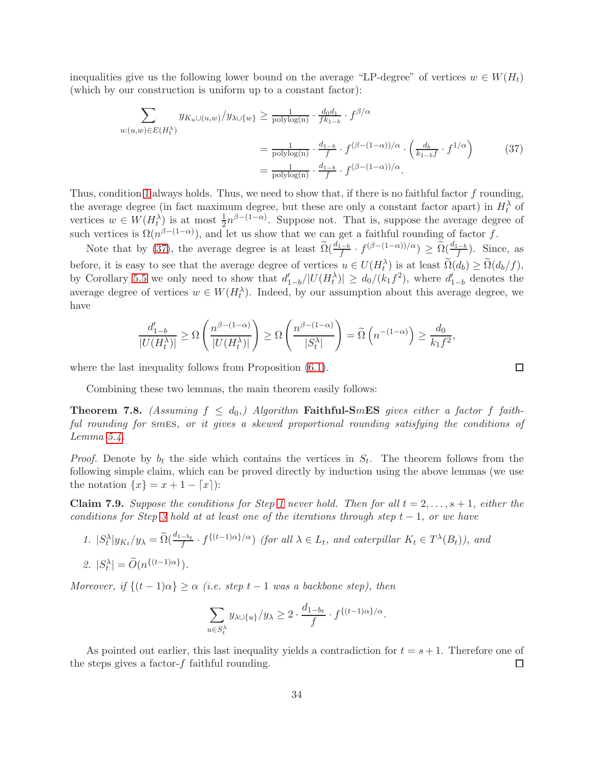inequalities give us the following lower bound on the average "LP-degree" of vertices $w \in W(H_t)$ (which by our construction is uniform up to a constant factor):

$$
\begin{aligned}
\sum_{u:(u,w)\in E(H_t^\lambda)} y_{K_u\cup(u,w)}/y_{\lambda\cup\{w\}} &\geq \frac{1}{\mathrm{polylog(n)}} \cdot \frac{d_0 d_1}{f k_{1-b}} \cdot f^{\beta/\alpha} \\
&= \frac{1}{\mathrm{polylog(n)}} \cdot \frac{d_{1-b}}{f} \cdot f^{(\beta-(1-\alpha))/\alpha} \cdot \left(\frac{d_b}{k_{1-b} f} \cdot f^{1/\alpha}\right) \qquad (37)\\
&= \frac{1}{\mathrm{polylog(n)}} \cdot \frac{d_{1-b}}{f} \cdot f^{(\beta-(1-\alpha))/\alpha}.
\end{aligned}
$$

Thus, condition 1 always holds. Thus, we need to show that, if there is no faithful factor $f$ rounding, the average degree (in fact maximum degree, but these are only a constant factor apart) in $H_t^\lambda$ of vertices $w \in W(H_t^\lambda)$ is at most $\frac{1}{2}n^{\beta-(1-\alpha)}$. Suppose not. That is, suppose the average degree of such vertices is $\Omega(n^{\beta-(1-\alpha)})$, and let us show that we can get a faithful rounding of factor $f$.

Note that by (37), the average degree is at least $\widetilde{\Omega}(\frac{d_{1-b}}{f} \cdot f^{(\beta-(1-\alpha))/\alpha}) \geq \widetilde{\Omega}(\frac{d_{1-b}}{f})$. Since, as before, it is easy to see that the average degree of vertices $u \in U(H_t^\lambda)$ is at least $\widetilde{\Omega}(d_b) \geq \widetilde{\Omega}(d_b/f)$, by Corollary 5.5 we only need to show that $d'_{1-b}/|U(H_t^\lambda)| \geq d_0/(k_1 f^2)$, where $d'_{1-b}$ denotes the average degree of vertices $w \in W(H_t^\lambda)$. Indeed, by our assumption about this average degree, we have

$$
\frac{d'_{1-b}}{|U(H_t^\lambda)|} \geq \Omega\left(\frac{n^{\beta-(1-\alpha)}}{|U(H_t^\lambda)|}\right) \geq \Omega\left(\frac{n^{\beta-(1-\alpha)}}{|S_t^\lambda|}\right) = \widetilde{\Omega}\left(n^{-(1-\alpha)}\right) \geq \frac{d_0}{k_1 f^2},
$$

where the last inequality follows from Proposition (6.1). $\square$

Combining these two lemmas, the main theorem easily follows:

**Theorem 7.8.** *(Assuming $f \leq d_0$,) Algorithm* **Faithful-S$m$ES** *gives either a factor $f$ faithful rounding for* S$m$ES*, or it gives a skewed proportional rounding satisfying the conditions of Lemma 5.4.*

*Proof.* Denote by $b_t$ the side which contains the vertices in $S_t$. The theorem follows from the following simple claim, which can be proved directly by induction using the above lemmas (we use the notation $\{x\} = x + 1 - \lceil x \rceil$):

**Claim 7.9.** *Suppose the conditions for Step 1 never hold. Then for all $t = 2, \ldots, s+1$, either the conditions for Step 3 hold at at least one of the iterations through step $t-1$, or we have*

1. $|S_t^\lambda| y_{K_t}/y_\lambda = \widetilde{\Omega}(\frac{d_{1-b_t}}{f} \cdot f^{\{(t-1)\alpha\}/\alpha})$ *(for all $\lambda \in L_t$, and caterpillar $K_t \in T^\lambda(B_t)$), and*
2. $|S_t^\lambda| = \widetilde{O}(n^{\{(t-1)\alpha\}})$.

*Moreover, if $\{(t-1)\alpha\} \geq \alpha$ (i.e. step $t-1$ was a backbone step), then*

$$
\sum_{u \in S_t^\lambda} y_{\lambda\cup\{u\}}/y_\lambda \geq 2 \cdot \frac{d_{1-b_t}}{f} \cdot f^{\{(t-1)\alpha\}/\alpha}.
$$

As pointed out earlier, this last inequality yields a contradiction for $t = s+1$. Therefore one of the steps gives a factor-$f$ faithful rounding. $\square$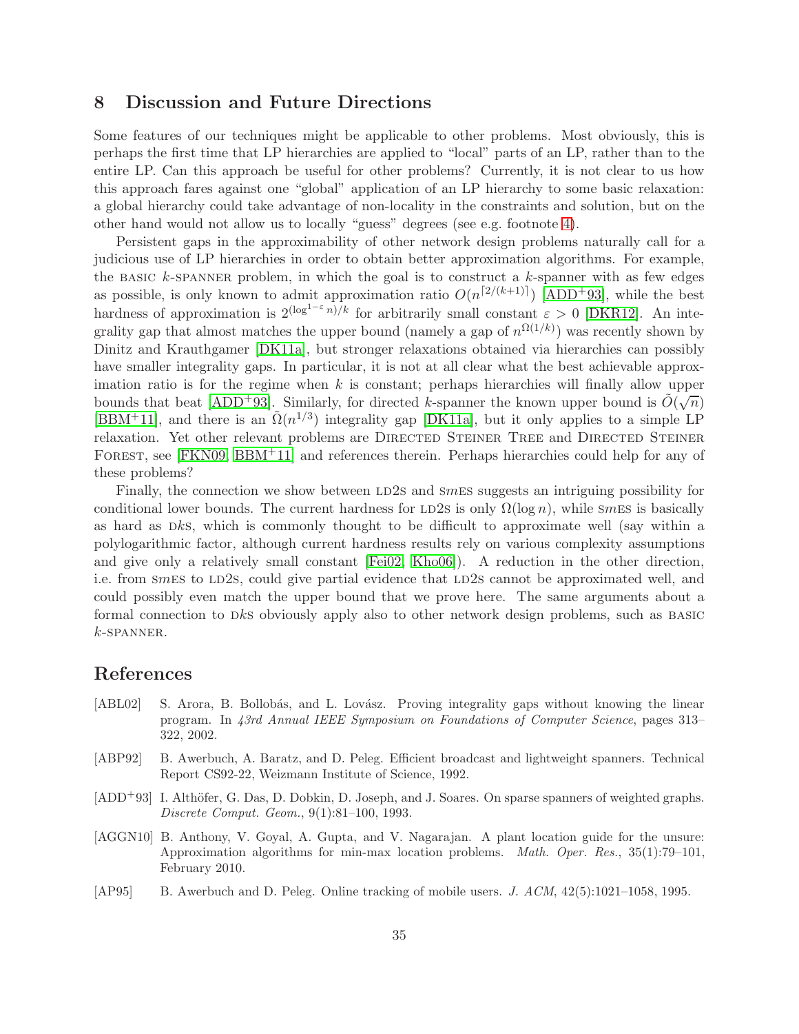## 8 Discussion and Future Directions

Some features of our techniques might be applicable to other problems. Most obviously, this is perhaps the first time that LP hierarchies are applied to "local" parts of an LP, rather than to the entire LP. Can this approach be useful for other problems? Currently, it is not clear to us how this approach fares against one "global" application of an LP hierarchy to some basic relaxation: a global hierarchy could take advantage of non-locality in the constraints and solution, but on the other hand would not allow us to locally "guess" degrees (see e.g. footnote 4).

Persistent gaps in the approximability of other network design problems naturally call for a judicious use of LP hierarchies in order to obtain better approximation algorithms. For example, the BASIC $k$-SPANNER problem, in which the goal is to construct a $k$-spanner with as few edges as possible, is only known to admit approximation ratio $O(n^{\lceil 2/(k+1) \rceil})$ [ADD+93], while the best hardness of approximation is $2^{(\log^{1-\varepsilon} n)/k}$ for arbitrarily small constant $\varepsilon > 0$ [DKR12]. An integrality gap that almost matches the upper bound (namely a gap of $n^{\Omega(1/k)}$) was recently shown by Dinitz and Krauthgamer [DK11a], but stronger relaxations obtained via hierarchies can possibly have smaller integrality gaps. In particular, it is not at all clear what the best achievable approximation ratio is for the regime when $k$ is constant; perhaps hierarchies will finally allow upper bounds that beat [ADD+93]. Similarly, for directed $k$-spanner the known upper bound is $\tilde{O}(\sqrt{n})$ [BBM+11], and there is an $\tilde{\Omega}(n^{1/3})$ integrality gap [DK11a], but it only applies to a simple LP relaxation. Yet other relevant problems are DIRECTED STEINER TREE and DIRECTED STEINER FOREST, see [FKN09, BBM+11] and references therein. Perhaps hierarchies could help for any of these problems?

Finally, the connection we show between LD2S and S$m$ES suggests an intriguing possibility for conditional lower bounds. The current hardness for LD2S is only $\Omega(\log n)$, while S$m$ES is basically as hard as D$k$S, which is commonly thought to be difficult to approximate well (say within a polylogarithmic factor, although current hardness results rely on various complexity assumptions and give only a relatively small constant [Fei02, Kho06]). A reduction in the other direction, i.e. from S$m$ES to LD2S, could give partial evidence that LD2S cannot be approximated well, and could possibly even match the upper bound that we prove here. The same arguments about a formal connection to D$k$S obviously apply also to other network design problems, such as BASIC $k$-SPANNER.

## References

[ABL02] S. Arora, B. Bollobás, and L. Lovász. Proving integrality gaps without knowing the linear program. In *43rd Annual IEEE Symposium on Foundations of Computer Science*, pages 313–322, 2002.

[ABP92] B. Awerbuch, A. Baratz, and D. Peleg. Efficient broadcast and lightweight spanners. Technical Report CS92-22, Weizmann Institute of Science, 1992.

[ADD+93] I. Althöfer, G. Das, D. Dobkin, D. Joseph, and J. Soares. On sparse spanners of weighted graphs. *Discrete Comput. Geom.*, 9(1):81–100, 1993.

[AGGN10] B. Anthony, V. Goyal, A. Gupta, and V. Nagarajan. A plant location guide for the unsure: Approximation algorithms for min-max location problems. *Math. Oper. Res.*, 35(1):79–101, February 2010.

[AP95] B. Awerbuch and D. Peleg. Online tracking of mobile users. *J. ACM*, 42(5):1021–1058, 1995.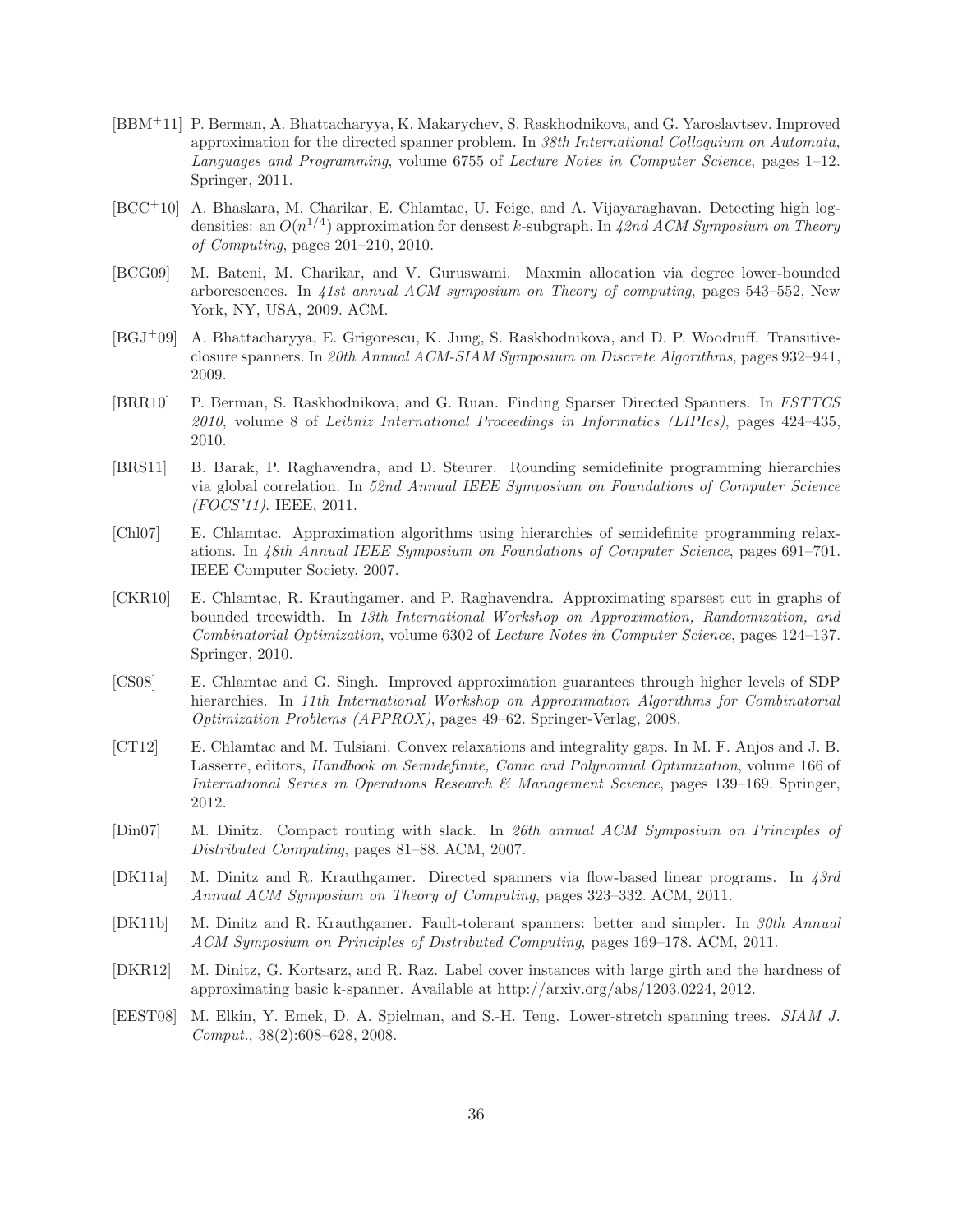[BBM+11] P. Berman, A. Bhattacharyya, K. Makarychev, S. Raskhodnikova, and G. Yaroslavtsev. Improved approximation for the directed spanner problem. In *38th International Colloquium on Automata, Languages and Programming*, volume 6755 of *Lecture Notes in Computer Science*, pages 1–12. Springer, 2011.

[BCC+10] A. Bhaskara, M. Charikar, E. Chlamtac, U. Feige, and A. Vijayaraghavan. Detecting high log-densities: an $O(n^{1/4})$ approximation for densest $k$-subgraph. In *42nd ACM Symposium on Theory of Computing*, pages 201–210, 2010.

[BCG09] M. Bateni, M. Charikar, and V. Guruswami. Maxmin allocation via degree lower-bounded arborescences. In *41st annual ACM symposium on Theory of computing*, pages 543–552, New York, NY, USA, 2009. ACM.

[BGJ+09] A. Bhattacharyya, E. Grigorescu, K. Jung, S. Raskhodnikova, and D. P. Woodruff. Transitive-closure spanners. In *20th Annual ACM-SIAM Symposium on Discrete Algorithms*, pages 932–941, 2009.

[BRR10] P. Berman, S. Raskhodnikova, and G. Ruan. Finding Sparser Directed Spanners. In *FSTTCS 2010*, volume 8 of *Leibniz International Proceedings in Informatics (LIPIcs)*, pages 424–435, 2010.

[BRS11] B. Barak, P. Raghavendra, and D. Steurer. Rounding semidefinite programming hierarchies via global correlation. In *52nd Annual IEEE Symposium on Foundations of Computer Science (FOCS'11)*. IEEE, 2011.

[Chl07] E. Chlamtac. Approximation algorithms using hierarchies of semidefinite programming relaxations. In *48th Annual IEEE Symposium on Foundations of Computer Science*, pages 691–701. IEEE Computer Society, 2007.

[CKR10] E. Chlamtac, R. Krauthgamer, and P. Raghavendra. Approximating sparsest cut in graphs of bounded treewidth. In *13th International Workshop on Approximation, Randomization, and Combinatorial Optimization*, volume 6302 of *Lecture Notes in Computer Science*, pages 124–137. Springer, 2010.

[CS08] E. Chlamtac and G. Singh. Improved approximation guarantees through higher levels of SDP hierarchies. In *11th International Workshop on Approximation Algorithms for Combinatorial Optimization Problems (APPROX)*, pages 49–62. Springer-Verlag, 2008.

[CT12] E. Chlamtac and M. Tulsiani. Convex relaxations and integrality gaps. In M. F. Anjos and J. B. Lasserre, editors, *Handbook on Semidefinite, Conic and Polynomial Optimization*, volume 166 of *International Series in Operations Research & Management Science*, pages 139–169. Springer, 2012.

[Din07] M. Dinitz. Compact routing with slack. In *26th annual ACM Symposium on Principles of Distributed Computing*, pages 81–88. ACM, 2007.

[DK11a] M. Dinitz and R. Krauthgamer. Directed spanners via flow-based linear programs. In *43rd Annual ACM Symposium on Theory of Computing*, pages 323–332. ACM, 2011.

[DK11b] M. Dinitz and R. Krauthgamer. Fault-tolerant spanners: better and simpler. In *30th Annual ACM Symposium on Principles of Distributed Computing*, pages 169–178. ACM, 2011.

[DKR12] M. Dinitz, G. Kortsarz, and R. Raz. Label cover instances with large girth and the hardness of approximating basic k-spanner. Available at http://arxiv.org/abs/1203.0224, 2012.

[EEST08] M. Elkin, Y. Emek, D. A. Spielman, and S.-H. Teng. Lower-stretch spanning trees. *SIAM J. Comput.*, 38(2):608–628, 2008.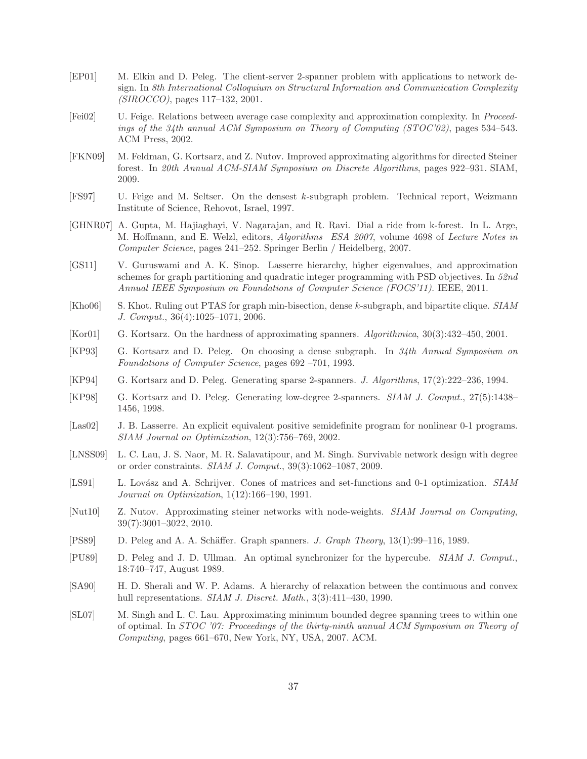[EP01] M. Elkin and D. Peleg. The client-server 2-spanner problem with applications to network design. In *8th International Colloquium on Structural Information and Communication Complexity (SIROCCO)*, pages 117–132, 2001.

[Fei02] U. Feige. Relations between average case complexity and approximation complexity. In *Proceedings of the 34th annual ACM Symposium on Theory of Computing (STOC'02)*, pages 534–543. ACM Press, 2002.

[FKN09] M. Feldman, G. Kortsarz, and Z. Nutov. Improved approximating algorithms for directed Steiner forest. In *20th Annual ACM-SIAM Symposium on Discrete Algorithms*, pages 922–931. SIAM, 2009.

[FS97] U. Feige and M. Seltser. On the densest $k$-subgraph problem. Technical report, Weizmann Institute of Science, Rehovot, Israel, 1997.

[GHNR07] A. Gupta, M. Hajiaghayi, V. Nagarajan, and R. Ravi. Dial a ride from k-forest. In L. Arge, M. Hoffmann, and E. Welzl, editors, *Algorithms ESA 2007*, volume 4698 of *Lecture Notes in Computer Science*, pages 241–252. Springer Berlin / Heidelberg, 2007.

[GS11] V. Guruswami and A. K. Sinop. Lasserre hierarchy, higher eigenvalues, and approximation schemes for graph partitioning and quadratic integer programming with PSD objectives. In *52nd Annual IEEE Symposium on Foundations of Computer Science (FOCS'11)*. IEEE, 2011.

[Kho06] S. Khot. Ruling out PTAS for graph min-bisection, dense $k$-subgraph, and bipartite clique. *SIAM J. Comput.*, 36(4):1025–1071, 2006.

[Kor01] G. Kortsarz. On the hardness of approximating spanners. *Algorithmica*, 30(3):432–450, 2001.

[KP93] G. Kortsarz and D. Peleg. On choosing a dense subgraph. In *34th Annual Symposium on Foundations of Computer Science*, pages 692 –701, 1993.

[KP94] G. Kortsarz and D. Peleg. Generating sparse 2-spanners. *J. Algorithms*, 17(2):222–236, 1994.

[KP98] G. Kortsarz and D. Peleg. Generating low-degree 2-spanners. *SIAM J. Comput.*, 27(5):1438–1456, 1998.

[Las02] J. B. Lasserre. An explicit equivalent positive semidefinite program for nonlinear 0-1 programs. *SIAM Journal on Optimization*, 12(3):756–769, 2002.

[LNSS09] L. C. Lau, J. S. Naor, M. R. Salavatipour, and M. Singh. Survivable network design with degree or order constraints. *SIAM J. Comput.*, 39(3):1062–1087, 2009.

[LS91] L. Lovász and A. Schrijver. Cones of matrices and set-functions and 0-1 optimization. *SIAM Journal on Optimization*, 1(12):166–190, 1991.

[Nut10] Z. Nutov. Approximating steiner networks with node-weights. *SIAM Journal on Computing*, 39(7):3001–3022, 2010.

[PS89] D. Peleg and A. A. Schäffer. Graph spanners. *J. Graph Theory*, 13(1):99–116, 1989.

[PU89] D. Peleg and J. D. Ullman. An optimal synchronizer for the hypercube. *SIAM J. Comput.*, 18:740–747, August 1989.

[SA90] H. D. Sherali and W. P. Adams. A hierarchy of relaxation between the continuous and convex hull representations. *SIAM J. Discret. Math.*, 3(3):411–430, 1990.

[SL07] M. Singh and L. C. Lau. Approximating minimum bounded degree spanning trees to within one of optimal. In *STOC '07: Proceedings of the thirty-ninth annual ACM Symposium on Theory of Computing*, pages 661–670, New York, NY, USA, 2007. ACM.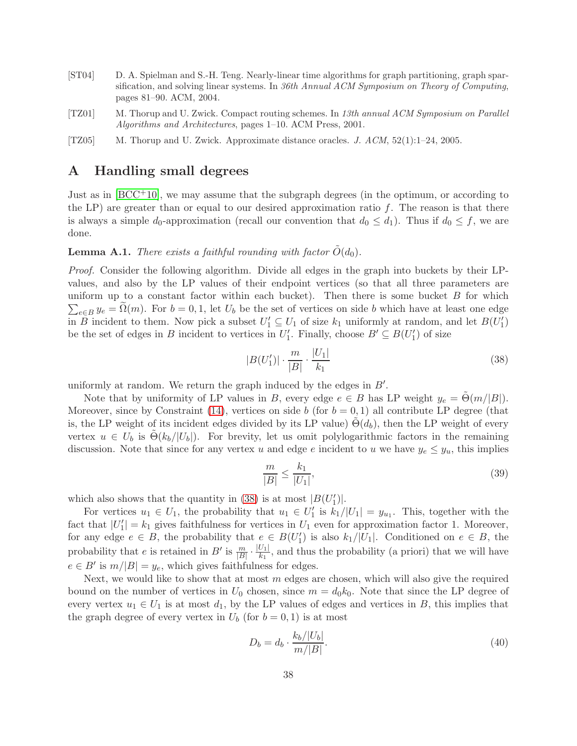[ST04] D. A. Spielman and S.-H. Teng. Nearly-linear time algorithms for graph partitioning, graph sparsification, and solving linear systems. In *36th Annual ACM Symposium on Theory of Computing*, pages 81–90. ACM, 2004.

[TZ01] M. Thorup and U. Zwick. Compact routing schemes. In *13th annual ACM Symposium on Parallel Algorithms and Architectures*, pages 1–10. ACM Press, 2001.

[TZ05] M. Thorup and U. Zwick. Approximate distance oracles. *J. ACM*, 52(1):1–24, 2005.

# A Handling small degrees

Just as in [BCC+10], we may assume that the subgraph degrees (in the optimum, or according to the LP) are greater than or equal to our desired approximation ratio $f$. The reason is that there is always a simple $d_0$-approximation (recall our convention that $d_0 \le d_1$). Thus if $d_0 \le f$, we are done.

**Lemma A.1.** *There exists a faithful rounding with factor $\tilde{O}(d_0)$.*

*Proof.* Consider the following algorithm. Divide all edges in the graph into buckets by their LP-values, and also by the LP values of their endpoint vertices (so that all three parameters are uniform up to a constant factor within each bucket). Then there is some bucket $B$ for which $\sum_{e \in B} y_e = \widetilde{\Omega}(m)$. For $b = 0, 1$, let $U_b$ be the set of vertices on side $b$ which have at least one edge in $B$ incident to them. Now pick a subset $U_1' \subseteq U_1$ of size $k_1$ uniformly at random, and let $B(U_1')$ be the set of edges in $B$ incident to vertices in $U_1'$. Finally, choose $B' \subseteq B(U_1')$ of size

$$|B(U_1')| \cdot \frac{m}{|B|} \cdot \frac{|U_1|}{k_1} \tag{38}$$

uniformly at random. We return the graph induced by the edges in $B'$.

Note that by uniformity of LP values in $B$, every edge $e \in B$ has LP weight $y_e = \tilde{\Theta}(m/|B|)$. Moreover, since by Constraint (14), vertices on side $b$ (for $b = 0, 1$) all contribute LP degree (that is, the LP weight of its incident edges divided by its LP value) $\tilde{\Theta}(d_b)$, then the LP weight of every vertex $u \in U_b$ is $\tilde{\Theta}(k_b/|U_b|)$. For brevity, let us omit polylogarithmic factors in the remaining discussion. Note that since for any vertex $u$ and edge $e$ incident to $u$ we have $y_e \le y_u$, this implies

$$\frac{m}{|B|} \le \frac{k_1}{|U_1|}, \tag{39}$$

which also shows that the quantity in (38) is at most $|B(U_1')|$.

For vertices $u_1 \in U_1$, the probability that $u_1 \in U_1'$ is $k_1/|U_1| = y_{u_1}$. This, together with the fact that $|U_1'| = k_1$ gives faithfulness for vertices in $U_1$ even for approximation factor 1. Moreover, for any edge $e \in B$, the probability that $e \in B(U_1')$ is also $k_1/|U_1|$. Conditioned on $e \in B$, the probability that $e$ is retained in $B'$ is $\frac{m}{|B|} \cdot \frac{|U_1|}{k_1}$, and thus the probability (a priori) that we will have $e \in B'$ is $m/|B| = y_e$, which gives faithfulness for edges.

Next, we would like to show that at most $m$ edges are chosen, which will also give the required bound on the number of vertices in $U_0$ chosen, since $m = d_0 k_0$. Note that since the LP degree of every vertex $u_1 \in U_1$ is at most $d_1$, by the LP values of edges and vertices in $B$, this implies that the graph degree of every vertex in $U_b$ (for $b = 0, 1$) is at most

$$D_b = d_b \cdot \frac{k_b/|U_b|}{m/|B|}. \tag{40}$$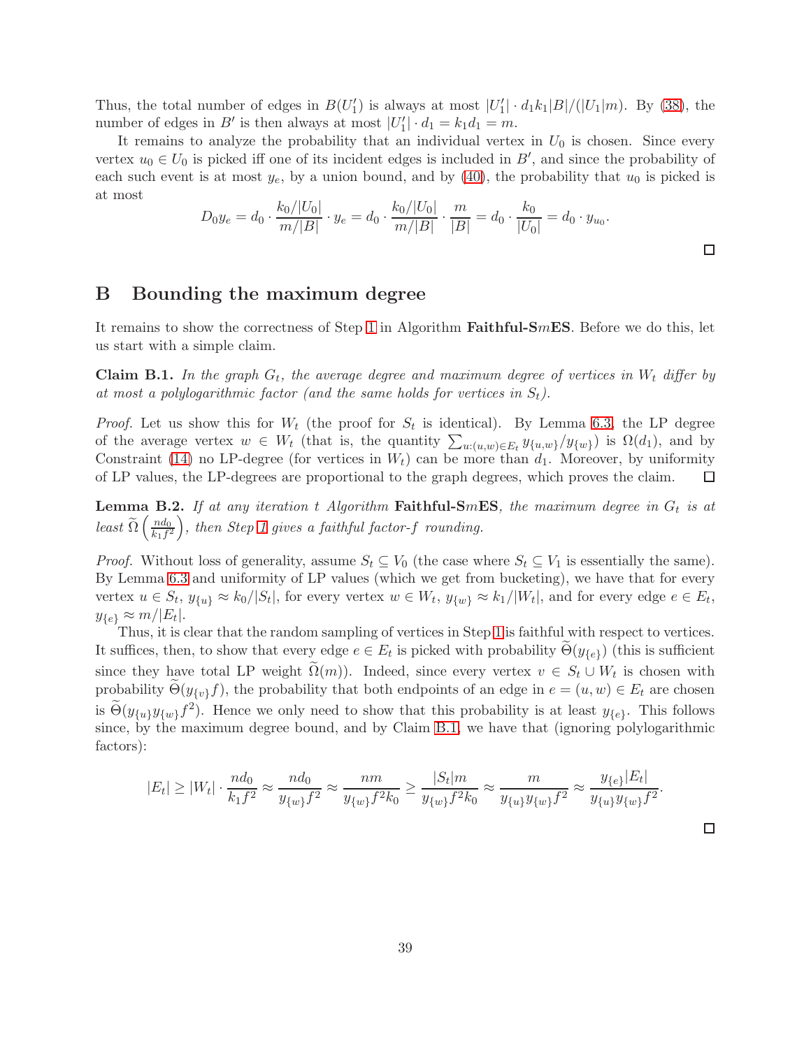Thus, the total number of edges in $B(U'_1)$ is always at most $|U'_1| \cdot d_1 k_1 |B|/(|U_1|m)$. By (38), the number of edges in $B'$ is then always at most $|U'_1| \cdot d_1 = k_1 d_1 = m$.

It remains to analyze the probability that an individual vertex in $U_0$ is chosen. Since every vertex $u_0 \in U_0$ is picked iff one of its incident edges is included in $B'$, and since the probability of each such event is at most $y_e$, by a union bound, and by (40), the probability that $u_0$ is picked is at most

$$D_0 y_e = d_0 \cdot \frac{k_0/|U_0|}{m/|B|} \cdot y_e = d_0 \cdot \frac{k_0/|U_0|}{m/|B|} \cdot \frac{m}{|B|} = d_0 \cdot \frac{k_0}{|U_0|} = d_0 \cdot y_{u_0}.$$

□

# B Bounding the maximum degree

It remains to show the correctness of Step 1 in Algorithm **Faithful-S$m$ES**. Before we do this, let us start with a simple claim.

**Claim B.1.** *In the graph $G_t$, the average degree and maximum degree of vertices in $W_t$ differ by at most a polylogarithmic factor (and the same holds for vertices in $S_t$).*

*Proof.* Let us show this for $W_t$ (the proof for $S_t$ is identical). By Lemma 6.3, the LP degree of the average vertex $w \in W_t$ (that is, the quantity $\sum_{u:(u,w)\in E_t} y_{\{u,w\}}/y_{\{w\}}$) is $\Omega(d_1)$, and by Constraint (14) no LP-degree (for vertices in $W_t$) can be more than $d_1$. Moreover, by uniformity of LP values, the LP-degrees are proportional to the graph degrees, which proves the claim. □

**Lemma B.2.** *If at any iteration $t$ Algorithm* **Faithful-S$m$ES***, the maximum degree in $G_t$ is at least $\widetilde{\Omega}\left(\frac{nd_0}{k_1 f^2}\right)$, then Step 1 gives a faithful factor-$f$ rounding.*

*Proof.* Without loss of generality, assume $S_t \subseteq V_0$ (the case where $S_t \subseteq V_1$ is essentially the same). By Lemma 6.3 and uniformity of LP values (which we get from bucketing), we have that for every vertex $u \in S_t$, $y_{\{u\}} \approx k_0/|S_t|$, for every vertex $w \in W_t$, $y_{\{w\}} \approx k_1/|W_t|$, and for every edge $e \in E_t$, $y_{\{e\}} \approx m/|E_t|$.

Thus, it is clear that the random sampling of vertices in Step 1 is faithful with respect to vertices. It suffices, then, to show that every edge $e \in E_t$ is picked with probability $\widetilde{\Theta}(y_{\{e\}})$ (this is sufficient since they have total LP weight $\widetilde{\Omega}(m)$). Indeed, since every vertex $v \in S_t \cup W_t$ is chosen with probability $\widetilde{\Theta}(y_{\{v\}} f)$, the probability that both endpoints of an edge in $e = (u,w) \in E_t$ are chosen is $\widetilde{\Theta}(y_{\{u\}} y_{\{w\}} f^2)$. Hence we only need to show that this probability is at least $y_{\{e\}}$. This follows since, by the maximum degree bound, and by Claim B.1, we have that (ignoring polylogarithmic factors):

$$|E_t| \geq |W_t| \cdot \frac{nd_0}{k_1 f^2} \approx \frac{nd_0}{y_{\{w\}} f^2} \approx \frac{nm}{y_{\{w\}} f^2 k_0} \geq \frac{|S_t| m}{y_{\{w\}} f^2 k_0} \approx \frac{m}{y_{\{u\}} y_{\{w\}} f^2} \approx \frac{y_{\{e\}} |E_t|}{y_{\{u\}} y_{\{w\}} f^2}.$$

□